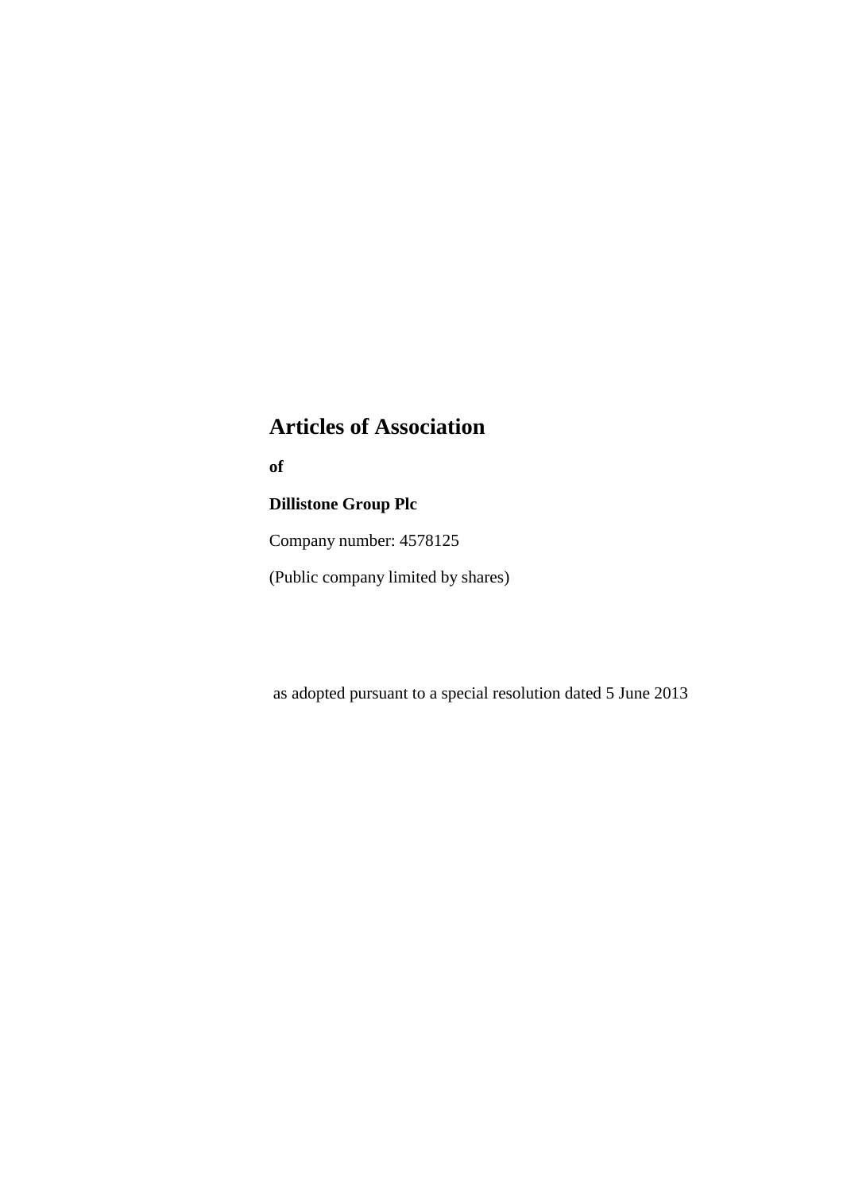# Articles of Association

**of**

**Dillistone Group Plc**

Company number: 4578125

(Public company limited by shares)

as adopted pursuant to a special resolution dated 5 June 2013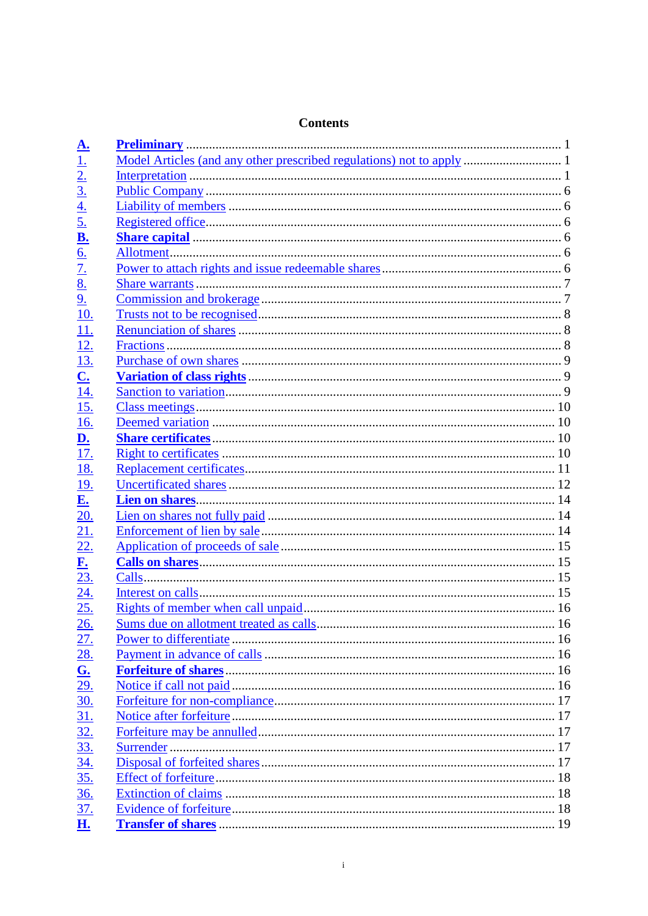# Contents

| | | |
|---|---|---|
| **A.** | **Preliminary** | 1 |
| 1. | Model Articles (and any other prescribed regulations) not to apply | 1 |
| 2. | Interpretation | 1 |
| 3. | Public Company | 6 |
| 4. | Liability of members | 6 |
| 5. | Registered office | 6 |
| **B.** | **Share capital** | 6 |
| 6. | Allotment | 6 |
| 7. | Power to attach rights and issue redeemable shares | 6 |
| 8. | Share warrants | 7 |
| 9. | Commission and brokerage | 7 |
| 10. | Trusts not to be recognised | 8 |
| 11. | Renunciation of shares | 8 |
| 12. | Fractions | 8 |
| 13. | Purchase of own shares | 9 |
| **C.** | **Variation of class rights** | 9 |
| 14. | Sanction to variation | 9 |
| 15. | Class meetings | 10 |
| 16. | Deemed variation | 10 |
| **D.** | **Share certificates** | 10 |
| 17. | Right to certificates | 10 |
| 18. | Replacement certificates | 11 |
| 19. | Uncertificated shares | 12 |
| **E.** | **Lien on shares** | 14 |
| 20. | Lien on shares not fully paid | 14 |
| 21. | Enforcement of lien by sale | 14 |
| 22. | Application of proceeds of sale | 15 |
| **F.** | **Calls on shares** | 15 |
| 23. | Calls | 15 |
| 24. | Interest on calls | 15 |
| 25. | Rights of member when call unpaid | 16 |
| 26. | Sums due on allotment treated as calls | 16 |
| 27. | Power to differentiate | 16 |
| 28. | Payment in advance of calls | 16 |
| **G.** | **Forfeiture of shares** | 16 |
| 29. | Notice if call not paid | 16 |
| 30. | Forfeiture for non-compliance | 17 |
| 31. | Notice after forfeiture | 17 |
| 32. | Forfeiture may be annulled | 17 |
| 33. | Surrender | 17 |
| 34. | Disposal of forfeited shares | 17 |
| 35. | Effect of forfeiture | 18 |
| 36. | Extinction of claims | 18 |
| 37. | Evidence of forfeiture | 18 |
| **H.** | **Transfer of shares** | 19 |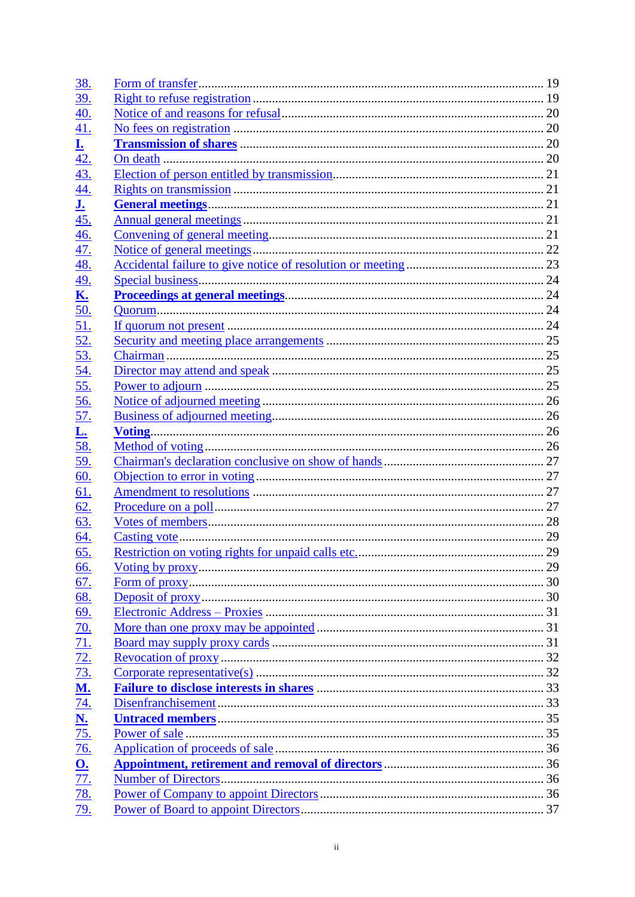| | | |
|---|---|---|
| 38. | Form of transfer | 19 |
| 39. | Right to refuse registration | 19 |
| 40. | Notice of and reasons for refusal | 20 |
| 41. | No fees on registration | 20 |
| **I.** | **Transmission of shares** | 20 |
| 42. | On death | 20 |
| 43. | Election of person entitled by transmission | 21 |
| 44. | Rights on transmission | 21 |
| **J.** | **General meetings** | 21 |
| 45. | Annual general meetings | 21 |
| 46. | Convening of general meeting | 21 |
| 47. | Notice of general meetings | 22 |
| 48. | Accidental failure to give notice of resolution or meeting | 23 |
| 49. | Special business | 24 |
| **K.** | **Proceedings at general meetings** | 24 |
| 50. | Quorum | 24 |
| 51. | If quorum not present | 24 |
| 52. | Security and meeting place arrangements | 25 |
| 53. | Chairman | 25 |
| 54. | Director may attend and speak | 25 |
| 55. | Power to adjourn | 25 |
| 56. | Notice of adjourned meeting | 26 |
| 57. | Business of adjourned meeting | 26 |
| **L.** | **Voting** | 26 |
| 58. | Method of voting | 26 |
| 59. | Chairman's declaration conclusive on show of hands | 27 |
| 60. | Objection to error in voting | 27 |
| 61. | Amendment to resolutions | 27 |
| 62. | Procedure on a poll | 27 |
| 63. | Votes of members | 28 |
| 64. | Casting vote | 29 |
| 65. | Restriction on voting rights for unpaid calls etc. | 29 |
| 66. | Voting by proxy | 29 |
| 67. | Form of proxy | 30 |
| 68. | Deposit of proxy | 30 |
| 69. | Electronic Address – Proxies | 31 |
| 70. | More than one proxy may be appointed | 31 |
| 71. | Board may supply proxy cards | 31 |
| 72. | Revocation of proxy | 32 |
| 73. | Corporate representative(s) | 32 |
| **M.** | **Failure to disclose interests in shares** | 33 |
| 74. | Disenfranchisement | 33 |
| **N.** | **Untraced members** | 35 |
| 75. | Power of sale | 35 |
| 76. | Application of proceeds of sale | 36 |
| **O.** | **Appointment, retirement and removal of directors** | 36 |
| 77. | Number of Directors | 36 |
| 78. | Power of Company to appoint Directors | 36 |
| 79. | Power of Board to appoint Directors | 37 |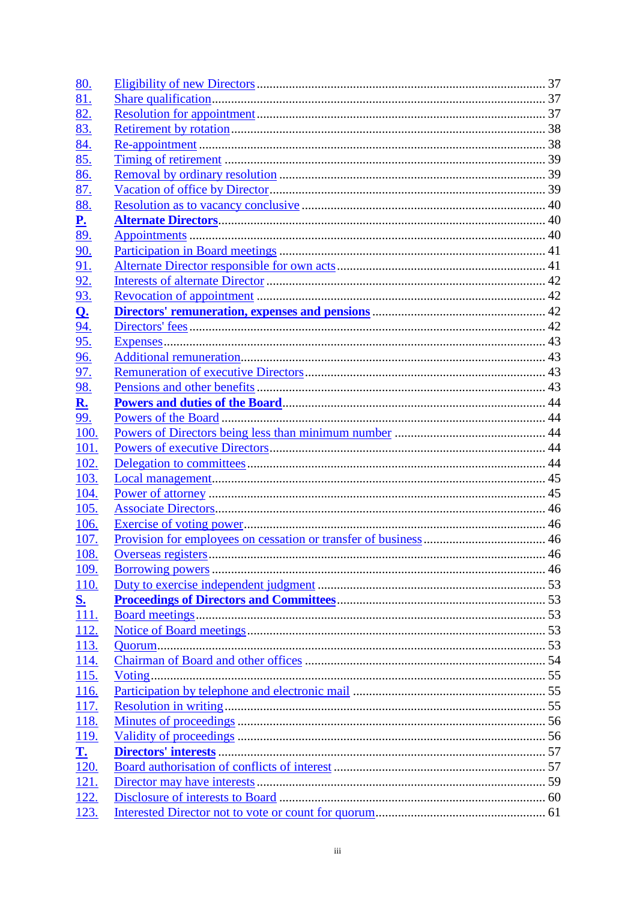| | | |
|---|---|---|
| 80. | Eligibility of new Directors | 37 |
| 81. | Share qualification | 37 |
| 82. | Resolution for appointment | 37 |
| 83. | Retirement by rotation | 38 |
| 84. | Re-appointment | 38 |
| 85. | Timing of retirement | 39 |
| 86. | Removal by ordinary resolution | 39 |
| 87. | Vacation of office by Director | 39 |
| 88. | Resolution as to vacancy conclusive | 40 |
| **P.** | **Alternate Directors** | 40 |
| 89. | Appointments | 40 |
| 90. | Participation in Board meetings | 41 |
| 91. | Alternate Director responsible for own acts | 41 |
| 92. | Interests of alternate Director | 42 |
| 93. | Revocation of appointment | 42 |
| **Q.** | **Directors' remuneration, expenses and pensions** | 42 |
| 94. | Directors' fees | 42 |
| 95. | Expenses | 43 |
| 96. | Additional remuneration | 43 |
| 97. | Remuneration of executive Directors | 43 |
| 98. | Pensions and other benefits | 43 |
| **R.** | **Powers and duties of the Board** | 44 |
| 99. | Powers of the Board | 44 |
| 100. | Powers of Directors being less than minimum number | 44 |
| 101. | Powers of executive Directors | 44 |
| 102. | Delegation to committees | 44 |
| 103. | Local management | 45 |
| 104. | Power of attorney | 45 |
| 105. | Associate Directors | 46 |
| 106. | Exercise of voting power | 46 |
| 107. | Provision for employees on cessation or transfer of business | 46 |
| 108. | Overseas registers | 46 |
| 109. | Borrowing powers | 46 |
| 110. | Duty to exercise independent judgment | 53 |
| **S.** | **Proceedings of Directors and Committees** | 53 |
| 111. | Board meetings | 53 |
| 112. | Notice of Board meetings | 53 |
| 113. | Quorum | 53 |
| 114. | Chairman of Board and other offices | 54 |
| 115. | Voting | 55 |
| 116. | Participation by telephone and electronic mail | 55 |
| 117. | Resolution in writing | 55 |
| 118. | Minutes of proceedings | 56 |
| 119. | Validity of proceedings | 56 |
| **T.** | **Directors' interests** | 57 |
| 120. | Board authorisation of conflicts of interest | 57 |
| 121. | Director may have interests | 59 |
| 122. | Disclosure of interests to Board | 60 |
| 123. | Interested Director not to vote or count for quorum | 61 |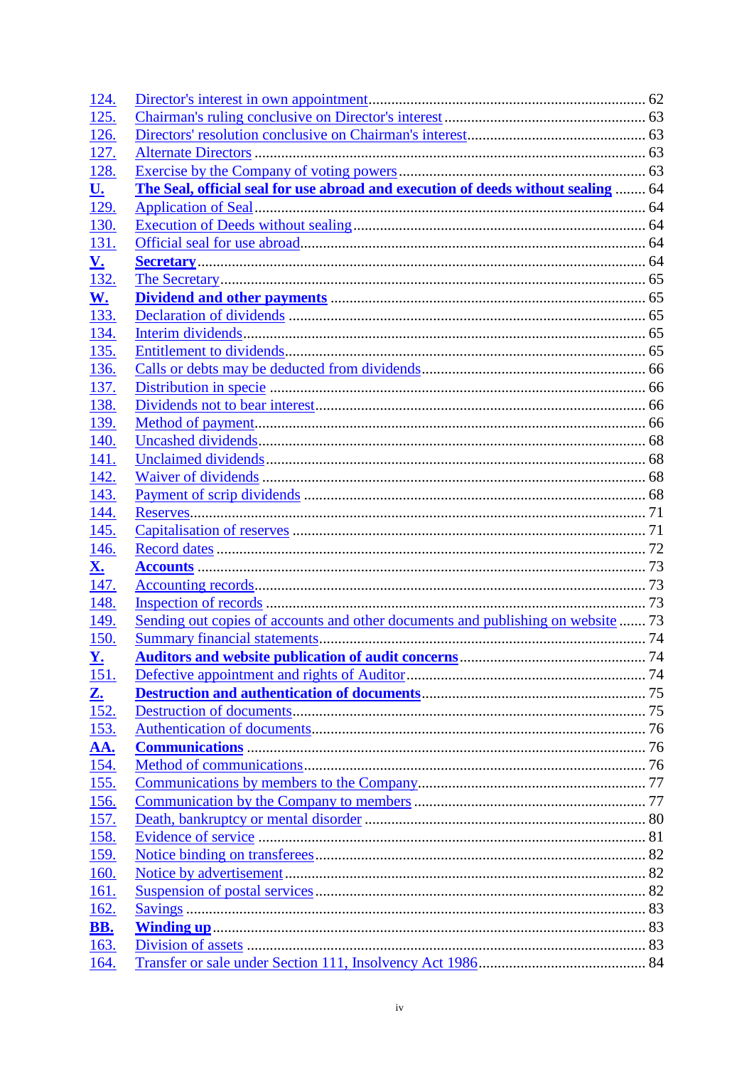| | | |
|---|---|---|
| 124. | Director's interest in own appointment | 62 |
| 125. | Chairman's ruling conclusive on Director's interest | 63 |
| 126. | Directors' resolution conclusive on Chairman's interest | 63 |
| 127. | Alternate Directors | 63 |
| 128. | Exercise by the Company of voting powers | 63 |
| **U.** | **The Seal, official seal for use abroad and execution of deeds without sealing** | 64 |
| 129. | Application of Seal | 64 |
| 130. | Execution of Deeds without sealing | 64 |
| 131. | Official seal for use abroad | 64 |
| **V.** | **Secretary** | 64 |
| 132. | The Secretary | 65 |
| **W.** | **Dividend and other payments** | 65 |
| 133. | Declaration of dividends | 65 |
| 134. | Interim dividends | 65 |
| 135. | Entitlement to dividends | 65 |
| 136. | Calls or debts may be deducted from dividends | 66 |
| 137. | Distribution in specie | 66 |
| 138. | Dividends not to bear interest | 66 |
| 139. | Method of payment | 66 |
| 140. | Uncashed dividends | 68 |
| 141. | Unclaimed dividends | 68 |
| 142. | Waiver of dividends | 68 |
| 143. | Payment of scrip dividends | 68 |
| 144. | Reserves | 71 |
| 145. | Capitalisation of reserves | 71 |
| 146. | Record dates | 72 |
| **X.** | **Accounts** | 73 |
| 147. | Accounting records | 73 |
| 148. | Inspection of records | 73 |
| 149. | Sending out copies of accounts and other documents and publishing on website | 73 |
| 150. | Summary financial statements | 74 |
| **Y.** | **Auditors and website publication of audit concerns** | 74 |
| 151. | Defective appointment and rights of Auditor | 74 |
| **Z.** | **Destruction and authentication of documents** | 75 |
| 152. | Destruction of documents | 75 |
| 153. | Authentication of documents | 76 |
| **AA.** | **Communications** | 76 |
| 154. | Method of communications | 76 |
| 155. | Communications by members to the Company | 77 |
| 156. | Communication by the Company to members | 77 |
| 157. | Death, bankruptcy or mental disorder | 80 |
| 158. | Evidence of service | 81 |
| 159. | Notice binding on transferees | 82 |
| 160. | Notice by advertisement | 82 |
| 161. | Suspension of postal services | 82 |
| 162. | Savings | 83 |
| **BB.** | **Winding up** | 83 |
| 163. | Division of assets | 83 |
| 164. | Transfer or sale under Section 111, Insolvency Act 1986 | 84 |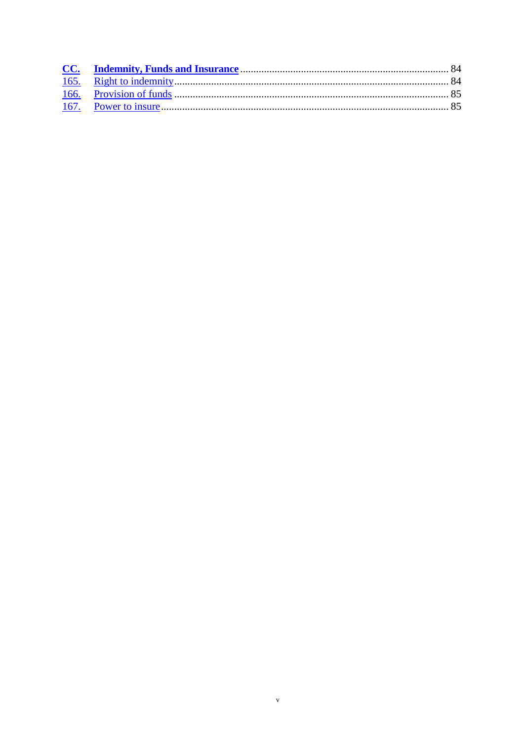**CC. Indemnity, Funds and Insurance** ........................................................................ 84

165. Right to indemnity ........................................................................................ 84

166. Provision of funds ........................................................................................ 85

167. Power to insure ............................................................................................ 85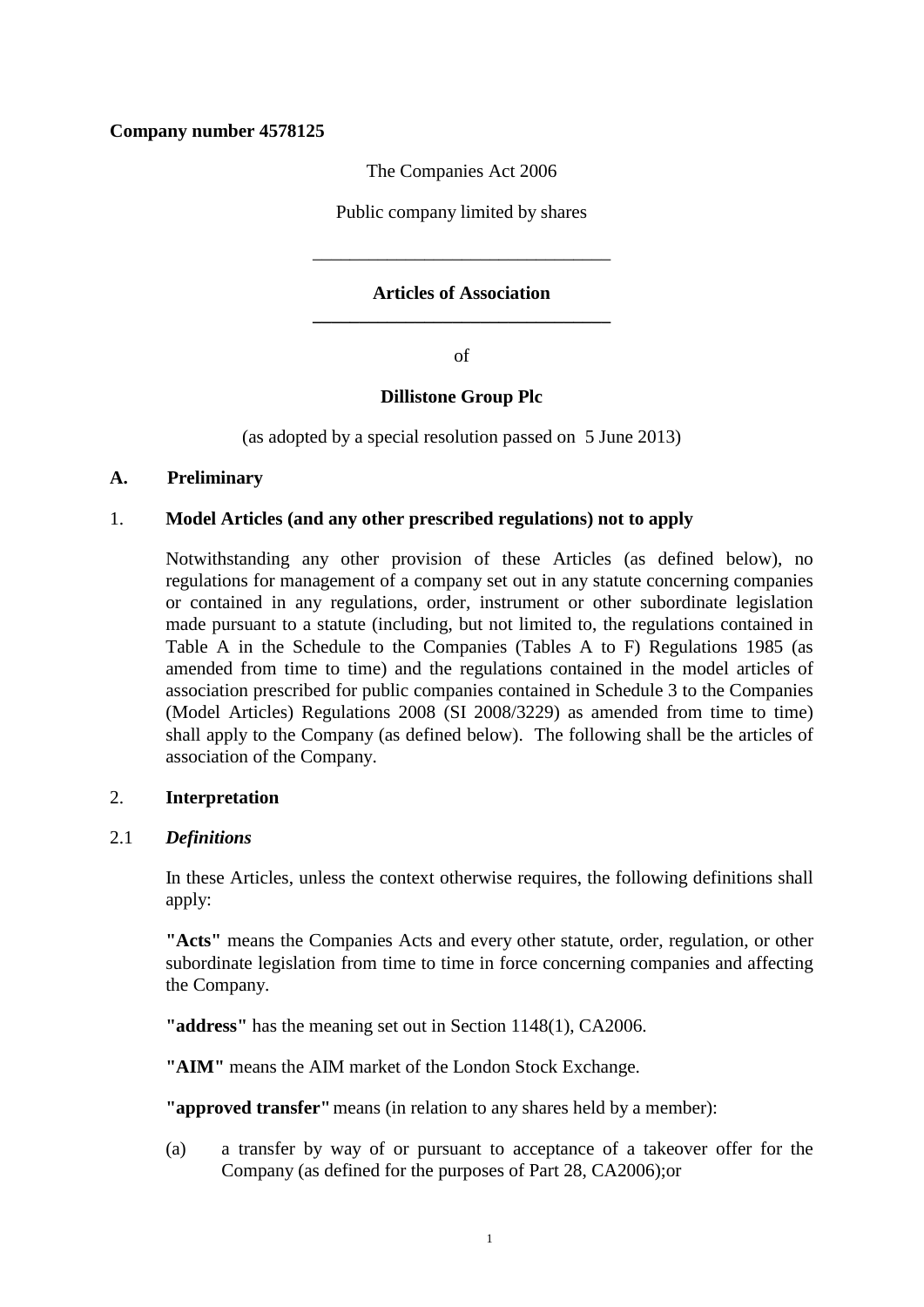**Company number 4578125**

The Companies Act 2006

Public company limited by shares

# Articles of Association

of

**Dillistone Group Plc**

(as adopted by a special resolution passed on 5 June 2013)

## A. Preliminary

### 1. Model Articles (and any other prescribed regulations) not to apply

Notwithstanding any other provision of these Articles (as defined below), no regulations for management of a company set out in any statute concerning companies or contained in any regulations, order, instrument or other subordinate legislation made pursuant to a statute (including, but not limited to, the regulations contained in Table A in the Schedule to the Companies (Tables A to F) Regulations 1985 (as amended from time to time) and the regulations contained in the model articles of association prescribed for public companies contained in Schedule 3 to the Companies (Model Articles) Regulations 2008 (SI 2008/3229) as amended from time to time) shall apply to the Company (as defined below). The following shall be the articles of association of the Company.

### 2. Interpretation

#### 2.1 *Definitions*

In these Articles, unless the context otherwise requires, the following definitions shall apply:

**"Acts"** means the Companies Acts and every other statute, order, regulation, or other subordinate legislation from time to time in force concerning companies and affecting the Company.

**"address"** has the meaning set out in Section 1148(1), CA2006.

**"AIM"** means the AIM market of the London Stock Exchange.

**"approved transfer"** means (in relation to any shares held by a member):

(a) a transfer by way of or pursuant to acceptance of a takeover offer for the Company (as defined for the purposes of Part 28, CA2006);or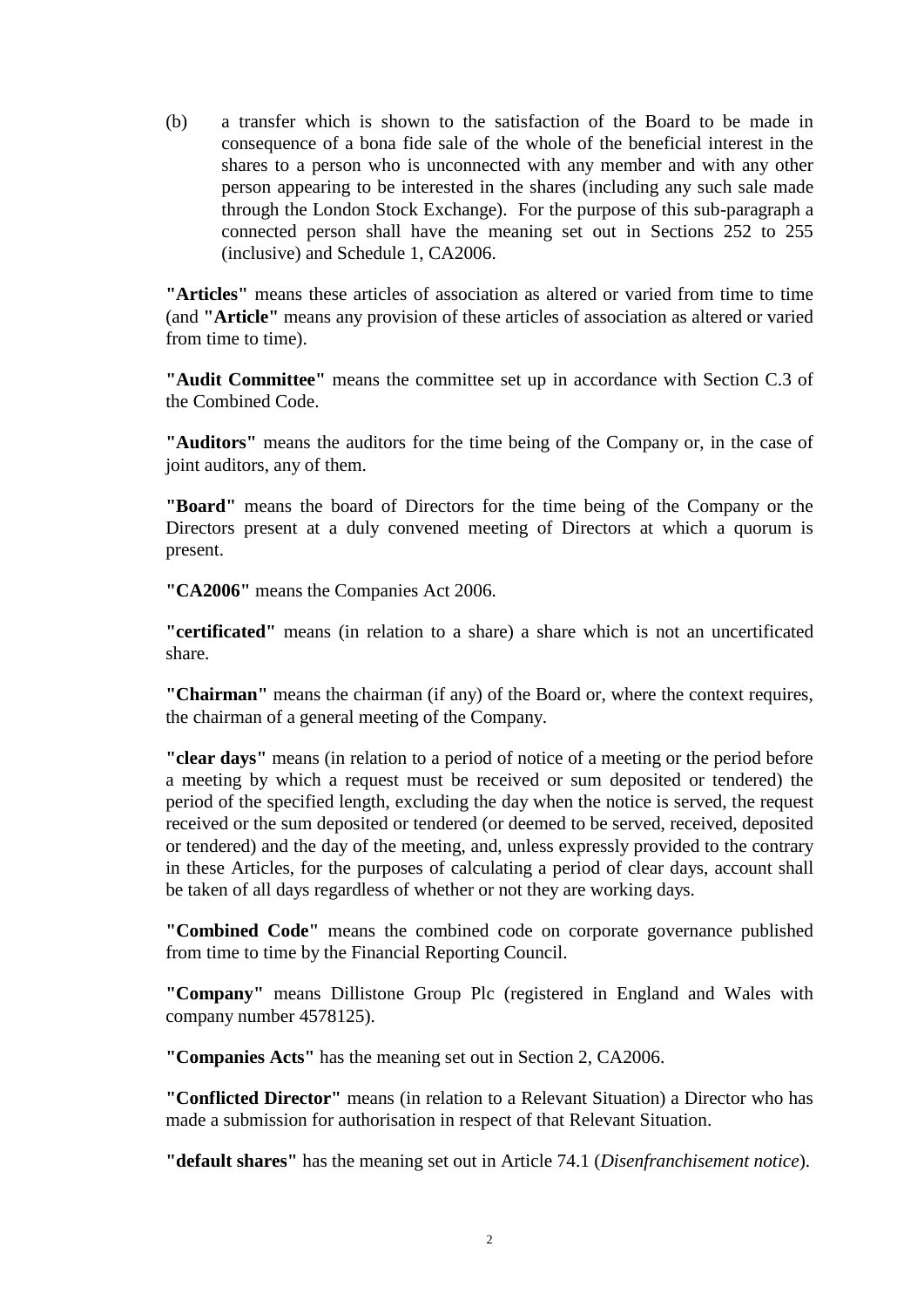(b) a transfer which is shown to the satisfaction of the Board to be made in consequence of a bona fide sale of the whole of the beneficial interest in the shares to a person who is unconnected with any member and with any other person appearing to be interested in the shares (including any such sale made through the London Stock Exchange). For the purpose of this sub-paragraph a connected person shall have the meaning set out in Sections 252 to 255 (inclusive) and Schedule 1, CA2006.

**"Articles"** means these articles of association as altered or varied from time to time (and **"Article"** means any provision of these articles of association as altered or varied from time to time).

**"Audit Committee"** means the committee set up in accordance with Section C.3 of the Combined Code.

**"Auditors"** means the auditors for the time being of the Company or, in the case of joint auditors, any of them.

**"Board"** means the board of Directors for the time being of the Company or the Directors present at a duly convened meeting of Directors at which a quorum is present.

**"CA2006"** means the Companies Act 2006.

**"certificated"** means (in relation to a share) a share which is not an uncertificated share.

**"Chairman"** means the chairman (if any) of the Board or, where the context requires, the chairman of a general meeting of the Company.

**"clear days"** means (in relation to a period of notice of a meeting or the period before a meeting by which a request must be received or sum deposited or tendered) the period of the specified length, excluding the day when the notice is served, the request received or the sum deposited or tendered (or deemed to be served, received, deposited or tendered) and the day of the meeting, and, unless expressly provided to the contrary in these Articles, for the purposes of calculating a period of clear days, account shall be taken of all days regardless of whether or not they are working days.

**"Combined Code"** means the combined code on corporate governance published from time to time by the Financial Reporting Council.

**"Company"** means Dillistone Group Plc (registered in England and Wales with company number 4578125).

**"Companies Acts"** has the meaning set out in Section 2, CA2006.

**"Conflicted Director"** means (in relation to a Relevant Situation) a Director who has made a submission for authorisation in respect of that Relevant Situation.

**"default shares"** has the meaning set out in Article 74.1 (*Disenfranchisement notice*).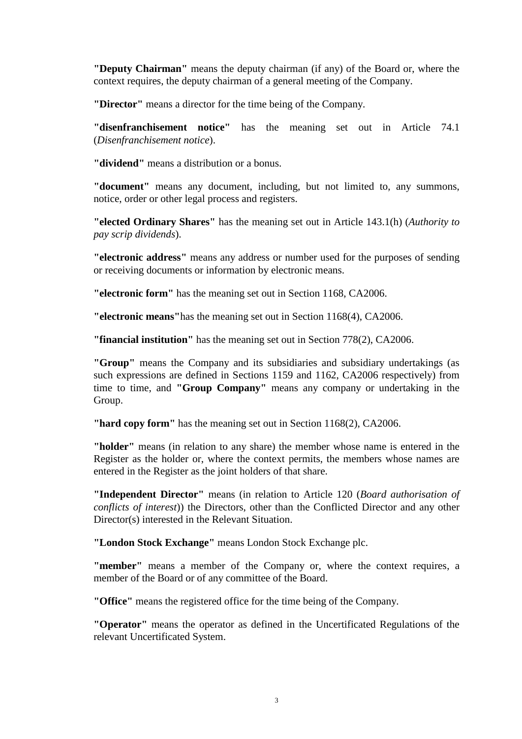**"Deputy Chairman"** means the deputy chairman (if any) of the Board or, where the context requires, the deputy chairman of a general meeting of the Company.

**"Director"** means a director for the time being of the Company.

**"disenfranchisement notice"** has the meaning set out in Article 74.1 (*Disenfranchisement notice*).

**"dividend"** means a distribution or a bonus.

**"document"** means any document, including, but not limited to, any summons, notice, order or other legal process and registers.

**"elected Ordinary Shares"** has the meaning set out in Article 143.1(h) (*Authority to pay scrip dividends*).

**"electronic address"** means any address or number used for the purposes of sending or receiving documents or information by electronic means.

**"electronic form"** has the meaning set out in Section 1168, CA2006.

**"electronic means"** has the meaning set out in Section 1168(4), CA2006.

**"financial institution"** has the meaning set out in Section 778(2), CA2006.

**"Group"** means the Company and its subsidiaries and subsidiary undertakings (as such expressions are defined in Sections 1159 and 1162, CA2006 respectively) from time to time, and **"Group Company"** means any company or undertaking in the Group.

**"hard copy form"** has the meaning set out in Section 1168(2), CA2006.

**"holder"** means (in relation to any share) the member whose name is entered in the Register as the holder or, where the context permits, the members whose names are entered in the Register as the joint holders of that share.

**"Independent Director"** means (in relation to Article 120 (*Board authorisation of conflicts of interest*)) the Directors, other than the Conflicted Director and any other Director(s) interested in the Relevant Situation.

**"London Stock Exchange"** means London Stock Exchange plc.

**"member"** means a member of the Company or, where the context requires, a member of the Board or of any committee of the Board.

**"Office"** means the registered office for the time being of the Company.

**"Operator"** means the operator as defined in the Uncertificated Regulations of the relevant Uncertificated System.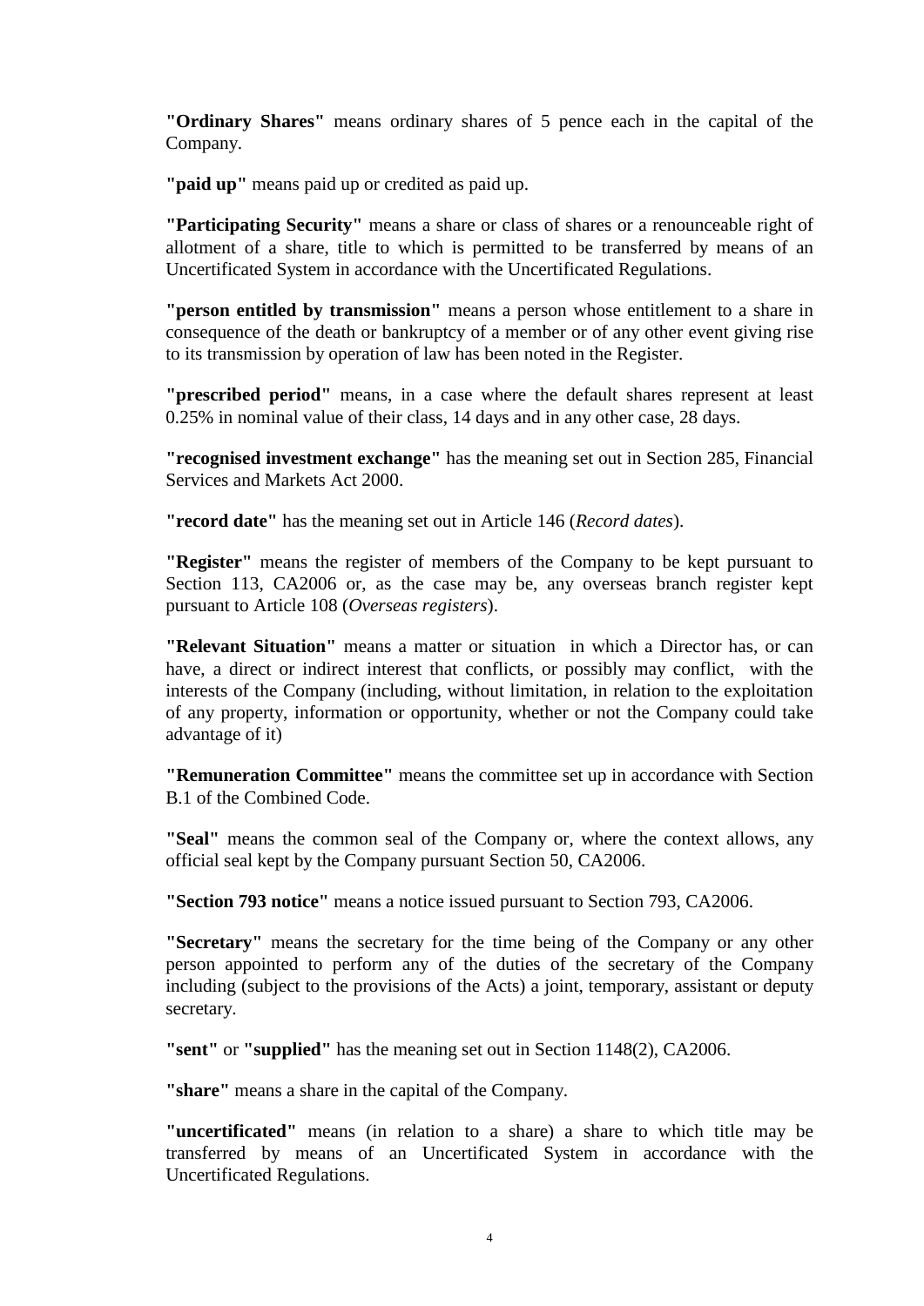**"Ordinary Shares"** means ordinary shares of 5 pence each in the capital of the Company.

**"paid up"** means paid up or credited as paid up.

**"Participating Security"** means a share or class of shares or a renounceable right of allotment of a share, title to which is permitted to be transferred by means of an Uncertificated System in accordance with the Uncertificated Regulations.

**"person entitled by transmission"** means a person whose entitlement to a share in consequence of the death or bankruptcy of a member or of any other event giving rise to its transmission by operation of law has been noted in the Register.

**"prescribed period"** means, in a case where the default shares represent at least 0.25% in nominal value of their class, 14 days and in any other case, 28 days.

**"recognised investment exchange"** has the meaning set out in Section 285, Financial Services and Markets Act 2000.

**"record date"** has the meaning set out in Article 146 (*Record dates*).

**"Register"** means the register of members of the Company to be kept pursuant to Section 113, CA2006 or, as the case may be, any overseas branch register kept pursuant to Article 108 (*Overseas registers*).

**"Relevant Situation"** means a matter or situation in which a Director has, or can have, a direct or indirect interest that conflicts, or possibly may conflict, with the interests of the Company (including, without limitation, in relation to the exploitation of any property, information or opportunity, whether or not the Company could take advantage of it)

**"Remuneration Committee"** means the committee set up in accordance with Section B.1 of the Combined Code.

**"Seal"** means the common seal of the Company or, where the context allows, any official seal kept by the Company pursuant Section 50, CA2006.

**"Section 793 notice"** means a notice issued pursuant to Section 793, CA2006.

**"Secretary"** means the secretary for the time being of the Company or any other person appointed to perform any of the duties of the secretary of the Company including (subject to the provisions of the Acts) a joint, temporary, assistant or deputy secretary.

**"sent"** or **"supplied"** has the meaning set out in Section 1148(2), CA2006.

**"share"** means a share in the capital of the Company.

**"uncertificated"** means (in relation to a share) a share to which title may be transferred by means of an Uncertificated System in accordance with the Uncertificated Regulations.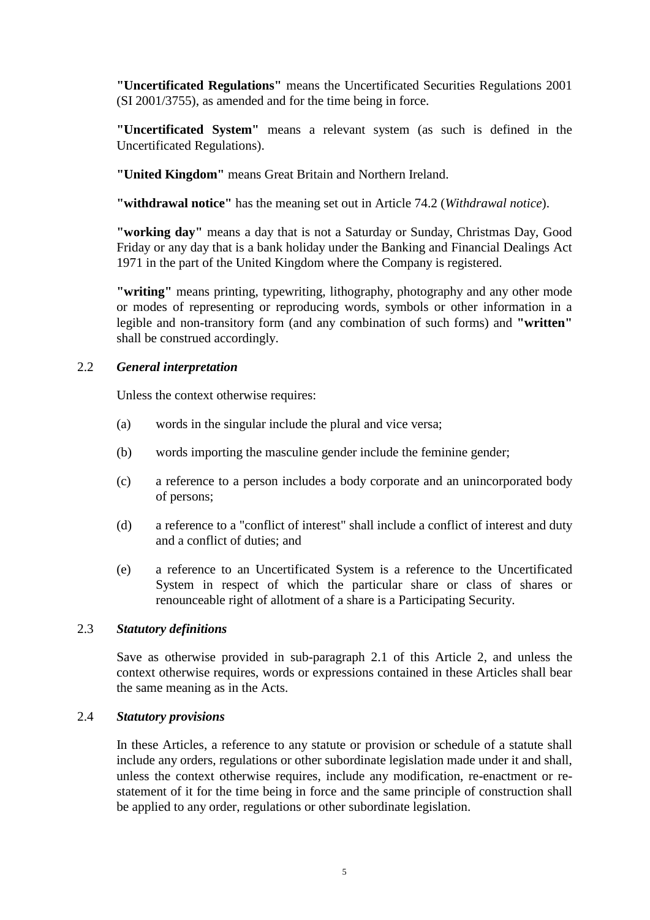**"Uncertificated Regulations"** means the Uncertificated Securities Regulations 2001 (SI 2001/3755), as amended and for the time being in force.

**"Uncertificated System"** means a relevant system (as such is defined in the Uncertificated Regulations).

**"United Kingdom"** means Great Britain and Northern Ireland.

**"withdrawal notice"** has the meaning set out in Article 74.2 (*Withdrawal notice*).

**"working day"** means a day that is not a Saturday or Sunday, Christmas Day, Good Friday or any day that is a bank holiday under the Banking and Financial Dealings Act 1971 in the part of the United Kingdom where the Company is registered.

**"writing"** means printing, typewriting, lithography, photography and any other mode or modes of representing or reproducing words, symbols or other information in a legible and non-transitory form (and any combination of such forms) and **"written"** shall be construed accordingly.

2.2 ***General interpretation***

Unless the context otherwise requires:

(a) words in the singular include the plural and vice versa;

(b) words importing the masculine gender include the feminine gender;

(c) a reference to a person includes a body corporate and an unincorporated body of persons;

(d) a reference to a "conflict of interest" shall include a conflict of interest and duty and a conflict of duties; and

(e) a reference to an Uncertificated System is a reference to the Uncertificated System in respect of which the particular share or class of shares or renounceable right of allotment of a share is a Participating Security.

2.3 ***Statutory definitions***

Save as otherwise provided in sub-paragraph 2.1 of this Article 2, and unless the context otherwise requires, words or expressions contained in these Articles shall bear the same meaning as in the Acts.

2.4 ***Statutory provisions***

In these Articles, a reference to any statute or provision or schedule of a statute shall include any orders, regulations or other subordinate legislation made under it and shall, unless the context otherwise requires, include any modification, re-enactment or re-statement of it for the time being in force and the same principle of construction shall be applied to any order, regulations or other subordinate legislation.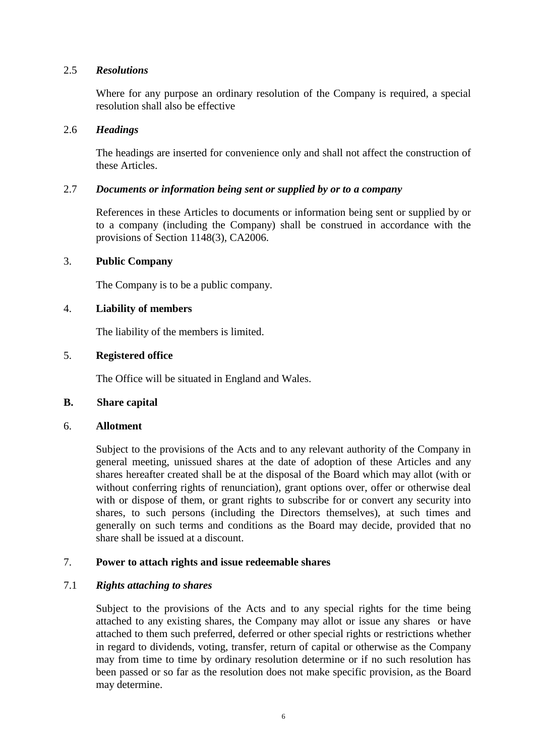2.5 ***Resolutions***

Where for any purpose an ordinary resolution of the Company is required, a special resolution shall also be effective

2.6 ***Headings***

The headings are inserted for convenience only and shall not affect the construction of these Articles.

2.7 ***Documents or information being sent or supplied by or to a company***

References in these Articles to documents or information being sent or supplied by or to a company (including the Company) shall be construed in accordance with the provisions of Section 1148(3), CA2006.

3. **Public Company**

The Company is to be a public company.

4. **Liability of members**

The liability of the members is limited.

5. **Registered office**

The Office will be situated in England and Wales.

## B. Share capital

6. **Allotment**

Subject to the provisions of the Acts and to any relevant authority of the Company in general meeting, unissued shares at the date of adoption of these Articles and any shares hereafter created shall be at the disposal of the Board which may allot (with or without conferring rights of renunciation), grant options over, offer or otherwise deal with or dispose of them, or grant rights to subscribe for or convert any security into shares, to such persons (including the Directors themselves), at such times and generally on such terms and conditions as the Board may decide, provided that no share shall be issued at a discount.

7. **Power to attach rights and issue redeemable shares**

7.1 ***Rights attaching to shares***

Subject to the provisions of the Acts and to any special rights for the time being attached to any existing shares, the Company may allot or issue any shares or have attached to them such preferred, deferred or other special rights or restrictions whether in regard to dividends, voting, transfer, return of capital or otherwise as the Company may from time to time by ordinary resolution determine or if no such resolution has been passed or so far as the resolution does not make specific provision, as the Board may determine.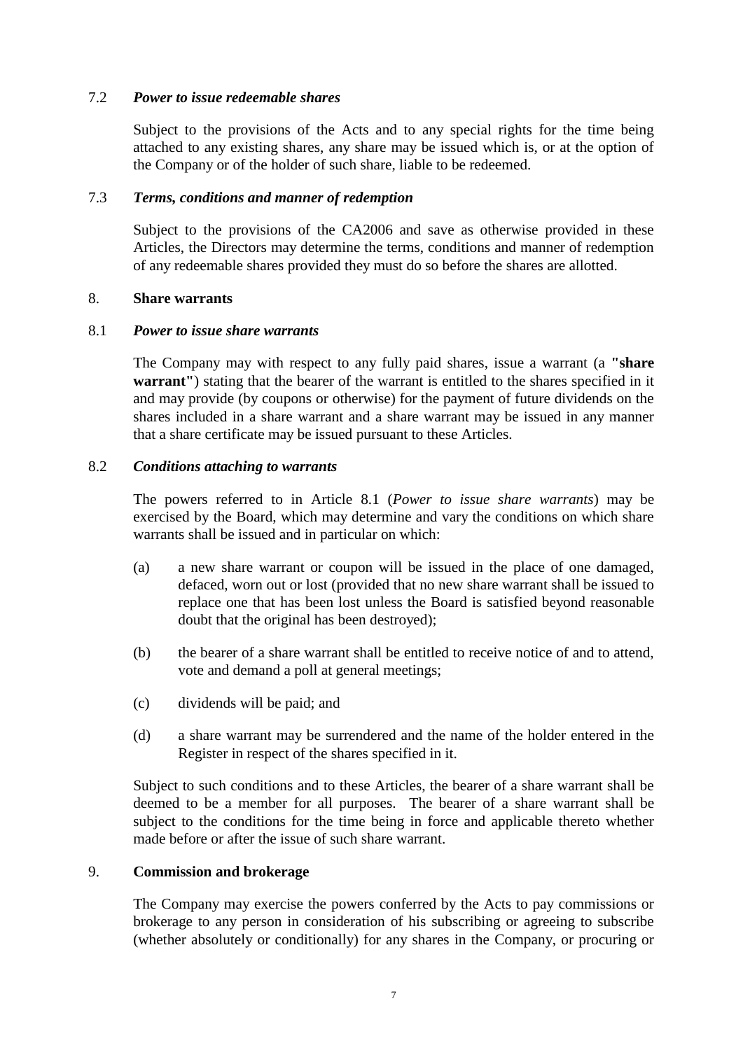7.2 ***Power to issue redeemable shares***

Subject to the provisions of the Acts and to any special rights for the time being attached to any existing shares, any share may be issued which is, or at the option of the Company or of the holder of such share, liable to be redeemed.

7.3 ***Terms, conditions and manner of redemption***

Subject to the provisions of the CA2006 and save as otherwise provided in these Articles, the Directors may determine the terms, conditions and manner of redemption of any redeemable shares provided they must do so before the shares are allotted.

8. **Share warrants**

8.1 ***Power to issue share warrants***

The Company may with respect to any fully paid shares, issue a warrant (a **"share warrant"**) stating that the bearer of the warrant is entitled to the shares specified in it and may provide (by coupons or otherwise) for the payment of future dividends on the shares included in a share warrant and a share warrant may be issued in any manner that a share certificate may be issued pursuant to these Articles.

8.2 ***Conditions attaching to warrants***

The powers referred to in Article 8.1 (*Power to issue share warrants*) may be exercised by the Board, which may determine and vary the conditions on which share warrants shall be issued and in particular on which:

(a) a new share warrant or coupon will be issued in the place of one damaged, defaced, worn out or lost (provided that no new share warrant shall be issued to replace one that has been lost unless the Board is satisfied beyond reasonable doubt that the original has been destroyed);

(b) the bearer of a share warrant shall be entitled to receive notice of and to attend, vote and demand a poll at general meetings;

(c) dividends will be paid; and

(d) a share warrant may be surrendered and the name of the holder entered in the Register in respect of the shares specified in it.

Subject to such conditions and to these Articles, the bearer of a share warrant shall be deemed to be a member for all purposes. The bearer of a share warrant shall be subject to the conditions for the time being in force and applicable thereto whether made before or after the issue of such share warrant.

9. **Commission and brokerage**

The Company may exercise the powers conferred by the Acts to pay commissions or brokerage to any person in consideration of his subscribing or agreeing to subscribe (whether absolutely or conditionally) for any shares in the Company, or procuring or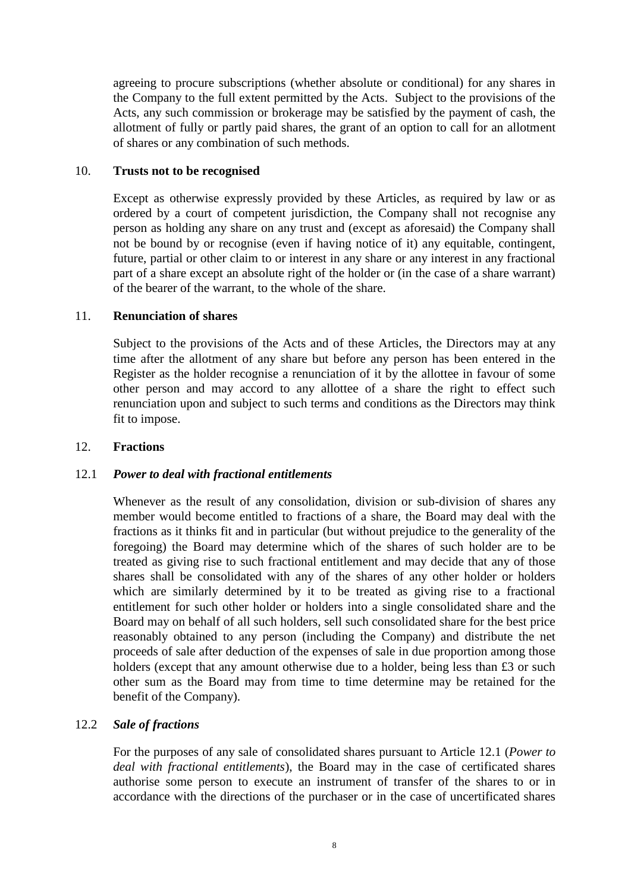agreeing to procure subscriptions (whether absolute or conditional) for any shares in the Company to the full extent permitted by the Acts. Subject to the provisions of the Acts, any such commission or brokerage may be satisfied by the payment of cash, the allotment of fully or partly paid shares, the grant of an option to call for an allotment of shares or any combination of such methods.

## 10. Trusts not to be recognised

Except as otherwise expressly provided by these Articles, as required by law or as ordered by a court of competent jurisdiction, the Company shall not recognise any person as holding any share on any trust and (except as aforesaid) the Company shall not be bound by or recognise (even if having notice of it) any equitable, contingent, future, partial or other claim to or interest in any share or any interest in any fractional part of a share except an absolute right of the holder or (in the case of a share warrant) of the bearer of the warrant, to the whole of the share.

## 11. Renunciation of shares

Subject to the provisions of the Acts and of these Articles, the Directors may at any time after the allotment of any share but before any person has been entered in the Register as the holder recognise a renunciation of it by the allottee in favour of some other person and may accord to any allottee of a share the right to effect such renunciation upon and subject to such terms and conditions as the Directors may think fit to impose.

## 12. Fractions

### 12.1 *Power to deal with fractional entitlements*

Whenever as the result of any consolidation, division or sub-division of shares any member would become entitled to fractions of a share, the Board may deal with the fractions as it thinks fit and in particular (but without prejudice to the generality of the foregoing) the Board may determine which of the shares of such holder are to be treated as giving rise to such fractional entitlement and may decide that any of those shares shall be consolidated with any of the shares of any other holder or holders which are similarly determined by it to be treated as giving rise to a fractional entitlement for such other holder or holders into a single consolidated share and the Board may on behalf of all such holders, sell such consolidated share for the best price reasonably obtained to any person (including the Company) and distribute the net proceeds of sale after deduction of the expenses of sale in due proportion among those holders (except that any amount otherwise due to a holder, being less than £3 or such other sum as the Board may from time to time determine may be retained for the benefit of the Company).

### 12.2 *Sale of fractions*

For the purposes of any sale of consolidated shares pursuant to Article 12.1 (*Power to deal with fractional entitlements*), the Board may in the case of certificated shares authorise some person to execute an instrument of transfer of the shares to or in accordance with the directions of the purchaser or in the case of uncertificated shares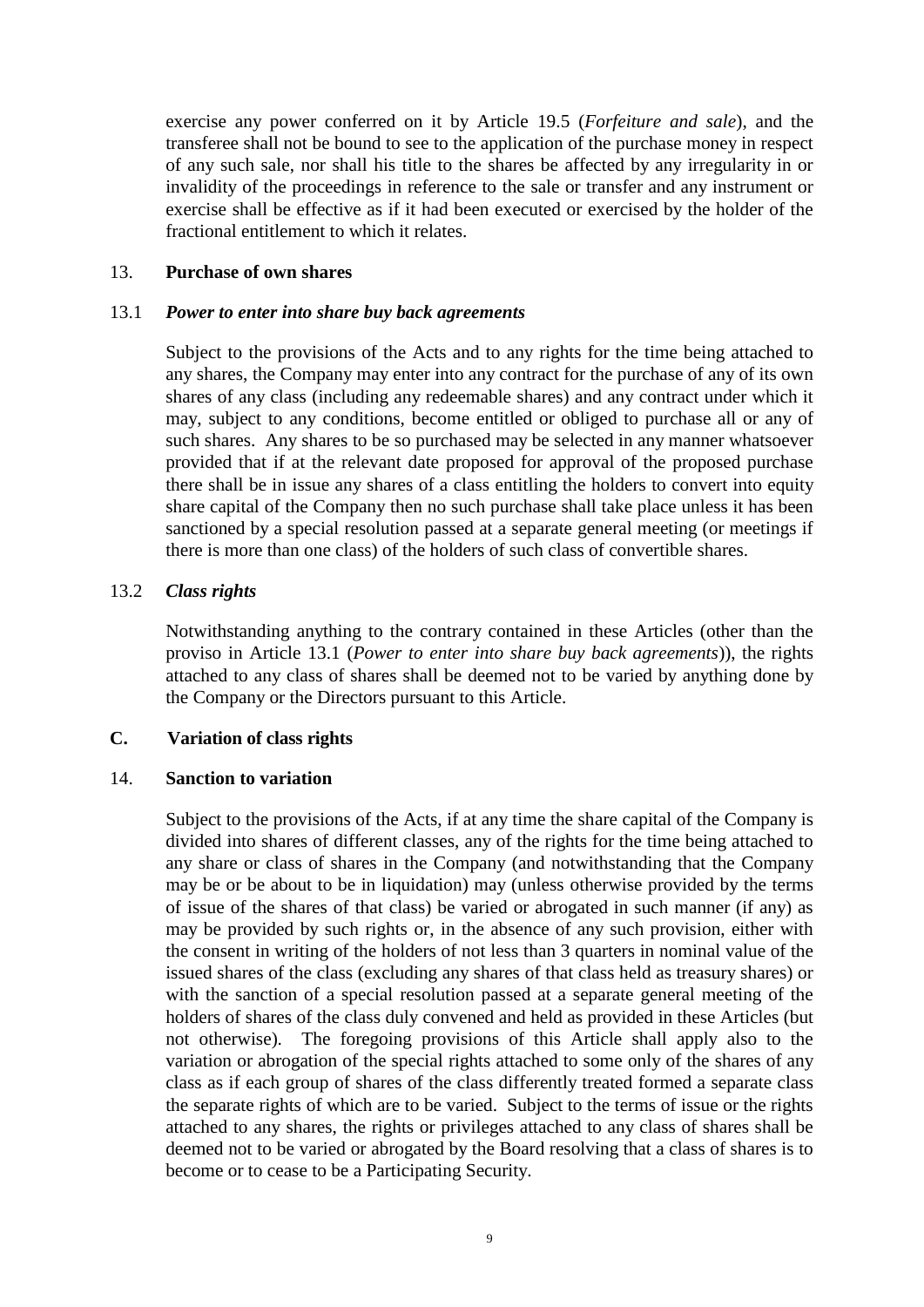exercise any power conferred on it by Article 19.5 (*Forfeiture and sale*), and the transferee shall not be bound to see to the application of the purchase money in respect of any such sale, nor shall his title to the shares be affected by any irregularity in or invalidity of the proceedings in reference to the sale or transfer and any instrument or exercise shall be effective as if it had been executed or exercised by the holder of the fractional entitlement to which it relates.

## 13. Purchase of own shares

### 13.1 *Power to enter into share buy back agreements*

Subject to the provisions of the Acts and to any rights for the time being attached to any shares, the Company may enter into any contract for the purchase of any of its own shares of any class (including any redeemable shares) and any contract under which it may, subject to any conditions, become entitled or obliged to purchase all or any of such shares. Any shares to be so purchased may be selected in any manner whatsoever provided that if at the relevant date proposed for approval of the proposed purchase there shall be in issue any shares of a class entitling the holders to convert into equity share capital of the Company then no such purchase shall take place unless it has been sanctioned by a special resolution passed at a separate general meeting (or meetings if there is more than one class) of the holders of such class of convertible shares.

### 13.2 *Class rights*

Notwithstanding anything to the contrary contained in these Articles (other than the proviso in Article 13.1 (*Power to enter into share buy back agreements*)), the rights attached to any class of shares shall be deemed not to be varied by anything done by the Company or the Directors pursuant to this Article.

# C. Variation of class rights

## 14. Sanction to variation

Subject to the provisions of the Acts, if at any time the share capital of the Company is divided into shares of different classes, any of the rights for the time being attached to any share or class of shares in the Company (and notwithstanding that the Company may be or be about to be in liquidation) may (unless otherwise provided by the terms of issue of the shares of that class) be varied or abrogated in such manner (if any) as may be provided by such rights or, in the absence of any such provision, either with the consent in writing of the holders of not less than 3 quarters in nominal value of the issued shares of the class (excluding any shares of that class held as treasury shares) or with the sanction of a special resolution passed at a separate general meeting of the holders of shares of the class duly convened and held as provided in these Articles (but not otherwise). The foregoing provisions of this Article shall apply also to the variation or abrogation of the special rights attached to some only of the shares of any class as if each group of shares of the class differently treated formed a separate class the separate rights of which are to be varied. Subject to the terms of issue or the rights attached to any shares, the rights or privileges attached to any class of shares shall be deemed not to be varied or abrogated by the Board resolving that a class of shares is to become or to cease to be a Participating Security.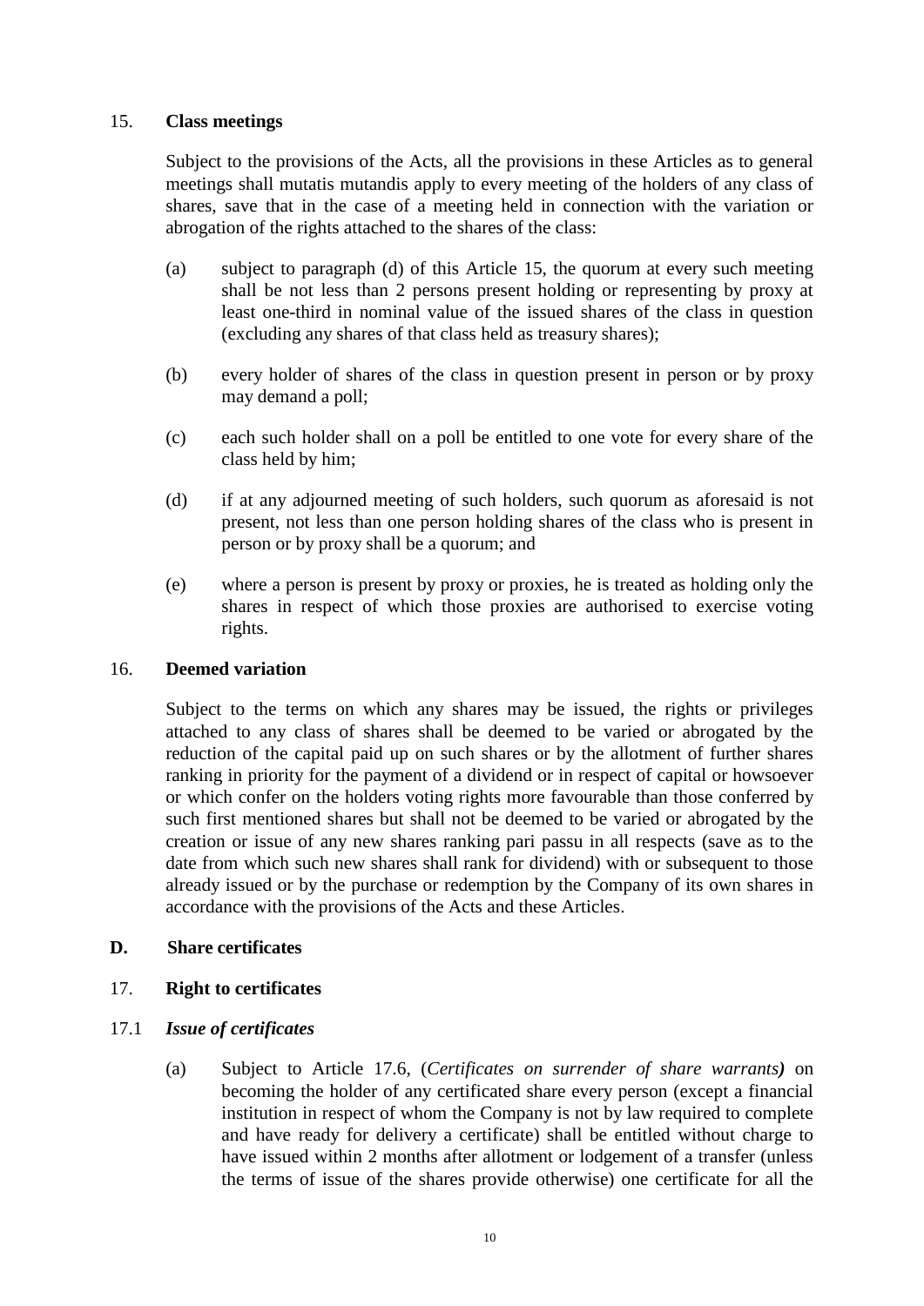### 15. **Class meetings**

Subject to the provisions of the Acts, all the provisions in these Articles as to general meetings shall mutatis mutandis apply to every meeting of the holders of any class of shares, save that in the case of a meeting held in connection with the variation or abrogation of the rights attached to the shares of the class:

(a) subject to paragraph (d) of this Article 15, the quorum at every such meeting shall be not less than 2 persons present holding or representing by proxy at least one-third in nominal value of the issued shares of the class in question (excluding any shares of that class held as treasury shares);

(b) every holder of shares of the class in question present in person or by proxy may demand a poll;

(c) each such holder shall on a poll be entitled to one vote for every share of the class held by him;

(d) if at any adjourned meeting of such holders, such quorum as aforesaid is not present, not less than one person holding shares of the class who is present in person or by proxy shall be a quorum; and

(e) where a person is present by proxy or proxies, he is treated as holding only the shares in respect of which those proxies are authorised to exercise voting rights.

### 16. **Deemed variation**

Subject to the terms on which any shares may be issued, the rights or privileges attached to any class of shares shall be deemed to be varied or abrogated by the reduction of the capital paid up on such shares or by the allotment of further shares ranking in priority for the payment of a dividend or in respect of capital or howsoever or which confer on the holders voting rights more favourable than those conferred by such first mentioned shares but shall not be deemed to be varied or abrogated by the creation or issue of any new shares ranking pari passu in all respects (save as to the date from which such new shares shall rank for dividend) with or subsequent to those already issued or by the purchase or redemption by the Company of its own shares in accordance with the provisions of the Acts and these Articles.

## D. **Share certificates**

### 17. **Right to certificates**

#### 17.1 ***Issue of certificates***

(a) Subject to Article 17.6, (*Certificates on surrender of share warrants)* on becoming the holder of any certificated share every person (except a financial institution in respect of whom the Company is not by law required to complete and have ready for delivery a certificate) shall be entitled without charge to have issued within 2 months after allotment or lodgement of a transfer (unless the terms of issue of the shares provide otherwise) one certificate for all the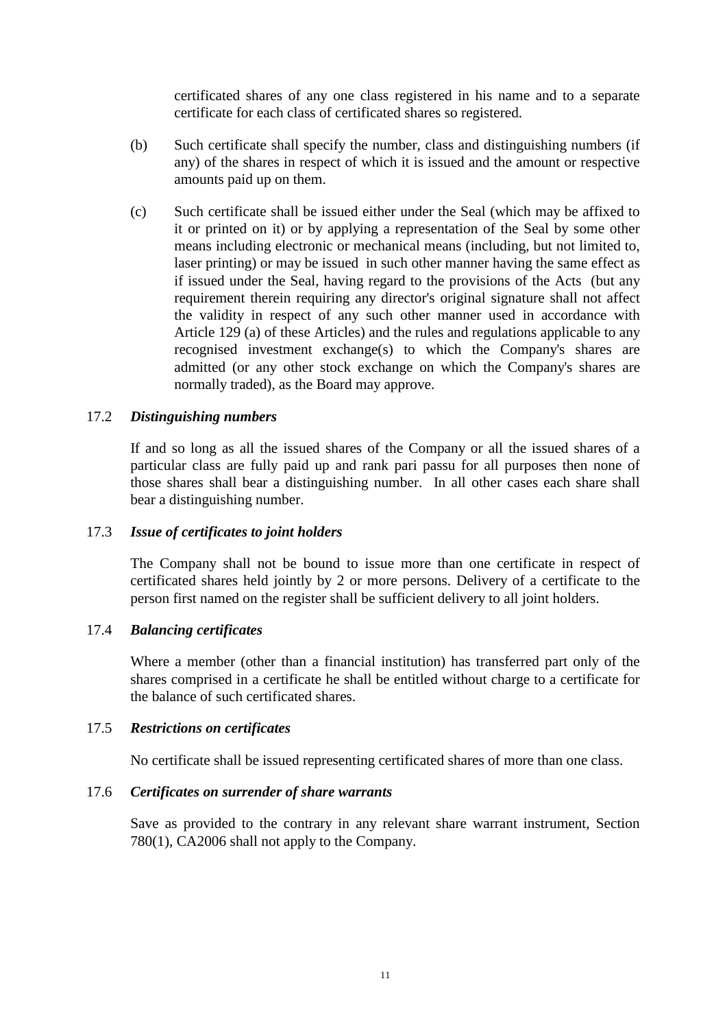certificated shares of any one class registered in his name and to a separate certificate for each class of certificated shares so registered.

(b) Such certificate shall specify the number, class and distinguishing numbers (if any) of the shares in respect of which it is issued and the amount or respective amounts paid up on them.

(c) Such certificate shall be issued either under the Seal (which may be affixed to it or printed on it) or by applying a representation of the Seal by some other means including electronic or mechanical means (including, but not limited to, laser printing) or may be issued in such other manner having the same effect as if issued under the Seal, having regard to the provisions of the Acts (but any requirement therein requiring any director's original signature shall not affect the validity in respect of any such other manner used in accordance with Article 129 (a) of these Articles) and the rules and regulations applicable to any recognised investment exchange(s) to which the Company's shares are admitted (or any other stock exchange on which the Company's shares are normally traded), as the Board may approve.

17.2 ***Distinguishing numbers***

If and so long as all the issued shares of the Company or all the issued shares of a particular class are fully paid up and rank pari passu for all purposes then none of those shares shall bear a distinguishing number. In all other cases each share shall bear a distinguishing number.

17.3 ***Issue of certificates to joint holders***

The Company shall not be bound to issue more than one certificate in respect of certificated shares held jointly by 2 or more persons. Delivery of a certificate to the person first named on the register shall be sufficient delivery to all joint holders.

17.4 ***Balancing certificates***

Where a member (other than a financial institution) has transferred part only of the shares comprised in a certificate he shall be entitled without charge to a certificate for the balance of such certificated shares.

17.5 ***Restrictions on certificates***

No certificate shall be issued representing certificated shares of more than one class.

17.6 ***Certificates on surrender of share warrants***

Save as provided to the contrary in any relevant share warrant instrument, Section 780(1), CA2006 shall not apply to the Company.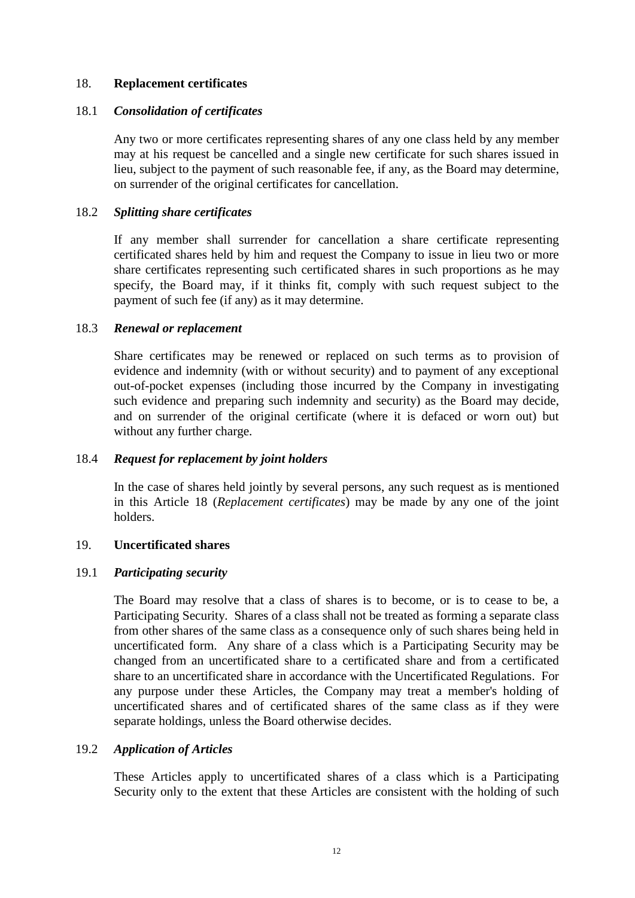## 18. **Replacement certificates**

### 18.1 ***Consolidation of certificates***

Any two or more certificates representing shares of any one class held by any member may at his request be cancelled and a single new certificate for such shares issued in lieu, subject to the payment of such reasonable fee, if any, as the Board may determine, on surrender of the original certificates for cancellation.

### 18.2 ***Splitting share certificates***

If any member shall surrender for cancellation a share certificate representing certificated shares held by him and request the Company to issue in lieu two or more share certificates representing such certificated shares in such proportions as he may specify, the Board may, if it thinks fit, comply with such request subject to the payment of such fee (if any) as it may determine.

### 18.3 ***Renewal or replacement***

Share certificates may be renewed or replaced on such terms as to provision of evidence and indemnity (with or without security) and to payment of any exceptional out-of-pocket expenses (including those incurred by the Company in investigating such evidence and preparing such indemnity and security) as the Board may decide, and on surrender of the original certificate (where it is defaced or worn out) but without any further charge.

### 18.4 ***Request for replacement by joint holders***

In the case of shares held jointly by several persons, any such request as is mentioned in this Article 18 (*Replacement certificates*) may be made by any one of the joint holders.

## 19. **Uncertificated shares**

### 19.1 ***Participating security***

The Board may resolve that a class of shares is to become, or is to cease to be, a Participating Security. Shares of a class shall not be treated as forming a separate class from other shares of the same class as a consequence only of such shares being held in uncertificated form. Any share of a class which is a Participating Security may be changed from an uncertificated share to a certificated share and from a certificated share to an uncertificated share in accordance with the Uncertificated Regulations. For any purpose under these Articles, the Company may treat a member's holding of uncertificated shares and of certificated shares of the same class as if they were separate holdings, unless the Board otherwise decides.

### 19.2 ***Application of Articles***

These Articles apply to uncertificated shares of a class which is a Participating Security only to the extent that these Articles are consistent with the holding of such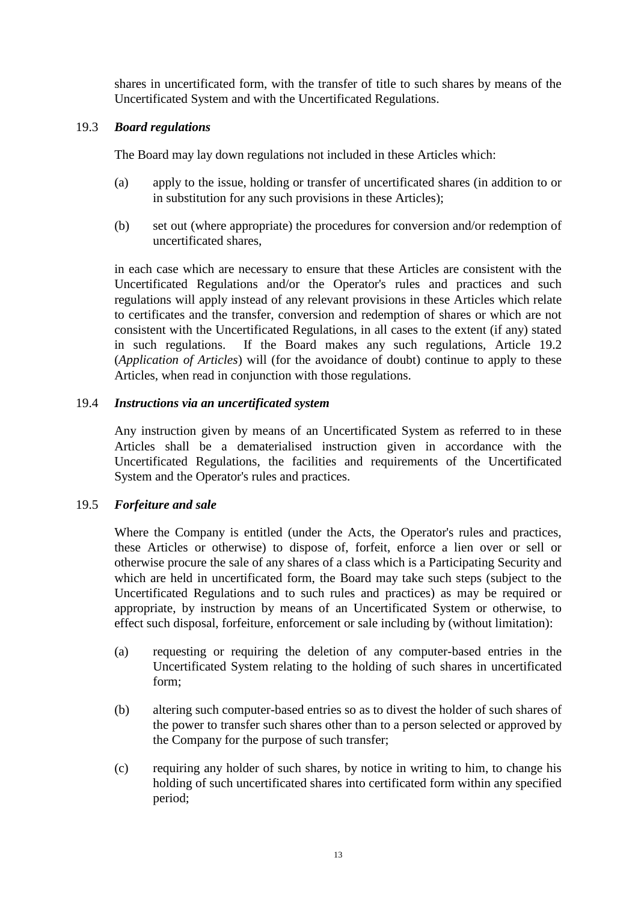shares in uncertificated form, with the transfer of title to such shares by means of the Uncertificated System and with the Uncertificated Regulations.

19.3 ***Board regulations***

The Board may lay down regulations not included in these Articles which:

(a) apply to the issue, holding or transfer of uncertificated shares (in addition to or in substitution for any such provisions in these Articles);

(b) set out (where appropriate) the procedures for conversion and/or redemption of uncertificated shares,

in each case which are necessary to ensure that these Articles are consistent with the Uncertificated Regulations and/or the Operator's rules and practices and such regulations will apply instead of any relevant provisions in these Articles which relate to certificates and the transfer, conversion and redemption of shares or which are not consistent with the Uncertificated Regulations, in all cases to the extent (if any) stated in such regulations. If the Board makes any such regulations, Article 19.2 (*Application of Articles*) will (for the avoidance of doubt) continue to apply to these Articles, when read in conjunction with those regulations.

19.4 ***Instructions via an uncertificated system***

Any instruction given by means of an Uncertificated System as referred to in these Articles shall be a dematerialised instruction given in accordance with the Uncertificated Regulations, the facilities and requirements of the Uncertificated System and the Operator's rules and practices.

19.5 ***Forfeiture and sale***

Where the Company is entitled (under the Acts, the Operator's rules and practices, these Articles or otherwise) to dispose of, forfeit, enforce a lien over or sell or otherwise procure the sale of any shares of a class which is a Participating Security and which are held in uncertificated form, the Board may take such steps (subject to the Uncertificated Regulations and to such rules and practices) as may be required or appropriate, by instruction by means of an Uncertificated System or otherwise, to effect such disposal, forfeiture, enforcement or sale including by (without limitation):

(a) requesting or requiring the deletion of any computer-based entries in the Uncertificated System relating to the holding of such shares in uncertificated form;

(b) altering such computer-based entries so as to divest the holder of such shares of the power to transfer such shares other than to a person selected or approved by the Company for the purpose of such transfer;

(c) requiring any holder of such shares, by notice in writing to him, to change his holding of such uncertificated shares into certificated form within any specified period;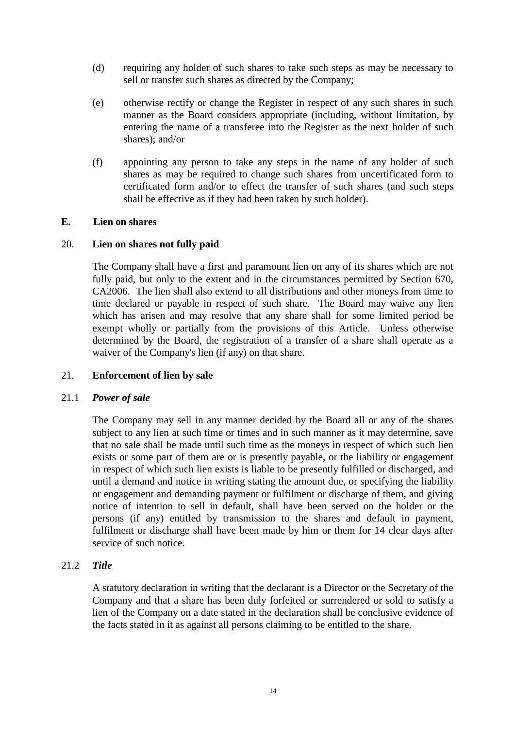(d) requiring any holder of such shares to take such steps as may be necessary to sell or transfer such shares as directed by the Company;

(e) otherwise rectify or change the Register in respect of any such shares in such manner as the Board considers appropriate (including, without limitation, by entering the name of a transferee into the Register as the next holder of such shares); and/or

(f) appointing any person to take any steps in the name of any holder of such shares as may be required to change such shares from uncertificated form to certificated form and/or to effect the transfer of such shares (and such steps shall be effective as if they had been taken by such holder).

## E. Lien on shares

### 20. Lien on shares not fully paid

The Company shall have a first and paramount lien on any of its shares which are not fully paid, but only to the extent and in the circumstances permitted by Section 670, CA2006. The lien shall also extend to all distributions and other moneys from time to time declared or payable in respect of such share. The Board may waive any lien which has arisen and may resolve that any share shall for some limited period be exempt wholly or partially from the provisions of this Article. Unless otherwise determined by the Board, the registration of a transfer of a share shall operate as a waiver of the Company's lien (if any) on that share.

### 21. Enforcement of lien by sale

#### 21.1 *Power of sale*

The Company may sell in any manner decided by the Board all or any of the shares subject to any lien at such time or times and in such manner as it may determine, save that no sale shall be made until such time as the moneys in respect of which such lien exists or some part of them are or is presently payable, or the liability or engagement in respect of which such lien exists is liable to be presently fulfilled or discharged, and until a demand and notice in writing stating the amount due, or specifying the liability or engagement and demanding payment or fulfilment or discharge of them, and giving notice of intention to sell in default, shall have been served on the holder or the persons (if any) entitled by transmission to the shares and default in payment, fulfilment or discharge shall have been made by him or them for 14 clear days after service of such notice.

#### 21.2 *Title*

A statutory declaration in writing that the declarant is a Director or the Secretary of the Company and that a share has been duly forfeited or surrendered or sold to satisfy a lien of the Company on a date stated in the declaration shall be conclusive evidence of the facts stated in it as against all persons claiming to be entitled to the share.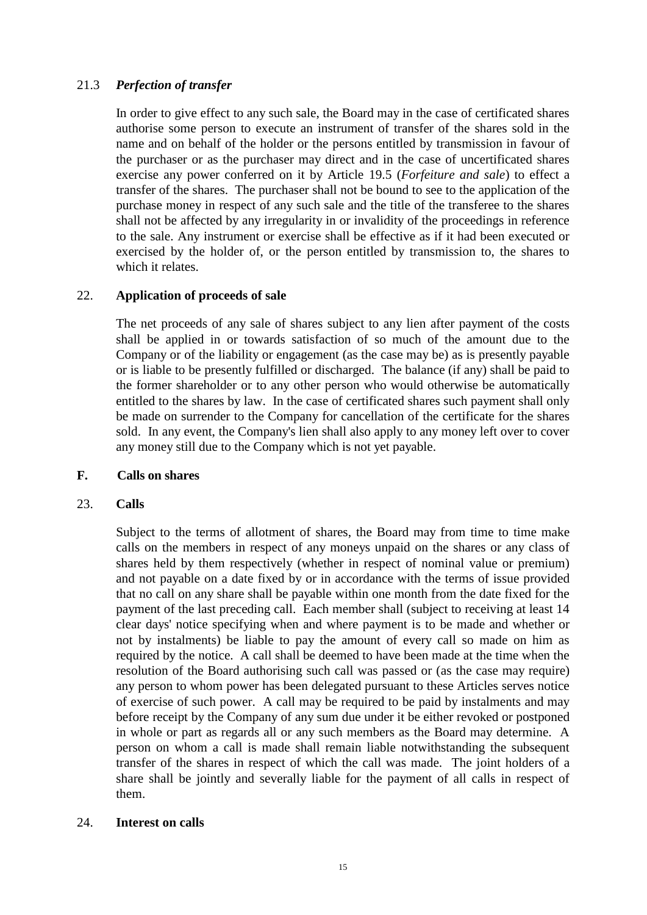### 21.3 *Perfection of transfer*

In order to give effect to any such sale, the Board may in the case of certificated shares authorise some person to execute an instrument of transfer of the shares sold in the name and on behalf of the holder or the persons entitled by transmission in favour of the purchaser or as the purchaser may direct and in the case of uncertificated shares exercise any power conferred on it by Article 19.5 (*Forfeiture and sale*) to effect a transfer of the shares. The purchaser shall not be bound to see to the application of the purchase money in respect of any such sale and the title of the transferee to the shares shall not be affected by any irregularity in or invalidity of the proceedings in reference to the sale. Any instrument or exercise shall be effective as if it had been executed or exercised by the holder of, or the person entitled by transmission to, the shares to which it relates.

### 22. **Application of proceeds of sale**

The net proceeds of any sale of shares subject to any lien after payment of the costs shall be applied in or towards satisfaction of so much of the amount due to the Company or of the liability or engagement (as the case may be) as is presently payable or is liable to be presently fulfilled or discharged. The balance (if any) shall be paid to the former shareholder or to any other person who would otherwise be automatically entitled to the shares by law. In the case of certificated shares such payment shall only be made on surrender to the Company for cancellation of the certificate for the shares sold. In any event, the Company's lien shall also apply to any money left over to cover any money still due to the Company which is not yet payable.

## F. **Calls on shares**

### 23. **Calls**

Subject to the terms of allotment of shares, the Board may from time to time make calls on the members in respect of any moneys unpaid on the shares or any class of shares held by them respectively (whether in respect of nominal value or premium) and not payable on a date fixed by or in accordance with the terms of issue provided that no call on any share shall be payable within one month from the date fixed for the payment of the last preceding call. Each member shall (subject to receiving at least 14 clear days' notice specifying when and where payment is to be made and whether or not by instalments) be liable to pay the amount of every call so made on him as required by the notice. A call shall be deemed to have been made at the time when the resolution of the Board authorising such call was passed or (as the case may require) any person to whom power has been delegated pursuant to these Articles serves notice of exercise of such power. A call may be required to be paid by instalments and may before receipt by the Company of any sum due under it be either revoked or postponed in whole or part as regards all or any such members as the Board may determine. A person on whom a call is made shall remain liable notwithstanding the subsequent transfer of the shares in respect of which the call was made. The joint holders of a share shall be jointly and severally liable for the payment of all calls in respect of them.

### 24. **Interest on calls**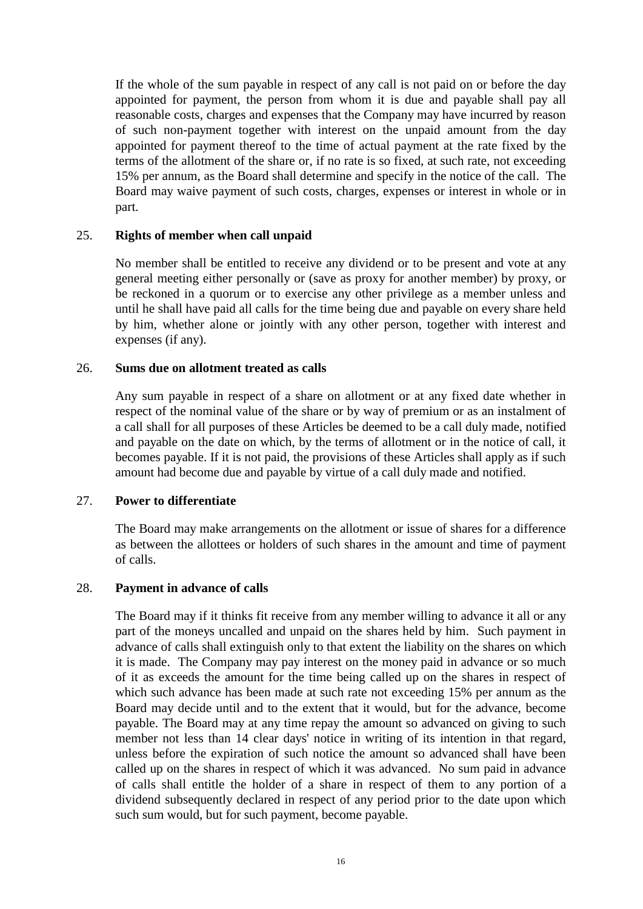If the whole of the sum payable in respect of any call is not paid on or before the day appointed for payment, the person from whom it is due and payable shall pay all reasonable costs, charges and expenses that the Company may have incurred by reason of such non-payment together with interest on the unpaid amount from the day appointed for payment thereof to the time of actual payment at the rate fixed by the terms of the allotment of the share or, if no rate is so fixed, at such rate, not exceeding 15% per annum, as the Board shall determine and specify in the notice of the call. The Board may waive payment of such costs, charges, expenses or interest in whole or in part.

## 25. Rights of member when call unpaid

No member shall be entitled to receive any dividend or to be present and vote at any general meeting either personally or (save as proxy for another member) by proxy, or be reckoned in a quorum or to exercise any other privilege as a member unless and until he shall have paid all calls for the time being due and payable on every share held by him, whether alone or jointly with any other person, together with interest and expenses (if any).

## 26. Sums due on allotment treated as calls

Any sum payable in respect of a share on allotment or at any fixed date whether in respect of the nominal value of the share or by way of premium or as an instalment of a call shall for all purposes of these Articles be deemed to be a call duly made, notified and payable on the date on which, by the terms of allotment or in the notice of call, it becomes payable. If it is not paid, the provisions of these Articles shall apply as if such amount had become due and payable by virtue of a call duly made and notified.

## 27. Power to differentiate

The Board may make arrangements on the allotment or issue of shares for a difference as between the allottees or holders of such shares in the amount and time of payment of calls.

## 28. Payment in advance of calls

The Board may if it thinks fit receive from any member willing to advance it all or any part of the moneys uncalled and unpaid on the shares held by him. Such payment in advance of calls shall extinguish only to that extent the liability on the shares on which it is made. The Company may pay interest on the money paid in advance or so much of it as exceeds the amount for the time being called up on the shares in respect of which such advance has been made at such rate not exceeding 15% per annum as the Board may decide until and to the extent that it would, but for the advance, become payable. The Board may at any time repay the amount so advanced on giving to such member not less than 14 clear days' notice in writing of its intention in that regard, unless before the expiration of such notice the amount so advanced shall have been called up on the shares in respect of which it was advanced. No sum paid in advance of calls shall entitle the holder of a share in respect of them to any portion of a dividend subsequently declared in respect of any period prior to the date upon which such sum would, but for such payment, become payable.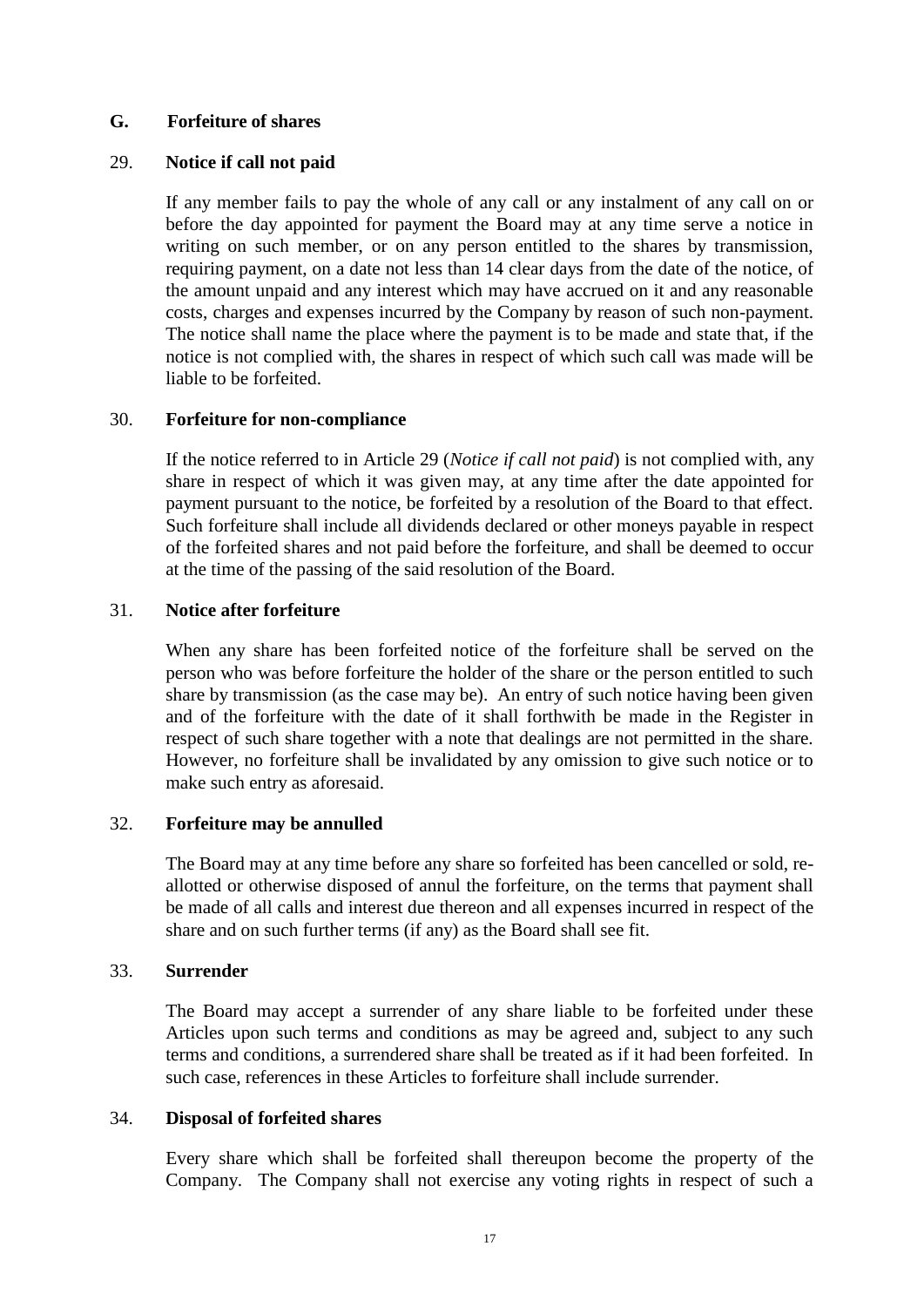## G. Forfeiture of shares

### 29. Notice if call not paid

If any member fails to pay the whole of any call or any instalment of any call on or before the day appointed for payment the Board may at any time serve a notice in writing on such member, or on any person entitled to the shares by transmission, requiring payment, on a date not less than 14 clear days from the date of the notice, of the amount unpaid and any interest which may have accrued on it and any reasonable costs, charges and expenses incurred by the Company by reason of such non-payment. The notice shall name the place where the payment is to be made and state that, if the notice is not complied with, the shares in respect of which such call was made will be liable to be forfeited.

### 30. Forfeiture for non-compliance

If the notice referred to in Article 29 (*Notice if call not paid*) is not complied with, any share in respect of which it was given may, at any time after the date appointed for payment pursuant to the notice, be forfeited by a resolution of the Board to that effect. Such forfeiture shall include all dividends declared or other moneys payable in respect of the forfeited shares and not paid before the forfeiture, and shall be deemed to occur at the time of the passing of the said resolution of the Board.

### 31. Notice after forfeiture

When any share has been forfeited notice of the forfeiture shall be served on the person who was before forfeiture the holder of the share or the person entitled to such share by transmission (as the case may be). An entry of such notice having been given and of the forfeiture with the date of it shall forthwith be made in the Register in respect of such share together with a note that dealings are not permitted in the share. However, no forfeiture shall be invalidated by any omission to give such notice or to make such entry as aforesaid.

### 32. Forfeiture may be annulled

The Board may at any time before any share so forfeited has been cancelled or sold, re-allotted or otherwise disposed of annul the forfeiture, on the terms that payment shall be made of all calls and interest due thereon and all expenses incurred in respect of the share and on such further terms (if any) as the Board shall see fit.

### 33. Surrender

The Board may accept a surrender of any share liable to be forfeited under these Articles upon such terms and conditions as may be agreed and, subject to any such terms and conditions, a surrendered share shall be treated as if it had been forfeited. In such case, references in these Articles to forfeiture shall include surrender.

### 34. Disposal of forfeited shares

Every share which shall be forfeited shall thereupon become the property of the Company. The Company shall not exercise any voting rights in respect of such a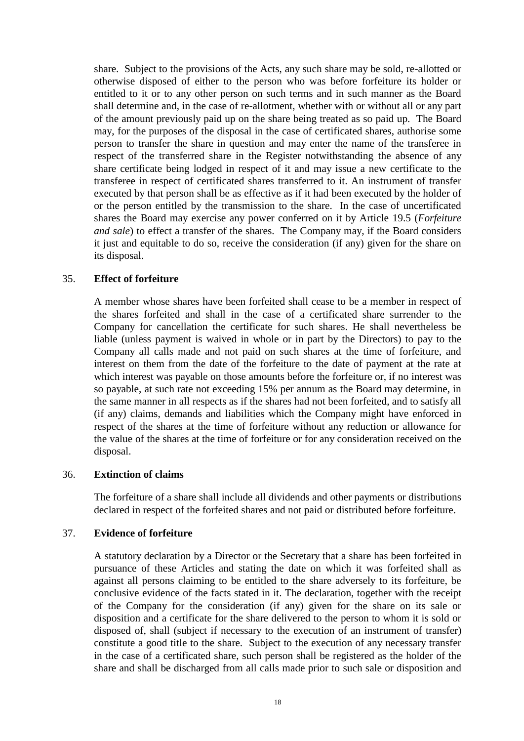share. Subject to the provisions of the Acts, any such share may be sold, re-allotted or otherwise disposed of either to the person who was before forfeiture its holder or entitled to it or to any other person on such terms and in such manner as the Board shall determine and, in the case of re-allotment, whether with or without all or any part of the amount previously paid up on the share being treated as so paid up. The Board may, for the purposes of the disposal in the case of certificated shares, authorise some person to transfer the share in question and may enter the name of the transferee in respect of the transferred share in the Register notwithstanding the absence of any share certificate being lodged in respect of it and may issue a new certificate to the transferee in respect of certificated shares transferred to it. An instrument of transfer executed by that person shall be as effective as if it had been executed by the holder of or the person entitled by the transmission to the share. In the case of uncertificated shares the Board may exercise any power conferred on it by Article 19.5 (*Forfeiture and sale*) to effect a transfer of the shares. The Company may, if the Board considers it just and equitable to do so, receive the consideration (if any) given for the share on its disposal.

## 35. **Effect of forfeiture**

A member whose shares have been forfeited shall cease to be a member in respect of the shares forfeited and shall in the case of a certificated share surrender to the Company for cancellation the certificate for such shares. He shall nevertheless be liable (unless payment is waived in whole or in part by the Directors) to pay to the Company all calls made and not paid on such shares at the time of forfeiture, and interest on them from the date of the forfeiture to the date of payment at the rate at which interest was payable on those amounts before the forfeiture or, if no interest was so payable, at such rate not exceeding 15% per annum as the Board may determine, in the same manner in all respects as if the shares had not been forfeited, and to satisfy all (if any) claims, demands and liabilities which the Company might have enforced in respect of the shares at the time of forfeiture without any reduction or allowance for the value of the shares at the time of forfeiture or for any consideration received on the disposal.

## 36. **Extinction of claims**

The forfeiture of a share shall include all dividends and other payments or distributions declared in respect of the forfeited shares and not paid or distributed before forfeiture.

## 37. **Evidence of forfeiture**

A statutory declaration by a Director or the Secretary that a share has been forfeited in pursuance of these Articles and stating the date on which it was forfeited shall as against all persons claiming to be entitled to the share adversely to its forfeiture, be conclusive evidence of the facts stated in it. The declaration, together with the receipt of the Company for the consideration (if any) given for the share on its sale or disposition and a certificate for the share delivered to the person to whom it is sold or disposed of, shall (subject if necessary to the execution of an instrument of transfer) constitute a good title to the share. Subject to the execution of any necessary transfer in the case of a certificated share, such person shall be registered as the holder of the share and shall be discharged from all calls made prior to such sale or disposition and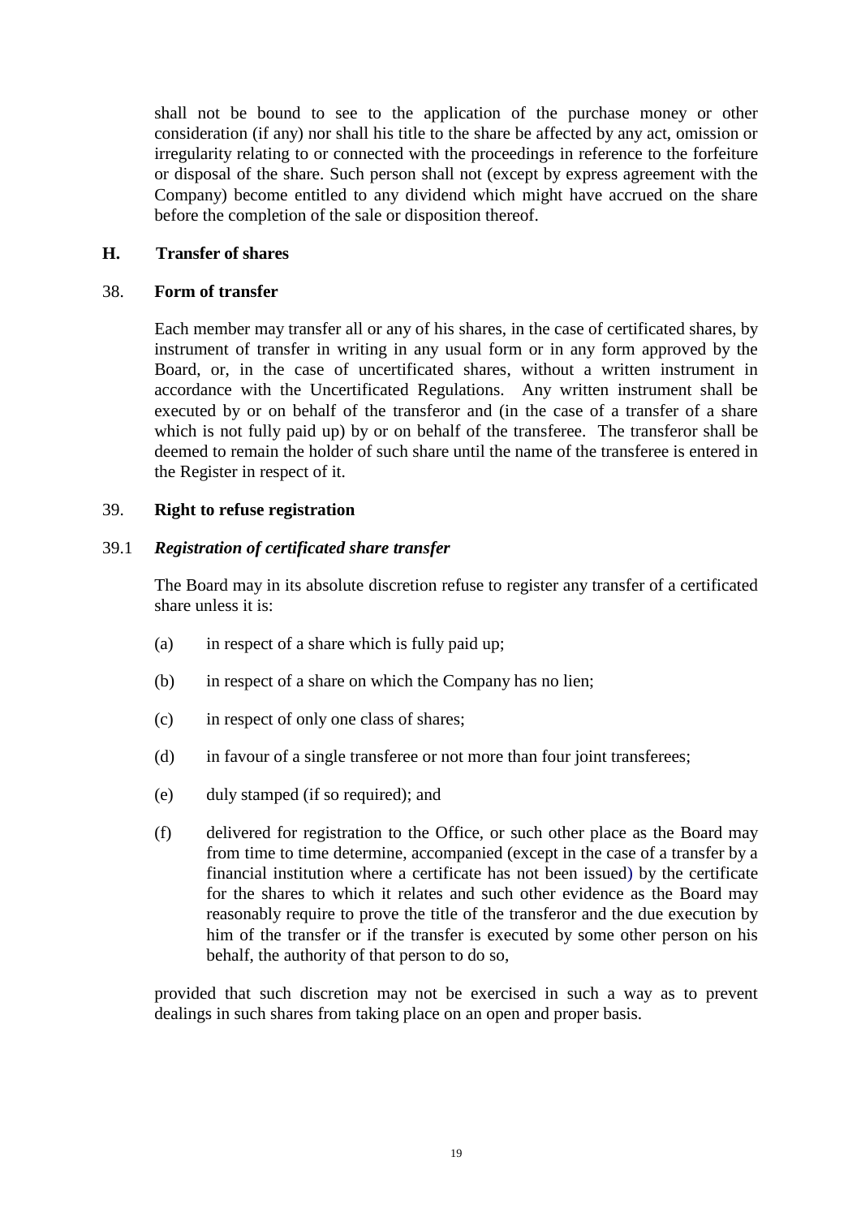shall not be bound to see to the application of the purchase money or other consideration (if any) nor shall his title to the share be affected by any act, omission or irregularity relating to or connected with the proceedings in reference to the forfeiture or disposal of the share. Such person shall not (except by express agreement with the Company) become entitled to any dividend which might have accrued on the share before the completion of the sale or disposition thereof.

## H. Transfer of shares

### 38. Form of transfer

Each member may transfer all or any of his shares, in the case of certificated shares, by instrument of transfer in writing in any usual form or in any form approved by the Board, or, in the case of uncertificated shares, without a written instrument in accordance with the Uncertificated Regulations. Any written instrument shall be executed by or on behalf of the transferor and (in the case of a transfer of a share which is not fully paid up) by or on behalf of the transferee. The transferor shall be deemed to remain the holder of such share until the name of the transferee is entered in the Register in respect of it.

### 39. Right to refuse registration

#### 39.1 *Registration of certificated share transfer*

The Board may in its absolute discretion refuse to register any transfer of a certificated share unless it is:

(a) in respect of a share which is fully paid up;

(b) in respect of a share on which the Company has no lien;

(c) in respect of only one class of shares;

(d) in favour of a single transferee or not more than four joint transferees;

(e) duly stamped (if so required); and

(f) delivered for registration to the Office, or such other place as the Board may from time to time determine, accompanied (except in the case of a transfer by a financial institution where a certificate has not been issued) by the certificate for the shares to which it relates and such other evidence as the Board may reasonably require to prove the title of the transferor and the due execution by him of the transfer or if the transfer is executed by some other person on his behalf, the authority of that person to do so,

provided that such discretion may not be exercised in such a way as to prevent dealings in such shares from taking place on an open and proper basis.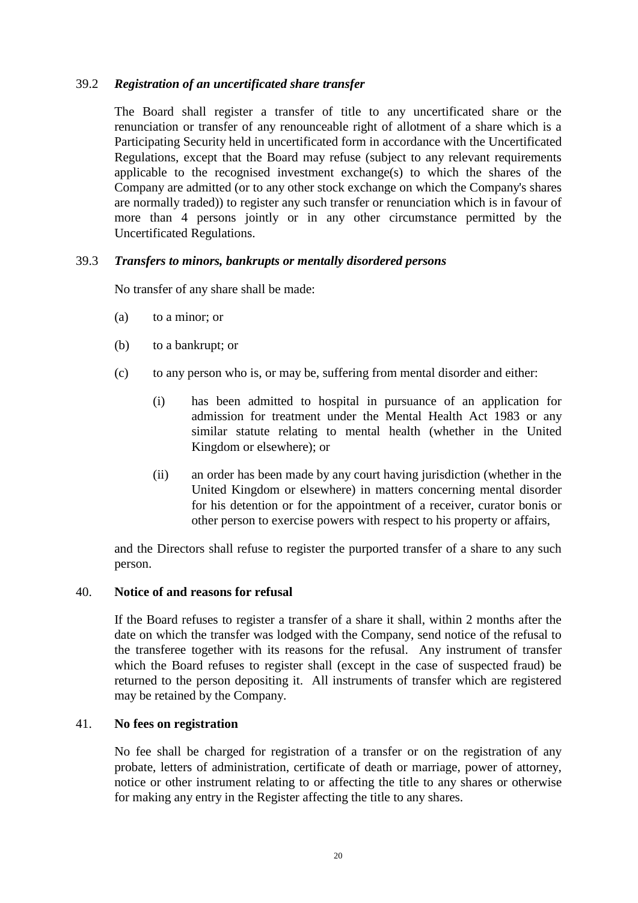39.2 ***Registration of an uncertificated share transfer***

The Board shall register a transfer of title to any uncertificated share or the renunciation or transfer of any renounceable right of allotment of a share which is a Participating Security held in uncertificated form in accordance with the Uncertificated Regulations, except that the Board may refuse (subject to any relevant requirements applicable to the recognised investment exchange(s) to which the shares of the Company are admitted (or to any other stock exchange on which the Company's shares are normally traded)) to register any such transfer or renunciation which is in favour of more than 4 persons jointly or in any other circumstance permitted by the Uncertificated Regulations.

39.3 ***Transfers to minors, bankrupts or mentally disordered persons***

No transfer of any share shall be made:

(a) to a minor; or

(b) to a bankrupt; or

(c) to any person who is, or may be, suffering from mental disorder and either:

   (i) has been admitted to hospital in pursuance of an application for admission for treatment under the Mental Health Act 1983 or any similar statute relating to mental health (whether in the United Kingdom or elsewhere); or

   (ii) an order has been made by any court having jurisdiction (whether in the United Kingdom or elsewhere) in matters concerning mental disorder for his detention or for the appointment of a receiver, curator bonis or other person to exercise powers with respect to his property or affairs,

and the Directors shall refuse to register the purported transfer of a share to any such person.

40. **Notice of and reasons for refusal**

If the Board refuses to register a transfer of a share it shall, within 2 months after the date on which the transfer was lodged with the Company, send notice of the refusal to the transferee together with its reasons for the refusal. Any instrument of transfer which the Board refuses to register shall (except in the case of suspected fraud) be returned to the person depositing it. All instruments of transfer which are registered may be retained by the Company.

41. **No fees on registration**

No fee shall be charged for registration of a transfer or on the registration of any probate, letters of administration, certificate of death or marriage, power of attorney, notice or other instrument relating to or affecting the title to any shares or otherwise for making any entry in the Register affecting the title to any shares.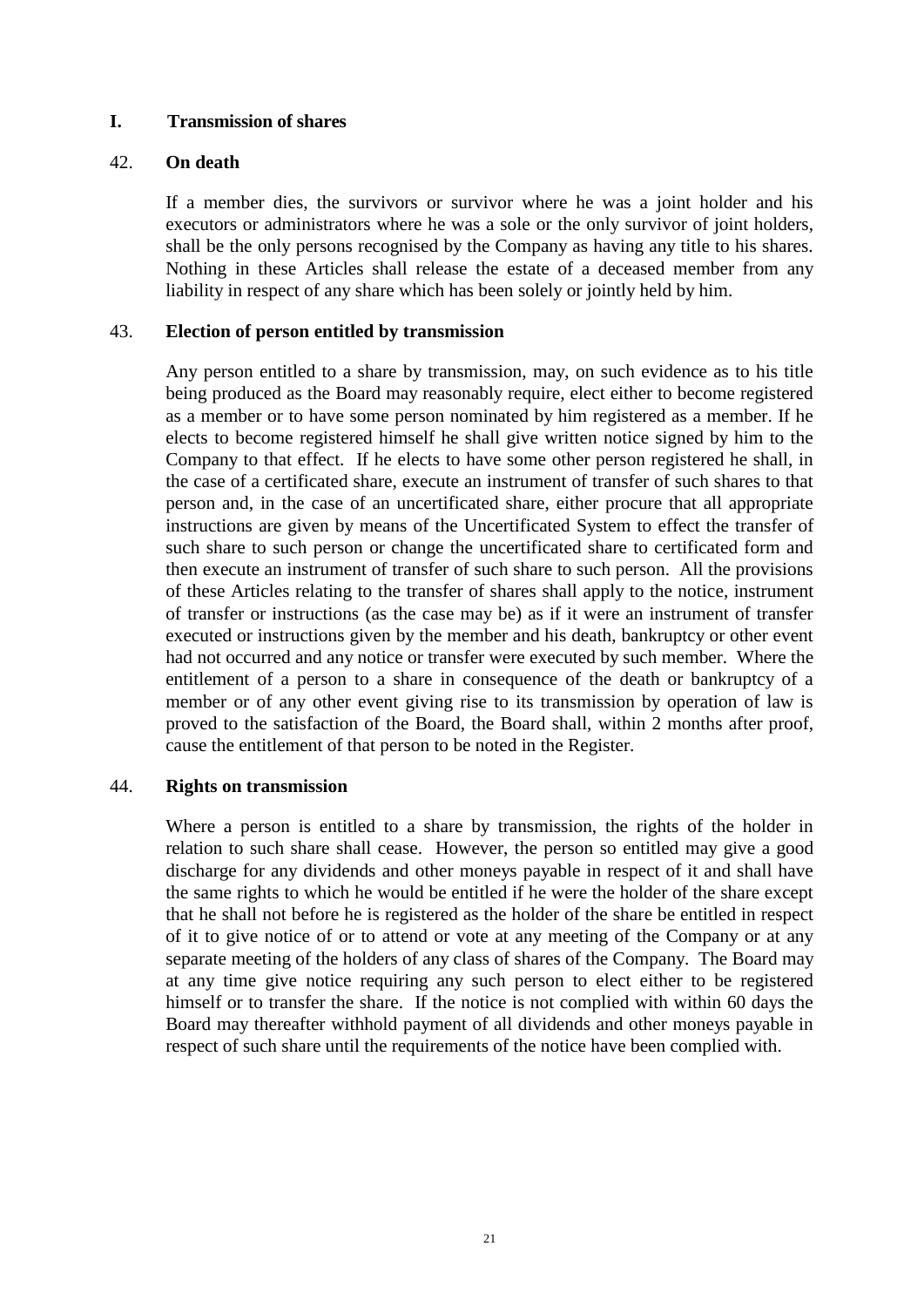## I. Transmission of shares

### 42. On death

If a member dies, the survivors or survivor where he was a joint holder and his executors or administrators where he was a sole or the only survivor of joint holders, shall be the only persons recognised by the Company as having any title to his shares. Nothing in these Articles shall release the estate of a deceased member from any liability in respect of any share which has been solely or jointly held by him.

### 43. Election of person entitled by transmission

Any person entitled to a share by transmission, may, on such evidence as to his title being produced as the Board may reasonably require, elect either to become registered as a member or to have some person nominated by him registered as a member. If he elects to become registered himself he shall give written notice signed by him to the Company to that effect. If he elects to have some other person registered he shall, in the case of a certificated share, execute an instrument of transfer of such shares to that person and, in the case of an uncertificated share, either procure that all appropriate instructions are given by means of the Uncertificated System to effect the transfer of such share to such person or change the uncertificated share to certificated form and then execute an instrument of transfer of such share to such person. All the provisions of these Articles relating to the transfer of shares shall apply to the notice, instrument of transfer or instructions (as the case may be) as if it were an instrument of transfer executed or instructions given by the member and his death, bankruptcy or other event had not occurred and any notice or transfer were executed by such member. Where the entitlement of a person to a share in consequence of the death or bankruptcy of a member or of any other event giving rise to its transmission by operation of law is proved to the satisfaction of the Board, the Board shall, within 2 months after proof, cause the entitlement of that person to be noted in the Register.

### 44. Rights on transmission

Where a person is entitled to a share by transmission, the rights of the holder in relation to such share shall cease. However, the person so entitled may give a good discharge for any dividends and other moneys payable in respect of it and shall have the same rights to which he would be entitled if he were the holder of the share except that he shall not before he is registered as the holder of the share be entitled in respect of it to give notice of or to attend or vote at any meeting of the Company or at any separate meeting of the holders of any class of shares of the Company. The Board may at any time give notice requiring any such person to elect either to be registered himself or to transfer the share. If the notice is not complied with within 60 days the Board may thereafter withhold payment of all dividends and other moneys payable in respect of such share until the requirements of the notice have been complied with.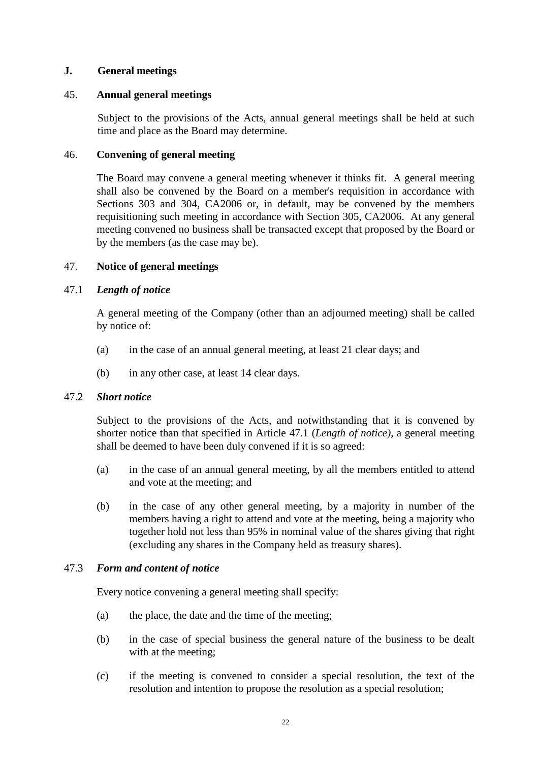## J. General meetings

### 45. Annual general meetings

Subject to the provisions of the Acts, annual general meetings shall be held at such time and place as the Board may determine.

### 46. Convening of general meeting

The Board may convene a general meeting whenever it thinks fit. A general meeting shall also be convened by the Board on a member's requisition in accordance with Sections 303 and 304, CA2006 or, in default, may be convened by the members requisitioning such meeting in accordance with Section 305, CA2006. At any general meeting convened no business shall be transacted except that proposed by the Board or by the members (as the case may be).

### 47. Notice of general meetings

#### 47.1 *Length of notice*

A general meeting of the Company (other than an adjourned meeting) shall be called by notice of:

(a) in the case of an annual general meeting, at least 21 clear days; and

(b) in any other case, at least 14 clear days.

#### 47.2 *Short notice*

Subject to the provisions of the Acts, and notwithstanding that it is convened by shorter notice than that specified in Article 47.1 (*Length of notice)*, a general meeting shall be deemed to have been duly convened if it is so agreed:

(a) in the case of an annual general meeting, by all the members entitled to attend and vote at the meeting; and

(b) in the case of any other general meeting, by a majority in number of the members having a right to attend and vote at the meeting, being a majority who together hold not less than 95% in nominal value of the shares giving that right (excluding any shares in the Company held as treasury shares).

#### 47.3 *Form and content of notice*

Every notice convening a general meeting shall specify:

(a) the place, the date and the time of the meeting;

(b) in the case of special business the general nature of the business to be dealt with at the meeting;

(c) if the meeting is convened to consider a special resolution, the text of the resolution and intention to propose the resolution as a special resolution;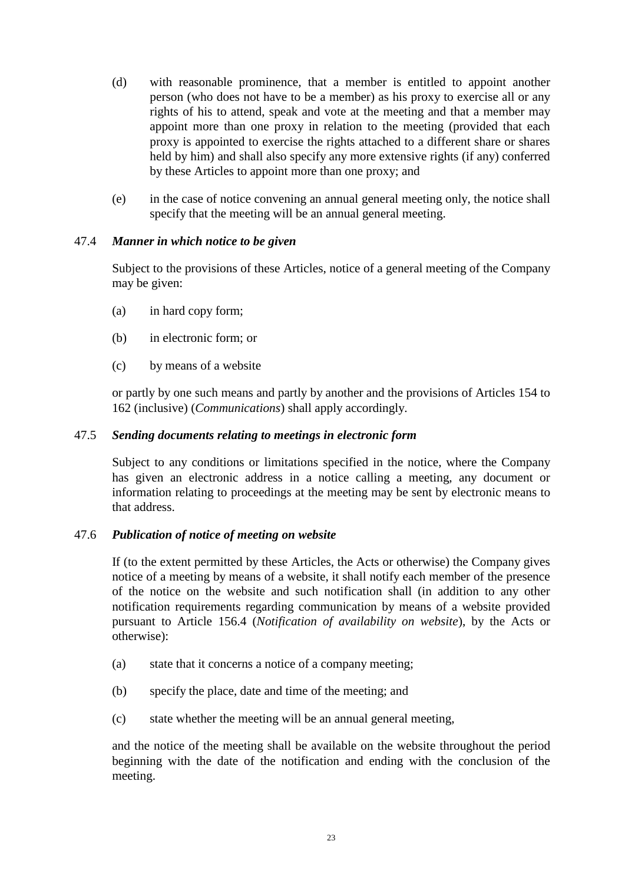(d) with reasonable prominence, that a member is entitled to appoint another person (who does not have to be a member) as his proxy to exercise all or any rights of his to attend, speak and vote at the meeting and that a member may appoint more than one proxy in relation to the meeting (provided that each proxy is appointed to exercise the rights attached to a different share or shares held by him) and shall also specify any more extensive rights (if any) conferred by these Articles to appoint more than one proxy; and

(e) in the case of notice convening an annual general meeting only, the notice shall specify that the meeting will be an annual general meeting.

47.4 ***Manner in which notice to be given***

Subject to the provisions of these Articles, notice of a general meeting of the Company may be given:

(a) in hard copy form;

(b) in electronic form; or

(c) by means of a website

or partly by one such means and partly by another and the provisions of Articles 154 to 162 (inclusive) (*Communications*) shall apply accordingly.

47.5 ***Sending documents relating to meetings in electronic form***

Subject to any conditions or limitations specified in the notice, where the Company has given an electronic address in a notice calling a meeting, any document or information relating to proceedings at the meeting may be sent by electronic means to that address.

47.6 ***Publication of notice of meeting on website***

If (to the extent permitted by these Articles, the Acts or otherwise) the Company gives notice of a meeting by means of a website, it shall notify each member of the presence of the notice on the website and such notification shall (in addition to any other notification requirements regarding communication by means of a website provided pursuant to Article 156.4 (*Notification of availability on website*), by the Acts or otherwise):

(a) state that it concerns a notice of a company meeting;

(b) specify the place, date and time of the meeting; and

(c) state whether the meeting will be an annual general meeting,

and the notice of the meeting shall be available on the website throughout the period beginning with the date of the notification and ending with the conclusion of the meeting.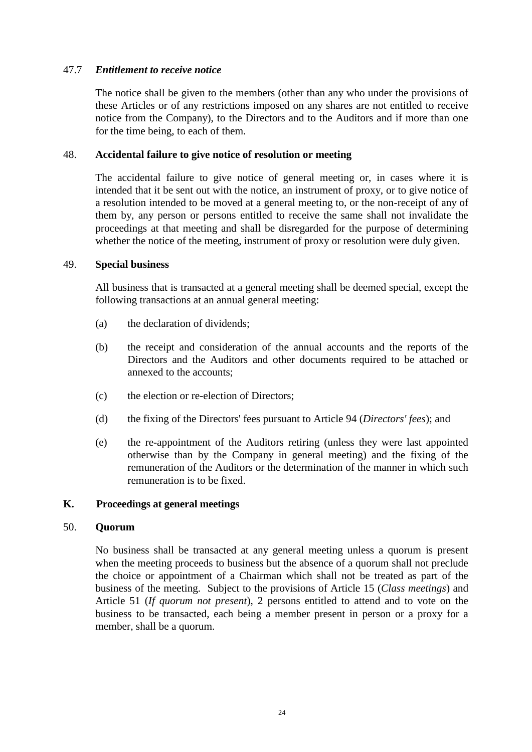47.7 ***Entitlement to receive notice***

The notice shall be given to the members (other than any who under the provisions of these Articles or of any restrictions imposed on any shares are not entitled to receive notice from the Company), to the Directors and to the Auditors and if more than one for the time being, to each of them.

48. **Accidental failure to give notice of resolution or meeting**

The accidental failure to give notice of general meeting or, in cases where it is intended that it be sent out with the notice, an instrument of proxy, or to give notice of a resolution intended to be moved at a general meeting to, or the non-receipt of any of them by, any person or persons entitled to receive the same shall not invalidate the proceedings at that meeting and shall be disregarded for the purpose of determining whether the notice of the meeting, instrument of proxy or resolution were duly given.

49. **Special business**

All business that is transacted at a general meeting shall be deemed special, except the following transactions at an annual general meeting:

(a) the declaration of dividends;

(b) the receipt and consideration of the annual accounts and the reports of the Directors and the Auditors and other documents required to be attached or annexed to the accounts;

(c) the election or re-election of Directors;

(d) the fixing of the Directors' fees pursuant to Article 94 (*Directors' fees*); and

(e) the re-appointment of the Auditors retiring (unless they were last appointed otherwise than by the Company in general meeting) and the fixing of the remuneration of the Auditors or the determination of the manner in which such remuneration is to be fixed.

## K. Proceedings at general meetings

50. **Quorum**

No business shall be transacted at any general meeting unless a quorum is present when the meeting proceeds to business but the absence of a quorum shall not preclude the choice or appointment of a Chairman which shall not be treated as part of the business of the meeting. Subject to the provisions of Article 15 (*Class meetings*) and Article 51 (*If quorum not present*), 2 persons entitled to attend and to vote on the business to be transacted, each being a member present in person or a proxy for a member, shall be a quorum.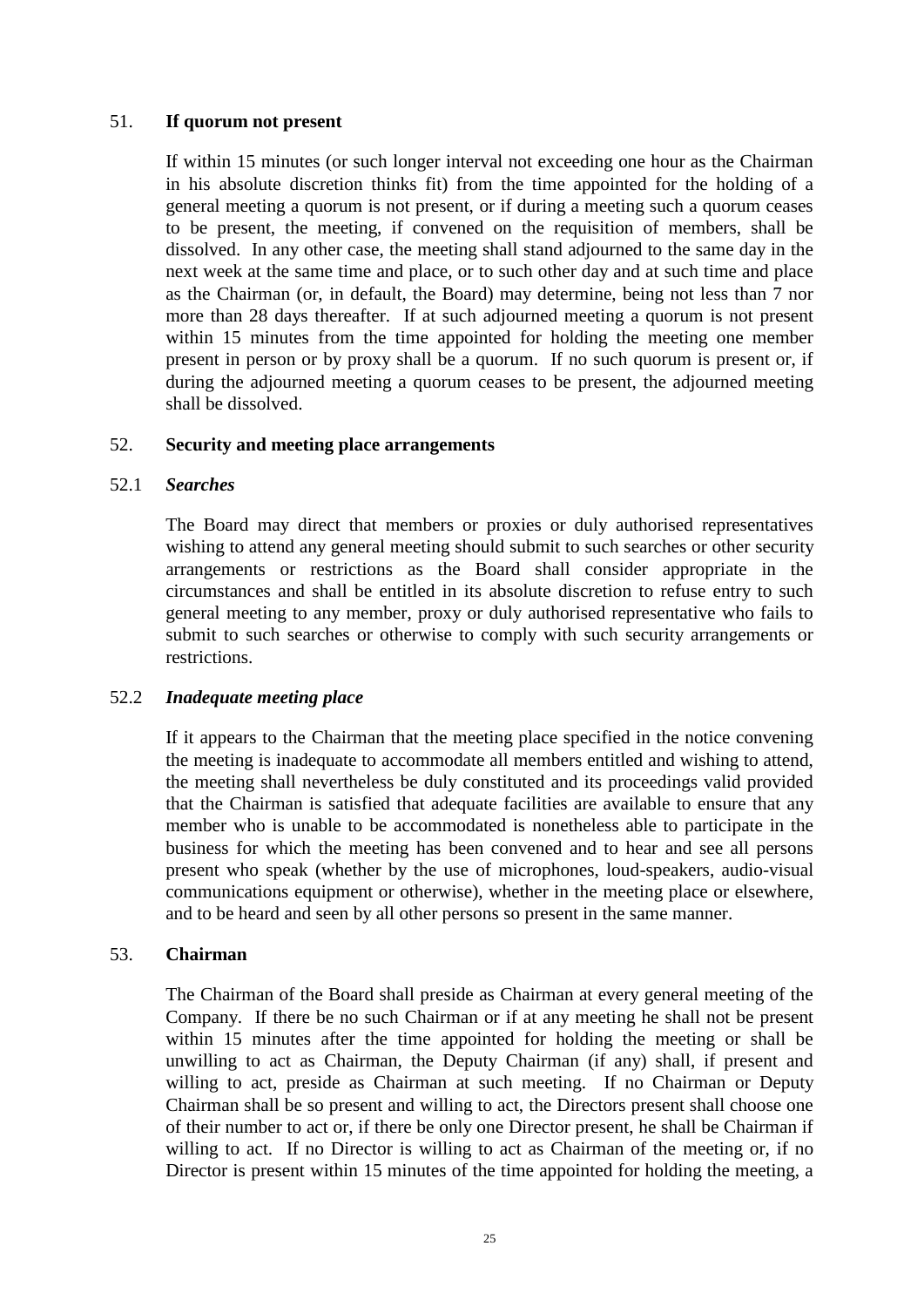## 51. If quorum not present

If within 15 minutes (or such longer interval not exceeding one hour as the Chairman in his absolute discretion thinks fit) from the time appointed for the holding of a general meeting a quorum is not present, or if during a meeting such a quorum ceases to be present, the meeting, if convened on the requisition of members, shall be dissolved. In any other case, the meeting shall stand adjourned to the same day in the next week at the same time and place, or to such other day and at such time and place as the Chairman (or, in default, the Board) may determine, being not less than 7 nor more than 28 days thereafter. If at such adjourned meeting a quorum is not present within 15 minutes from the time appointed for holding the meeting one member present in person or by proxy shall be a quorum. If no such quorum is present or, if during the adjourned meeting a quorum ceases to be present, the adjourned meeting shall be dissolved.

## 52. Security and meeting place arrangements

### 52.1 *Searches*

The Board may direct that members or proxies or duly authorised representatives wishing to attend any general meeting should submit to such searches or other security arrangements or restrictions as the Board shall consider appropriate in the circumstances and shall be entitled in its absolute discretion to refuse entry to such general meeting to any member, proxy or duly authorised representative who fails to submit to such searches or otherwise to comply with such security arrangements or restrictions.

### 52.2 *Inadequate meeting place*

If it appears to the Chairman that the meeting place specified in the notice convening the meeting is inadequate to accommodate all members entitled and wishing to attend, the meeting shall nevertheless be duly constituted and its proceedings valid provided that the Chairman is satisfied that adequate facilities are available to ensure that any member who is unable to be accommodated is nonetheless able to participate in the business for which the meeting has been convened and to hear and see all persons present who speak (whether by the use of microphones, loud-speakers, audio-visual communications equipment or otherwise), whether in the meeting place or elsewhere, and to be heard and seen by all other persons so present in the same manner.

## 53. Chairman

The Chairman of the Board shall preside as Chairman at every general meeting of the Company. If there be no such Chairman or if at any meeting he shall not be present within 15 minutes after the time appointed for holding the meeting or shall be unwilling to act as Chairman, the Deputy Chairman (if any) shall, if present and willing to act, preside as Chairman at such meeting. If no Chairman or Deputy Chairman shall be so present and willing to act, the Directors present shall choose one of their number to act or, if there be only one Director present, he shall be Chairman if willing to act. If no Director is willing to act as Chairman of the meeting or, if no Director is present within 15 minutes of the time appointed for holding the meeting, a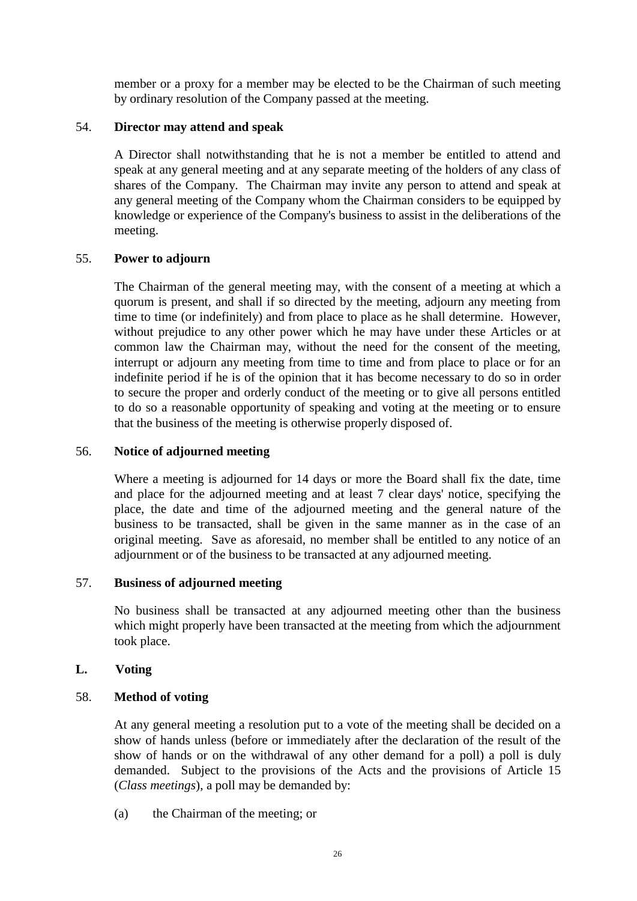member or a proxy for a member may be elected to be the Chairman of such meeting by ordinary resolution of the Company passed at the meeting.

54. **Director may attend and speak**

A Director shall notwithstanding that he is not a member be entitled to attend and speak at any general meeting and at any separate meeting of the holders of any class of shares of the Company. The Chairman may invite any person to attend and speak at any general meeting of the Company whom the Chairman considers to be equipped by knowledge or experience of the Company's business to assist in the deliberations of the meeting.

55. **Power to adjourn**

The Chairman of the general meeting may, with the consent of a meeting at which a quorum is present, and shall if so directed by the meeting, adjourn any meeting from time to time (or indefinitely) and from place to place as he shall determine. However, without prejudice to any other power which he may have under these Articles or at common law the Chairman may, without the need for the consent of the meeting, interrupt or adjourn any meeting from time to time and from place to place or for an indefinite period if he is of the opinion that it has become necessary to do so in order to secure the proper and orderly conduct of the meeting or to give all persons entitled to do so a reasonable opportunity of speaking and voting at the meeting or to ensure that the business of the meeting is otherwise properly disposed of.

56. **Notice of adjourned meeting**

Where a meeting is adjourned for 14 days or more the Board shall fix the date, time and place for the adjourned meeting and at least 7 clear days' notice, specifying the place, the date and time of the adjourned meeting and the general nature of the business to be transacted, shall be given in the same manner as in the case of an original meeting. Save as aforesaid, no member shall be entitled to any notice of an adjournment or of the business to be transacted at any adjourned meeting.

57. **Business of adjourned meeting**

No business shall be transacted at any adjourned meeting other than the business which might properly have been transacted at the meeting from which the adjournment took place.

## L. Voting

58. **Method of voting**

At any general meeting a resolution put to a vote of the meeting shall be decided on a show of hands unless (before or immediately after the declaration of the result of the show of hands or on the withdrawal of any other demand for a poll) a poll is duly demanded. Subject to the provisions of the Acts and the provisions of Article 15 (*Class meetings*), a poll may be demanded by:

(a) the Chairman of the meeting; or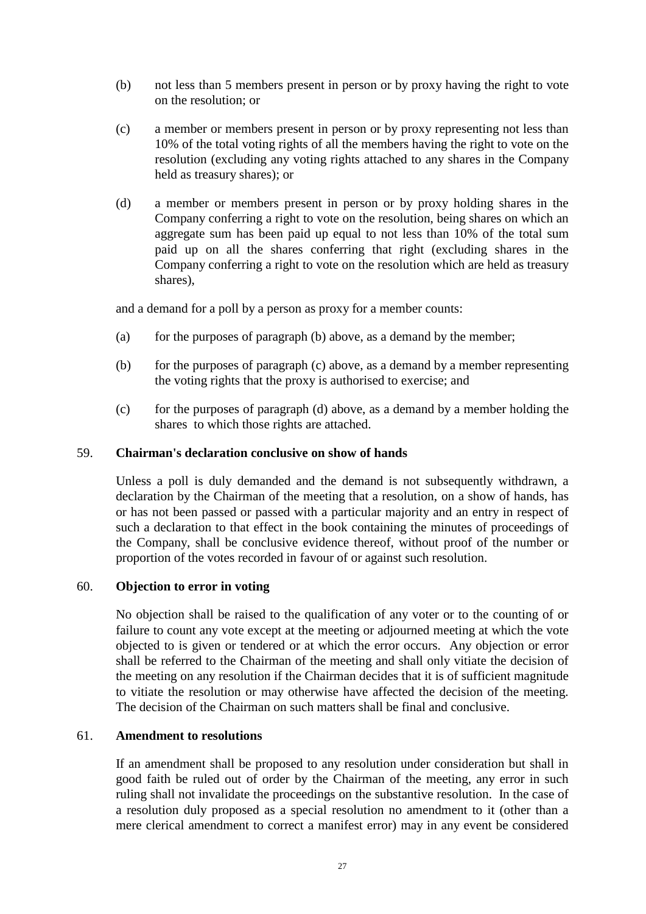(b) not less than 5 members present in person or by proxy having the right to vote on the resolution; or

(c) a member or members present in person or by proxy representing not less than 10% of the total voting rights of all the members having the right to vote on the resolution (excluding any voting rights attached to any shares in the Company held as treasury shares); or

(d) a member or members present in person or by proxy holding shares in the Company conferring a right to vote on the resolution, being shares on which an aggregate sum has been paid up equal to not less than 10% of the total sum paid up on all the shares conferring that right (excluding shares in the Company conferring a right to vote on the resolution which are held as treasury shares),

and a demand for a poll by a person as proxy for a member counts:

(a) for the purposes of paragraph (b) above, as a demand by the member;

(b) for the purposes of paragraph (c) above, as a demand by a member representing the voting rights that the proxy is authorised to exercise; and

(c) for the purposes of paragraph (d) above, as a demand by a member holding the shares to which those rights are attached.

## 59. Chairman's declaration conclusive on show of hands

Unless a poll is duly demanded and the demand is not subsequently withdrawn, a declaration by the Chairman of the meeting that a resolution, on a show of hands, has or has not been passed or passed with a particular majority and an entry in respect of such a declaration to that effect in the book containing the minutes of proceedings of the Company, shall be conclusive evidence thereof, without proof of the number or proportion of the votes recorded in favour of or against such resolution.

## 60. Objection to error in voting

No objection shall be raised to the qualification of any voter or to the counting of or failure to count any vote except at the meeting or adjourned meeting at which the vote objected to is given or tendered or at which the error occurs. Any objection or error shall be referred to the Chairman of the meeting and shall only vitiate the decision of the meeting on any resolution if the Chairman decides that it is of sufficient magnitude to vitiate the resolution or may otherwise have affected the decision of the meeting. The decision of the Chairman on such matters shall be final and conclusive.

## 61. Amendment to resolutions

If an amendment shall be proposed to any resolution under consideration but shall in good faith be ruled out of order by the Chairman of the meeting, any error in such ruling shall not invalidate the proceedings on the substantive resolution. In the case of a resolution duly proposed as a special resolution no amendment to it (other than a mere clerical amendment to correct a manifest error) may in any event be considered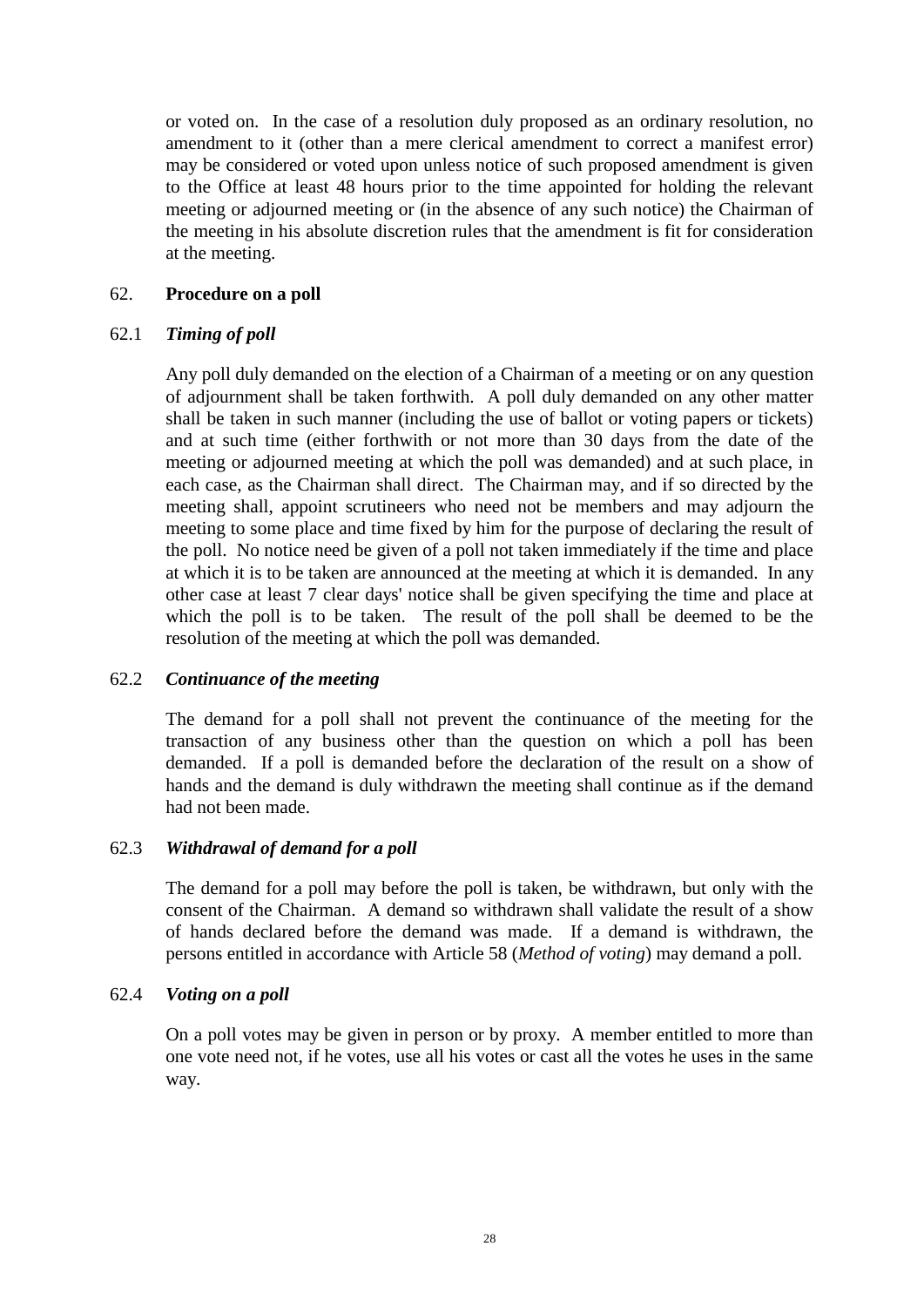or voted on. In the case of a resolution duly proposed as an ordinary resolution, no amendment to it (other than a mere clerical amendment to correct a manifest error) may be considered or voted upon unless notice of such proposed amendment is given to the Office at least 48 hours prior to the time appointed for holding the relevant meeting or adjourned meeting or (in the absence of any such notice) the Chairman of the meeting in his absolute discretion rules that the amendment is fit for consideration at the meeting.

## 62. **Procedure on a poll**

### 62.1 ***Timing of poll***

Any poll duly demanded on the election of a Chairman of a meeting or on any question of adjournment shall be taken forthwith. A poll duly demanded on any other matter shall be taken in such manner (including the use of ballot or voting papers or tickets) and at such time (either forthwith or not more than 30 days from the date of the meeting or adjourned meeting at which the poll was demanded) and at such place, in each case, as the Chairman shall direct. The Chairman may, and if so directed by the meeting shall, appoint scrutineers who need not be members and may adjourn the meeting to some place and time fixed by him for the purpose of declaring the result of the poll. No notice need be given of a poll not taken immediately if the time and place at which it is to be taken are announced at the meeting at which it is demanded. In any other case at least 7 clear days' notice shall be given specifying the time and place at which the poll is to be taken. The result of the poll shall be deemed to be the resolution of the meeting at which the poll was demanded.

### 62.2 ***Continuance of the meeting***

The demand for a poll shall not prevent the continuance of the meeting for the transaction of any business other than the question on which a poll has been demanded. If a poll is demanded before the declaration of the result on a show of hands and the demand is duly withdrawn the meeting shall continue as if the demand had not been made.

### 62.3 ***Withdrawal of demand for a poll***

The demand for a poll may before the poll is taken, be withdrawn, but only with the consent of the Chairman. A demand so withdrawn shall validate the result of a show of hands declared before the demand was made. If a demand is withdrawn, the persons entitled in accordance with Article 58 (*Method of voting*) may demand a poll.

### 62.4 ***Voting on a poll***

On a poll votes may be given in person or by proxy. A member entitled to more than one vote need not, if he votes, use all his votes or cast all the votes he uses in the same way.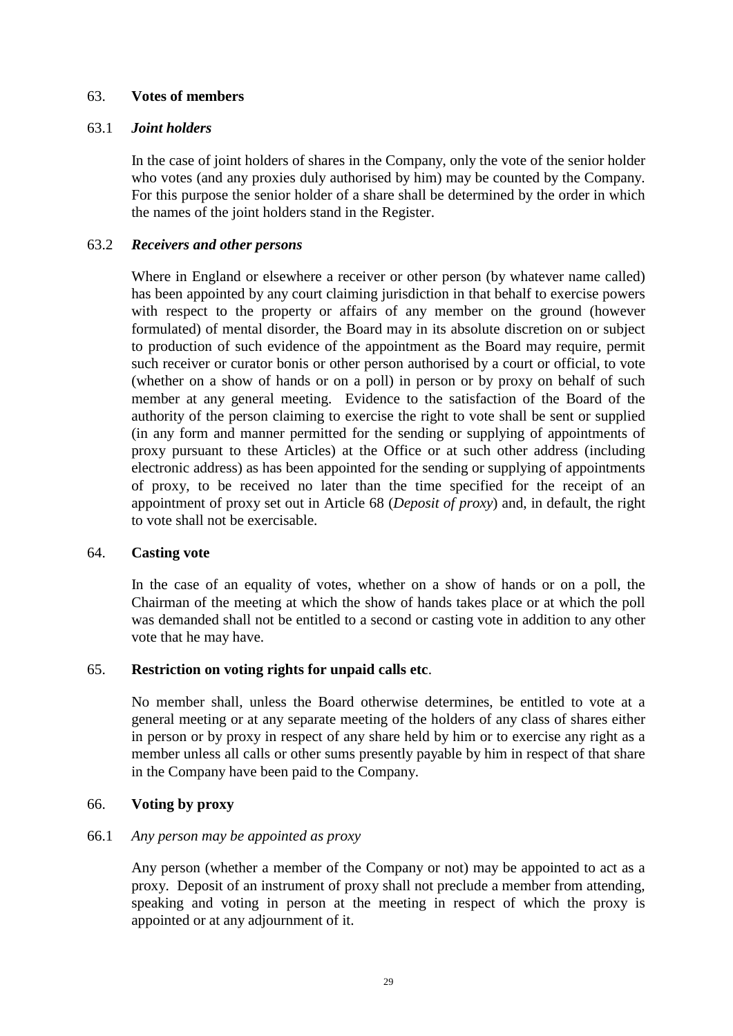## 63. **Votes of members**

### 63.1 *Joint holders*

In the case of joint holders of shares in the Company, only the vote of the senior holder who votes (and any proxies duly authorised by him) may be counted by the Company. For this purpose the senior holder of a share shall be determined by the order in which the names of the joint holders stand in the Register.

### 63.2 *Receivers and other persons*

Where in England or elsewhere a receiver or other person (by whatever name called) has been appointed by any court claiming jurisdiction in that behalf to exercise powers with respect to the property or affairs of any member on the ground (however formulated) of mental disorder, the Board may in its absolute discretion on or subject to production of such evidence of the appointment as the Board may require, permit such receiver or curator bonis or other person authorised by a court or official, to vote (whether on a show of hands or on a poll) in person or by proxy on behalf of such member at any general meeting. Evidence to the satisfaction of the Board of the authority of the person claiming to exercise the right to vote shall be sent or supplied (in any form and manner permitted for the sending or supplying of appointments of proxy pursuant to these Articles) at the Office or at such other address (including electronic address) as has been appointed for the sending or supplying of appointments of proxy, to be received no later than the time specified for the receipt of an appointment of proxy set out in Article 68 (*Deposit of proxy*) and, in default, the right to vote shall not be exercisable.

## 64. **Casting vote**

In the case of an equality of votes, whether on a show of hands or on a poll, the Chairman of the meeting at which the show of hands takes place or at which the poll was demanded shall not be entitled to a second or casting vote in addition to any other vote that he may have.

## 65. **Restriction on voting rights for unpaid calls etc**.

No member shall, unless the Board otherwise determines, be entitled to vote at a general meeting or at any separate meeting of the holders of any class of shares either in person or by proxy in respect of any share held by him or to exercise any right as a member unless all calls or other sums presently payable by him in respect of that share in the Company have been paid to the Company.

## 66. **Voting by proxy**

### 66.1 *Any person may be appointed as proxy*

Any person (whether a member of the Company or not) may be appointed to act as a proxy. Deposit of an instrument of proxy shall not preclude a member from attending, speaking and voting in person at the meeting in respect of which the proxy is appointed or at any adjournment of it.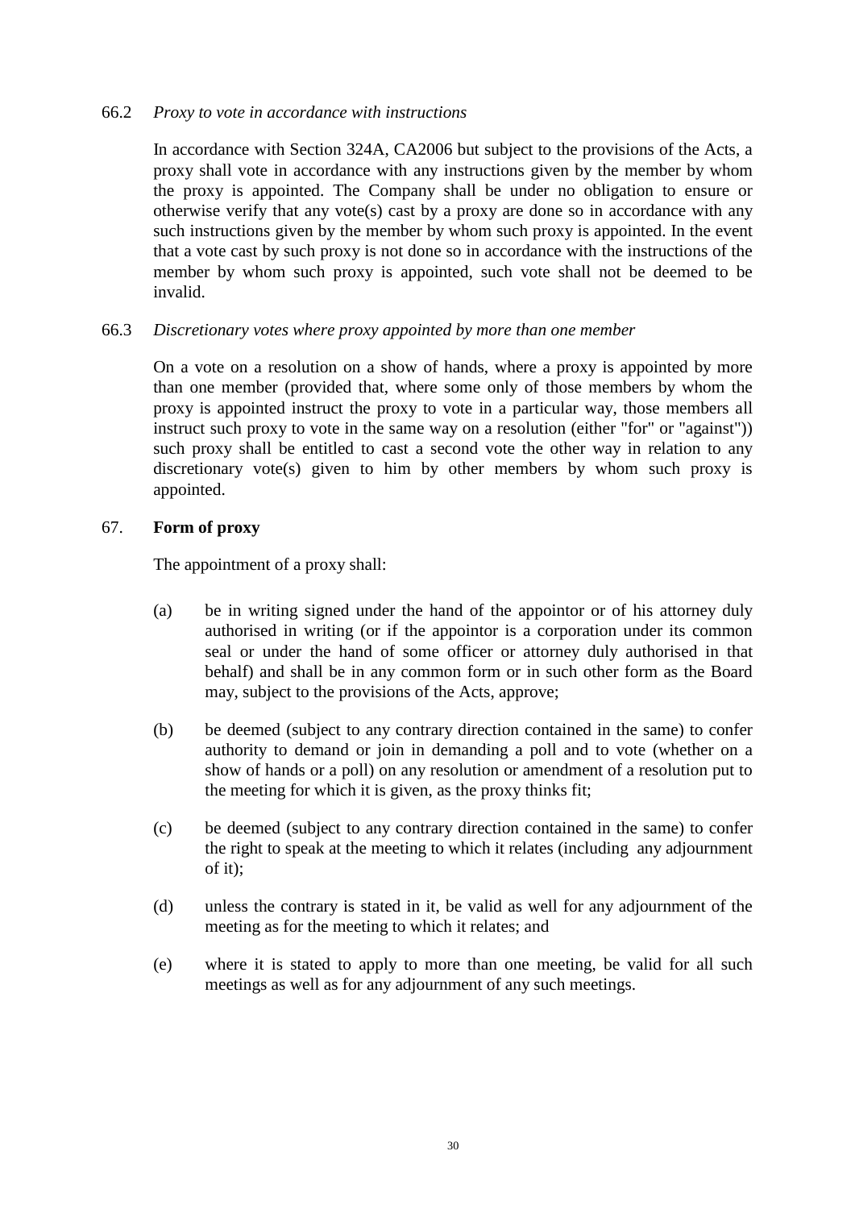66.2 *Proxy to vote in accordance with instructions*

In accordance with Section 324A, CA2006 but subject to the provisions of the Acts, a proxy shall vote in accordance with any instructions given by the member by whom the proxy is appointed. The Company shall be under no obligation to ensure or otherwise verify that any vote(s) cast by a proxy are done so in accordance with any such instructions given by the member by whom such proxy is appointed. In the event that a vote cast by such proxy is not done so in accordance with the instructions of the member by whom such proxy is appointed, such vote shall not be deemed to be invalid.

66.3 *Discretionary votes where proxy appointed by more than one member*

On a vote on a resolution on a show of hands, where a proxy is appointed by more than one member (provided that, where some only of those members by whom the proxy is appointed instruct the proxy to vote in a particular way, those members all instruct such proxy to vote in the same way on a resolution (either "for" or "against")) such proxy shall be entitled to cast a second vote the other way in relation to any discretionary vote(s) given to him by other members by whom such proxy is appointed.

67. **Form of proxy**

The appointment of a proxy shall:

(a) be in writing signed under the hand of the appointor or of his attorney duly authorised in writing (or if the appointor is a corporation under its common seal or under the hand of some officer or attorney duly authorised in that behalf) and shall be in any common form or in such other form as the Board may, subject to the provisions of the Acts, approve;

(b) be deemed (subject to any contrary direction contained in the same) to confer authority to demand or join in demanding a poll and to vote (whether on a show of hands or a poll) on any resolution or amendment of a resolution put to the meeting for which it is given, as the proxy thinks fit;

(c) be deemed (subject to any contrary direction contained in the same) to confer the right to speak at the meeting to which it relates (including any adjournment of it);

(d) unless the contrary is stated in it, be valid as well for any adjournment of the meeting as for the meeting to which it relates; and

(e) where it is stated to apply to more than one meeting, be valid for all such meetings as well as for any adjournment of any such meetings.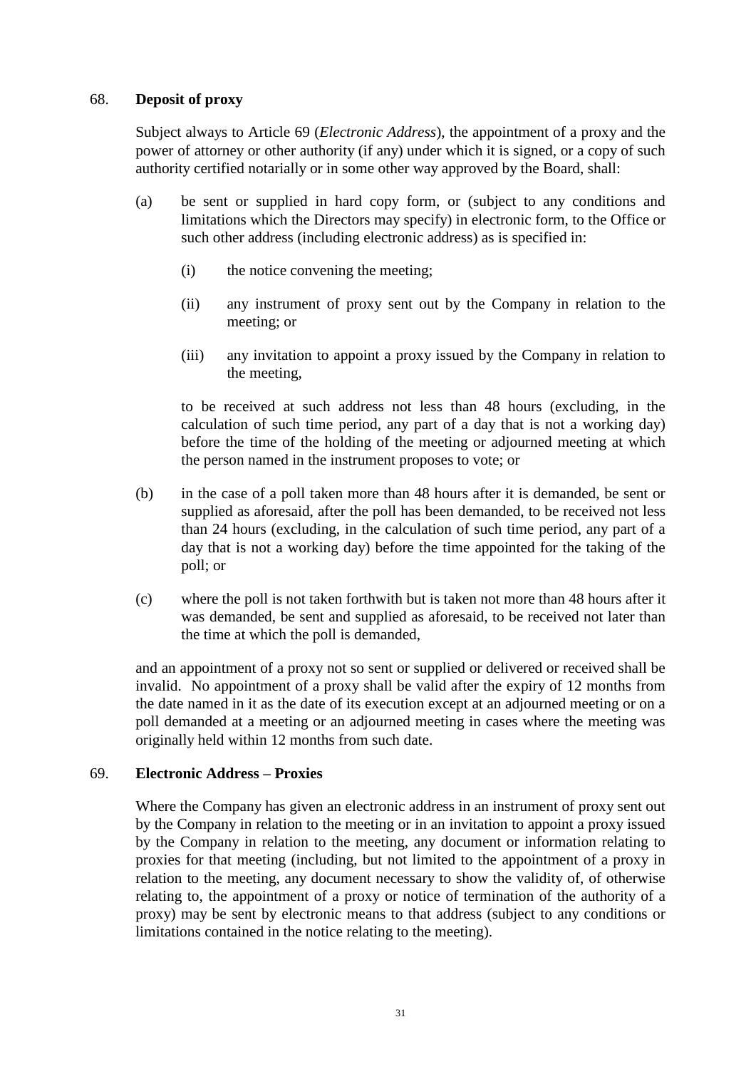## 68. **Deposit of proxy**

Subject always to Article 69 (*Electronic Address*), the appointment of a proxy and the power of attorney or other authority (if any) under which it is signed, or a copy of such authority certified notarially or in some other way approved by the Board, shall:

(a) be sent or supplied in hard copy form, or (subject to any conditions and limitations which the Directors may specify) in electronic form, to the Office or such other address (including electronic address) as is specified in:

   (i) the notice convening the meeting;

   (ii) any instrument of proxy sent out by the Company in relation to the meeting; or

   (iii) any invitation to appoint a proxy issued by the Company in relation to the meeting,

   to be received at such address not less than 48 hours (excluding, in the calculation of such time period, any part of a day that is not a working day) before the time of the holding of the meeting or adjourned meeting at which the person named in the instrument proposes to vote; or

(b) in the case of a poll taken more than 48 hours after it is demanded, be sent or supplied as aforesaid, after the poll has been demanded, to be received not less than 24 hours (excluding, in the calculation of such time period, any part of a day that is not a working day) before the time appointed for the taking of the poll; or

(c) where the poll is not taken forthwith but is taken not more than 48 hours after it was demanded, be sent and supplied as aforesaid, to be received not later than the time at which the poll is demanded,

and an appointment of a proxy not so sent or supplied or delivered or received shall be invalid. No appointment of a proxy shall be valid after the expiry of 12 months from the date named in it as the date of its execution except at an adjourned meeting or on a poll demanded at a meeting or an adjourned meeting in cases where the meeting was originally held within 12 months from such date.

## 69. **Electronic Address – Proxies**

Where the Company has given an electronic address in an instrument of proxy sent out by the Company in relation to the meeting or in an invitation to appoint a proxy issued by the Company in relation to the meeting, any document or information relating to proxies for that meeting (including, but not limited to the appointment of a proxy in relation to the meeting, any document necessary to show the validity of, of otherwise relating to, the appointment of a proxy or notice of termination of the authority of a proxy) may be sent by electronic means to that address (subject to any conditions or limitations contained in the notice relating to the meeting).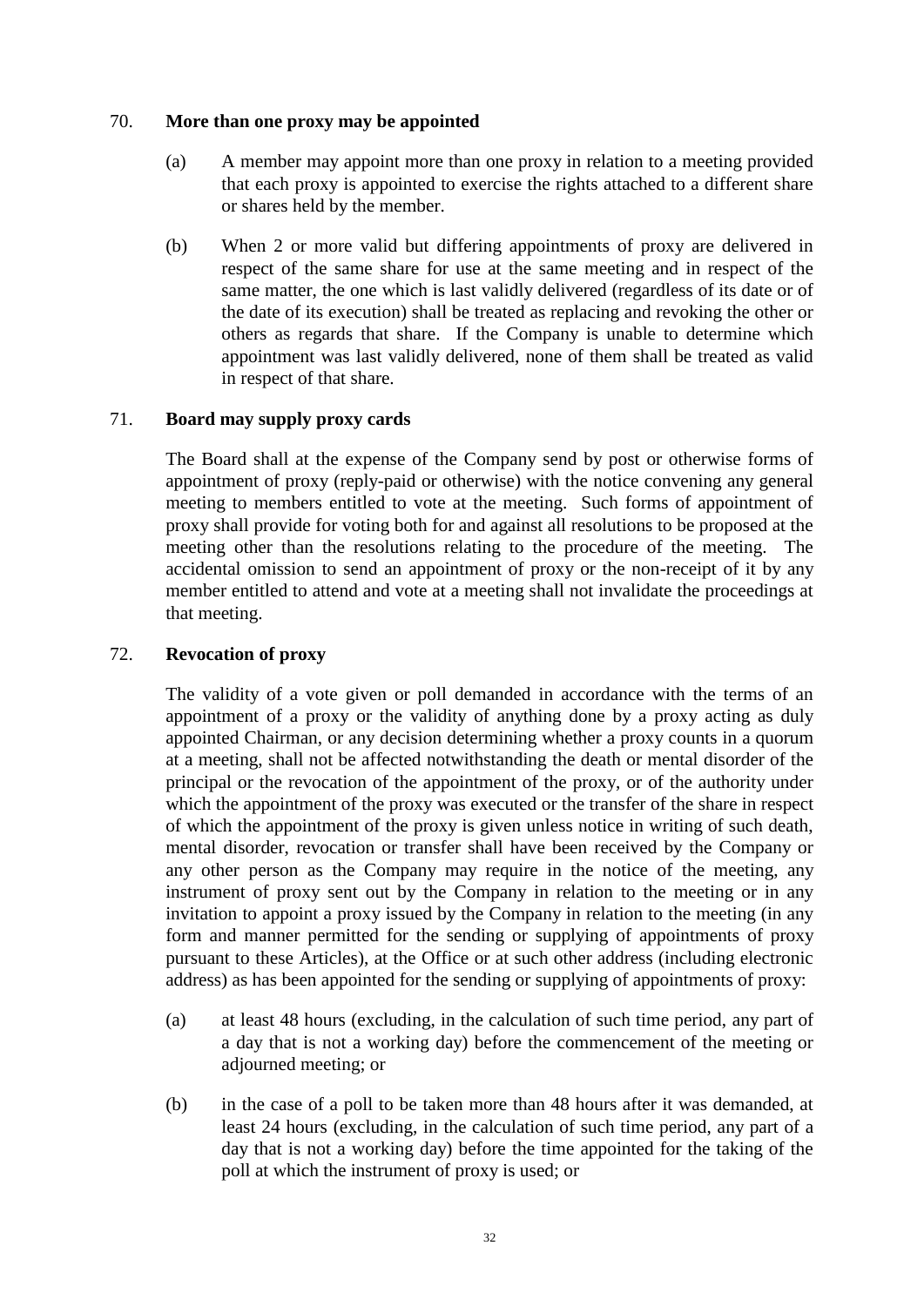70. **More than one proxy may be appointed**

(a) A member may appoint more than one proxy in relation to a meeting provided that each proxy is appointed to exercise the rights attached to a different share or shares held by the member.

(b) When 2 or more valid but differing appointments of proxy are delivered in respect of the same share for use at the same meeting and in respect of the same matter, the one which is last validly delivered (regardless of its date or of the date of its execution) shall be treated as replacing and revoking the other or others as regards that share. If the Company is unable to determine which appointment was last validly delivered, none of them shall be treated as valid in respect of that share.

71. **Board may supply proxy cards**

The Board shall at the expense of the Company send by post or otherwise forms of appointment of proxy (reply-paid or otherwise) with the notice convening any general meeting to members entitled to vote at the meeting. Such forms of appointment of proxy shall provide for voting both for and against all resolutions to be proposed at the meeting other than the resolutions relating to the procedure of the meeting. The accidental omission to send an appointment of proxy or the non-receipt of it by any member entitled to attend and vote at a meeting shall not invalidate the proceedings at that meeting.

72. **Revocation of proxy**

The validity of a vote given or poll demanded in accordance with the terms of an appointment of a proxy or the validity of anything done by a proxy acting as duly appointed Chairman, or any decision determining whether a proxy counts in a quorum at a meeting, shall not be affected notwithstanding the death or mental disorder of the principal or the revocation of the appointment of the proxy, or of the authority under which the appointment of the proxy was executed or the transfer of the share in respect of which the appointment of the proxy is given unless notice in writing of such death, mental disorder, revocation or transfer shall have been received by the Company or any other person as the Company may require in the notice of the meeting, any instrument of proxy sent out by the Company in relation to the meeting or in any invitation to appoint a proxy issued by the Company in relation to the meeting (in any form and manner permitted for the sending or supplying of appointments of proxy pursuant to these Articles), at the Office or at such other address (including electronic address) as has been appointed for the sending or supplying of appointments of proxy:

(a) at least 48 hours (excluding, in the calculation of such time period, any part of a day that is not a working day) before the commencement of the meeting or adjourned meeting; or

(b) in the case of a poll to be taken more than 48 hours after it was demanded, at least 24 hours (excluding, in the calculation of such time period, any part of a day that is not a working day) before the time appointed for the taking of the poll at which the instrument of proxy is used; or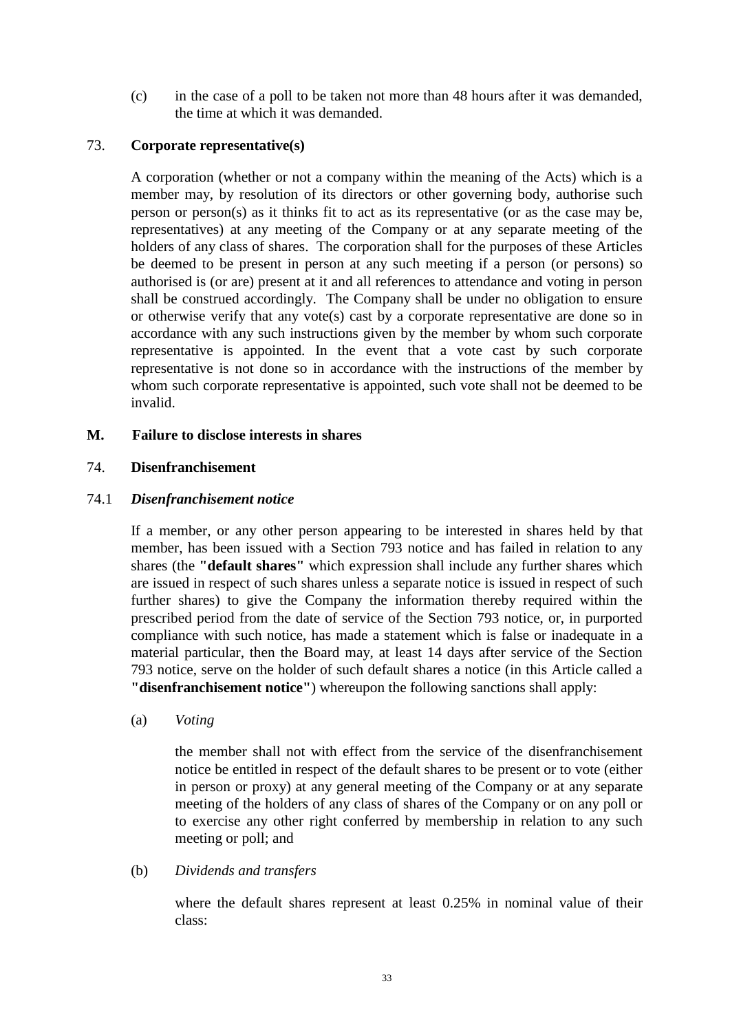(c) in the case of a poll to be taken not more than 48 hours after it was demanded, the time at which it was demanded.

### 73. Corporate representative(s)

A corporation (whether or not a company within the meaning of the Acts) which is a member may, by resolution of its directors or other governing body, authorise such person or person(s) as it thinks fit to act as its representative (or as the case may be, representatives) at any meeting of the Company or at any separate meeting of the holders of any class of shares. The corporation shall for the purposes of these Articles be deemed to be present in person at any such meeting if a person (or persons) so authorised is (or are) present at it and all references to attendance and voting in person shall be construed accordingly. The Company shall be under no obligation to ensure or otherwise verify that any vote(s) cast by a corporate representative are done so in accordance with any such instructions given by the member by whom such corporate representative is appointed. In the event that a vote cast by such corporate representative is not done so in accordance with the instructions of the member by whom such corporate representative is appointed, such vote shall not be deemed to be invalid.

## M. Failure to disclose interests in shares

### 74. Disenfranchisement

#### 74.1 *Disenfranchisement notice*

If a member, or any other person appearing to be interested in shares held by that member, has been issued with a Section 793 notice and has failed in relation to any shares (the **"default shares"** which expression shall include any further shares which are issued in respect of such shares unless a separate notice is issued in respect of such further shares) to give the Company the information thereby required within the prescribed period from the date of service of the Section 793 notice, or, in purported compliance with such notice, has made a statement which is false or inadequate in a material particular, then the Board may, at least 14 days after service of the Section 793 notice, serve on the holder of such default shares a notice (in this Article called a **"disenfranchisement notice"**) whereupon the following sanctions shall apply:

(a) *Voting*

the member shall not with effect from the service of the disenfranchisement notice be entitled in respect of the default shares to be present or to vote (either in person or proxy) at any general meeting of the Company or at any separate meeting of the holders of any class of shares of the Company or on any poll or to exercise any other right conferred by membership in relation to any such meeting or poll; and

(b) *Dividends and transfers*

where the default shares represent at least 0.25% in nominal value of their class: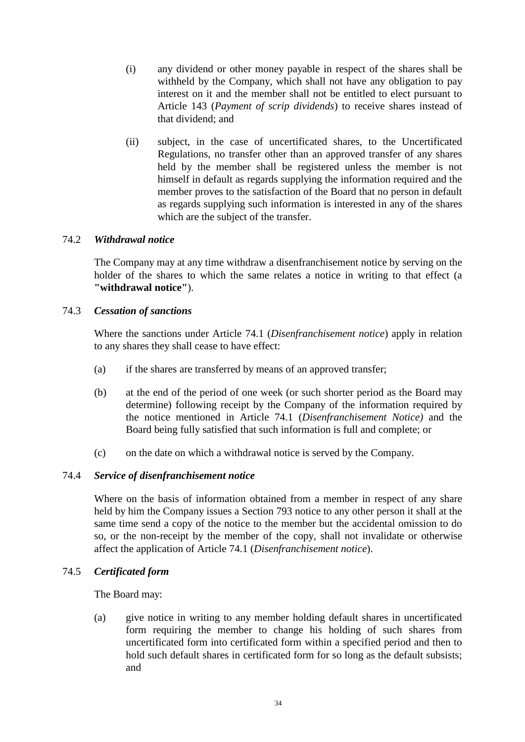(i) any dividend or other money payable in respect of the shares shall be withheld by the Company, which shall not have any obligation to pay interest on it and the member shall not be entitled to elect pursuant to Article 143 (*Payment of scrip dividends*) to receive shares instead of that dividend; and

(ii) subject, in the case of uncertificated shares, to the Uncertificated Regulations, no transfer other than an approved transfer of any shares held by the member shall be registered unless the member is not himself in default as regards supplying the information required and the member proves to the satisfaction of the Board that no person in default as regards supplying such information is interested in any of the shares which are the subject of the transfer.

74.2 ***Withdrawal notice***

The Company may at any time withdraw a disenfranchisement notice by serving on the holder of the shares to which the same relates a notice in writing to that effect (a **"withdrawal notice"**).

74.3 ***Cessation of sanctions***

Where the sanctions under Article 74.1 (*Disenfranchisement notice*) apply in relation to any shares they shall cease to have effect:

(a) if the shares are transferred by means of an approved transfer;

(b) at the end of the period of one week (or such shorter period as the Board may determine) following receipt by the Company of the information required by the notice mentioned in Article 74.1 (*Disenfranchisement Notice)* and the Board being fully satisfied that such information is full and complete; or

(c) on the date on which a withdrawal notice is served by the Company.

74.4 ***Service of disenfranchisement notice***

Where on the basis of information obtained from a member in respect of any share held by him the Company issues a Section 793 notice to any other person it shall at the same time send a copy of the notice to the member but the accidental omission to do so, or the non-receipt by the member of the copy, shall not invalidate or otherwise affect the application of Article 74.1 (*Disenfranchisement notice*).

74.5 ***Certificated form***

The Board may:

(a) give notice in writing to any member holding default shares in uncertificated form requiring the member to change his holding of such shares from uncertificated form into certificated form within a specified period and then to hold such default shares in certificated form for so long as the default subsists; and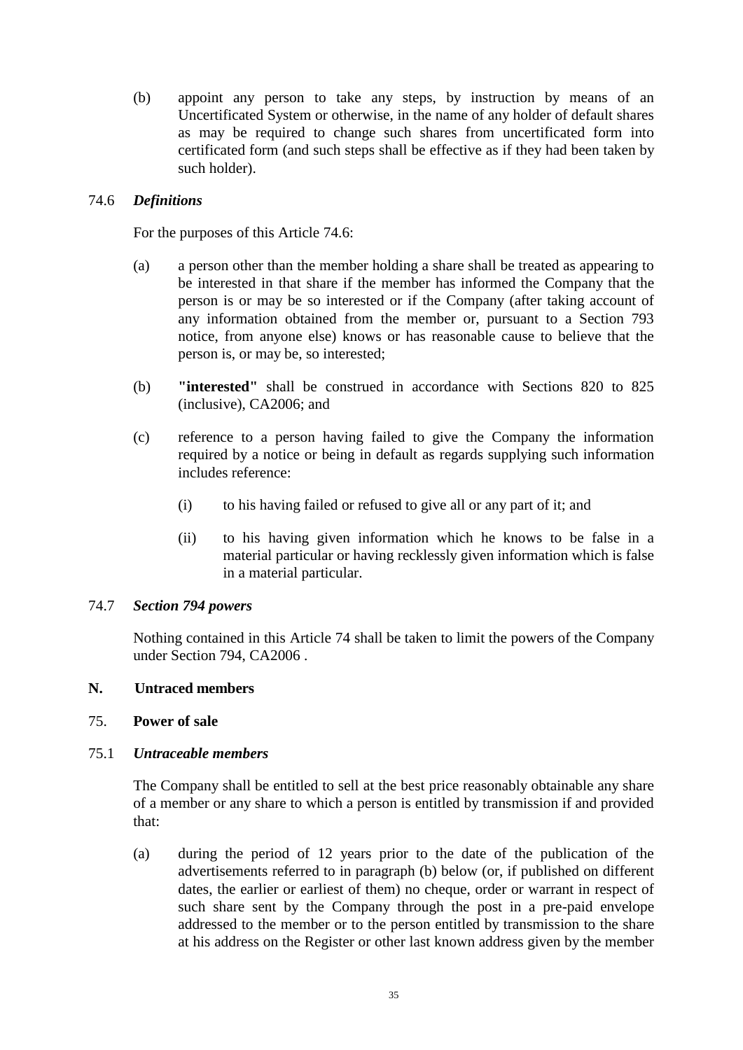(b) appoint any person to take any steps, by instruction by means of an Uncertificated System or otherwise, in the name of any holder of default shares as may be required to change such shares from uncertificated form into certificated form (and such steps shall be effective as if they had been taken by such holder).

74.6 ***Definitions***

For the purposes of this Article 74.6:

(a) a person other than the member holding a share shall be treated as appearing to be interested in that share if the member has informed the Company that the person is or may be so interested or if the Company (after taking account of any information obtained from the member or, pursuant to a Section 793 notice, from anyone else) knows or has reasonable cause to believe that the person is, or may be, so interested;

(b) **"interested"** shall be construed in accordance with Sections 820 to 825 (inclusive), CA2006; and

(c) reference to a person having failed to give the Company the information required by a notice or being in default as regards supplying such information includes reference:

(i) to his having failed or refused to give all or any part of it; and

(ii) to his having given information which he knows to be false in a material particular or having recklessly given information which is false in a material particular.

74.7 ***Section 794 powers***

Nothing contained in this Article 74 shall be taken to limit the powers of the Company under Section 794, CA2006 .

**N. Untraced members**

75. **Power of sale**

75.1 ***Untraceable members***

The Company shall be entitled to sell at the best price reasonably obtainable any share of a member or any share to which a person is entitled by transmission if and provided that:

(a) during the period of 12 years prior to the date of the publication of the advertisements referred to in paragraph (b) below (or, if published on different dates, the earlier or earliest of them) no cheque, order or warrant in respect of such share sent by the Company through the post in a pre-paid envelope addressed to the member or to the person entitled by transmission to the share at his address on the Register or other last known address given by the member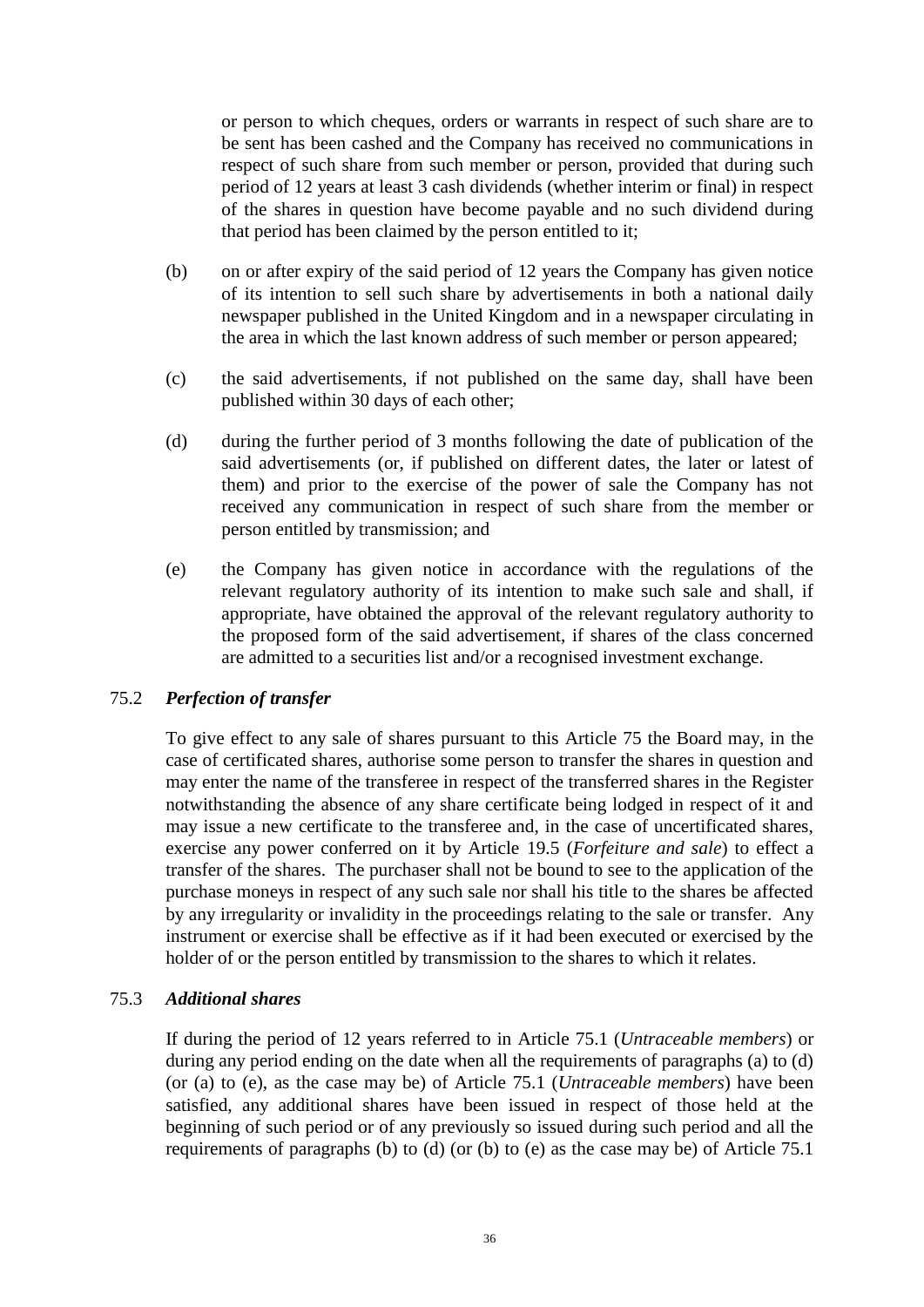or person to which cheques, orders or warrants in respect of such share are to be sent has been cashed and the Company has received no communications in respect of such share from such member or person, provided that during such period of 12 years at least 3 cash dividends (whether interim or final) in respect of the shares in question have become payable and no such dividend during that period has been claimed by the person entitled to it;

(b) on or after expiry of the said period of 12 years the Company has given notice of its intention to sell such share by advertisements in both a national daily newspaper published in the United Kingdom and in a newspaper circulating in the area in which the last known address of such member or person appeared;

(c) the said advertisements, if not published on the same day, shall have been published within 30 days of each other;

(d) during the further period of 3 months following the date of publication of the said advertisements (or, if published on different dates, the later or latest of them) and prior to the exercise of the power of sale the Company has not received any communication in respect of such share from the member or person entitled by transmission; and

(e) the Company has given notice in accordance with the regulations of the relevant regulatory authority of its intention to make such sale and shall, if appropriate, have obtained the approval of the relevant regulatory authority to the proposed form of the said advertisement, if shares of the class concerned are admitted to a securities list and/or a recognised investment exchange.

75.2 ***Perfection of transfer***

To give effect to any sale of shares pursuant to this Article 75 the Board may, in the case of certificated shares, authorise some person to transfer the shares in question and may enter the name of the transferee in respect of the transferred shares in the Register notwithstanding the absence of any share certificate being lodged in respect of it and may issue a new certificate to the transferee and, in the case of uncertificated shares, exercise any power conferred on it by Article 19.5 (*Forfeiture and sale*) to effect a transfer of the shares. The purchaser shall not be bound to see to the application of the purchase moneys in respect of any such sale nor shall his title to the shares be affected by any irregularity or invalidity in the proceedings relating to the sale or transfer. Any instrument or exercise shall be effective as if it had been executed or exercised by the holder of or the person entitled by transmission to the shares to which it relates.

75.3 ***Additional shares***

If during the period of 12 years referred to in Article 75.1 (*Untraceable members*) or during any period ending on the date when all the requirements of paragraphs (a) to (d) (or (a) to (e), as the case may be) of Article 75.1 (*Untraceable members*) have been satisfied, any additional shares have been issued in respect of those held at the beginning of such period or of any previously so issued during such period and all the requirements of paragraphs (b) to (d) (or (b) to (e) as the case may be) of Article 75.1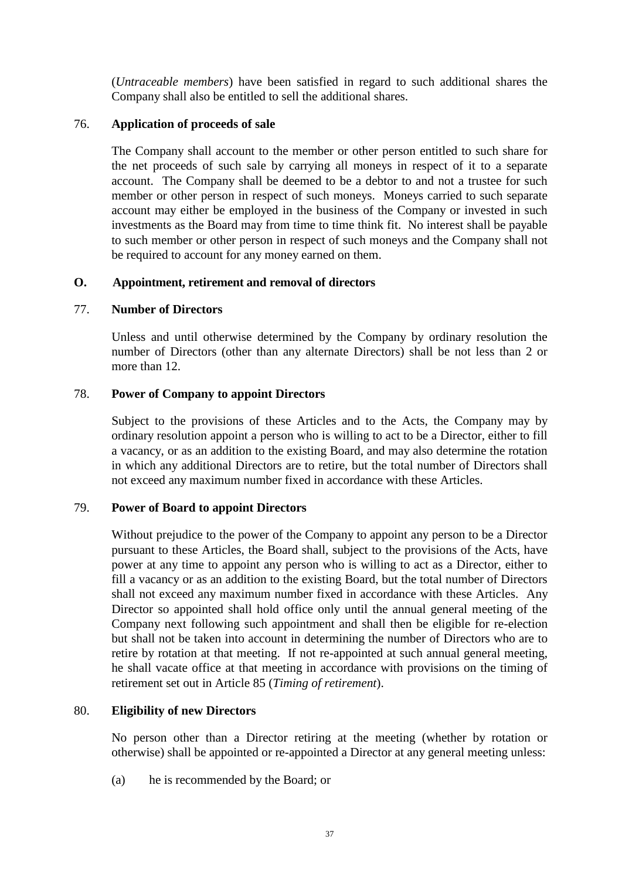(*Untraceable members*) have been satisfied in regard to such additional shares the Company shall also be entitled to sell the additional shares.

76. **Application of proceeds of sale**

The Company shall account to the member or other person entitled to such share for the net proceeds of such sale by carrying all moneys in respect of it to a separate account. The Company shall be deemed to be a debtor to and not a trustee for such member or other person in respect of such moneys. Moneys carried to such separate account may either be employed in the business of the Company or invested in such investments as the Board may from time to time think fit. No interest shall be payable to such member or other person in respect of such moneys and the Company shall not be required to account for any money earned on them.

## O. Appointment, retirement and removal of directors

77. **Number of Directors**

Unless and until otherwise determined by the Company by ordinary resolution the number of Directors (other than any alternate Directors) shall be not less than 2 or more than 12.

78. **Power of Company to appoint Directors**

Subject to the provisions of these Articles and to the Acts, the Company may by ordinary resolution appoint a person who is willing to act to be a Director, either to fill a vacancy, or as an addition to the existing Board, and may also determine the rotation in which any additional Directors are to retire, but the total number of Directors shall not exceed any maximum number fixed in accordance with these Articles.

79. **Power of Board to appoint Directors**

Without prejudice to the power of the Company to appoint any person to be a Director pursuant to these Articles, the Board shall, subject to the provisions of the Acts, have power at any time to appoint any person who is willing to act as a Director, either to fill a vacancy or as an addition to the existing Board, but the total number of Directors shall not exceed any maximum number fixed in accordance with these Articles. Any Director so appointed shall hold office only until the annual general meeting of the Company next following such appointment and shall then be eligible for re-election but shall not be taken into account in determining the number of Directors who are to retire by rotation at that meeting. If not re-appointed at such annual general meeting, he shall vacate office at that meeting in accordance with provisions on the timing of retirement set out in Article 85 (*Timing of retirement*).

80. **Eligibility of new Directors**

No person other than a Director retiring at the meeting (whether by rotation or otherwise) shall be appointed or re-appointed a Director at any general meeting unless:

(a) he is recommended by the Board; or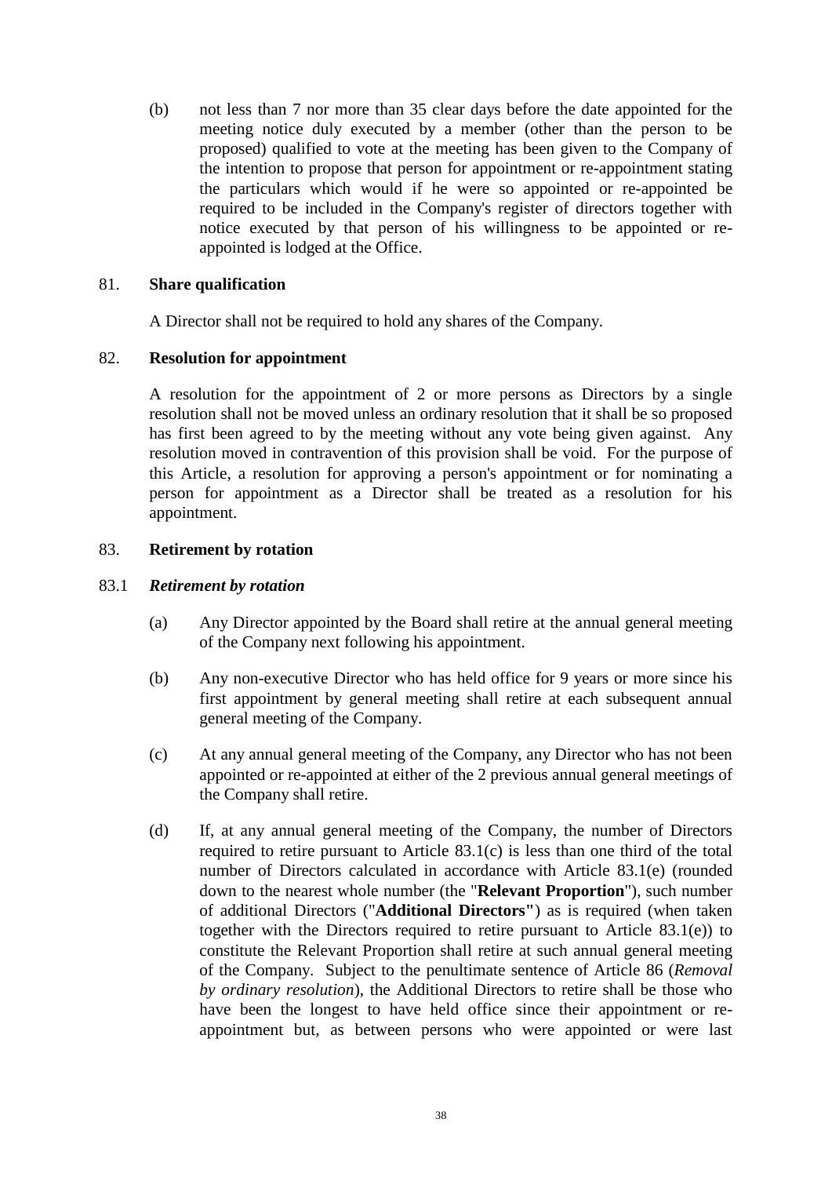(b) not less than 7 nor more than 35 clear days before the date appointed for the meeting notice duly executed by a member (other than the person to be proposed) qualified to vote at the meeting has been given to the Company of the intention to propose that person for appointment or re-appointment stating the particulars which would if he were so appointed or re-appointed be required to be included in the Company's register of directors together with notice executed by that person of his willingness to be appointed or re-appointed is lodged at the Office.

## 81. Share qualification

A Director shall not be required to hold any shares of the Company.

## 82. Resolution for appointment

A resolution for the appointment of 2 or more persons as Directors by a single resolution shall not be moved unless an ordinary resolution that it shall be so proposed has first been agreed to by the meeting without any vote being given against. Any resolution moved in contravention of this provision shall be void. For the purpose of this Article, a resolution for approving a person's appointment or for nominating a person for appointment as a Director shall be treated as a resolution for his appointment.

## 83. Retirement by rotation

### 83.1 *Retirement by rotation*

(a) Any Director appointed by the Board shall retire at the annual general meeting of the Company next following his appointment.

(b) Any non-executive Director who has held office for 9 years or more since his first appointment by general meeting shall retire at each subsequent annual general meeting of the Company.

(c) At any annual general meeting of the Company, any Director who has not been appointed or re-appointed at either of the 2 previous annual general meetings of the Company shall retire.

(d) If, at any annual general meeting of the Company, the number of Directors required to retire pursuant to Article 83.1(c) is less than one third of the total number of Directors calculated in accordance with Article 83.1(e) (rounded down to the nearest whole number (the "**Relevant Proportion**"), such number of additional Directors ("**Additional Directors"**) as is required (when taken together with the Directors required to retire pursuant to Article 83.1(e)) to constitute the Relevant Proportion shall retire at such annual general meeting of the Company. Subject to the penultimate sentence of Article 86 (*Removal by ordinary resolution*), the Additional Directors to retire shall be those who have been the longest to have held office since their appointment or re-appointment but, as between persons who were appointed or were last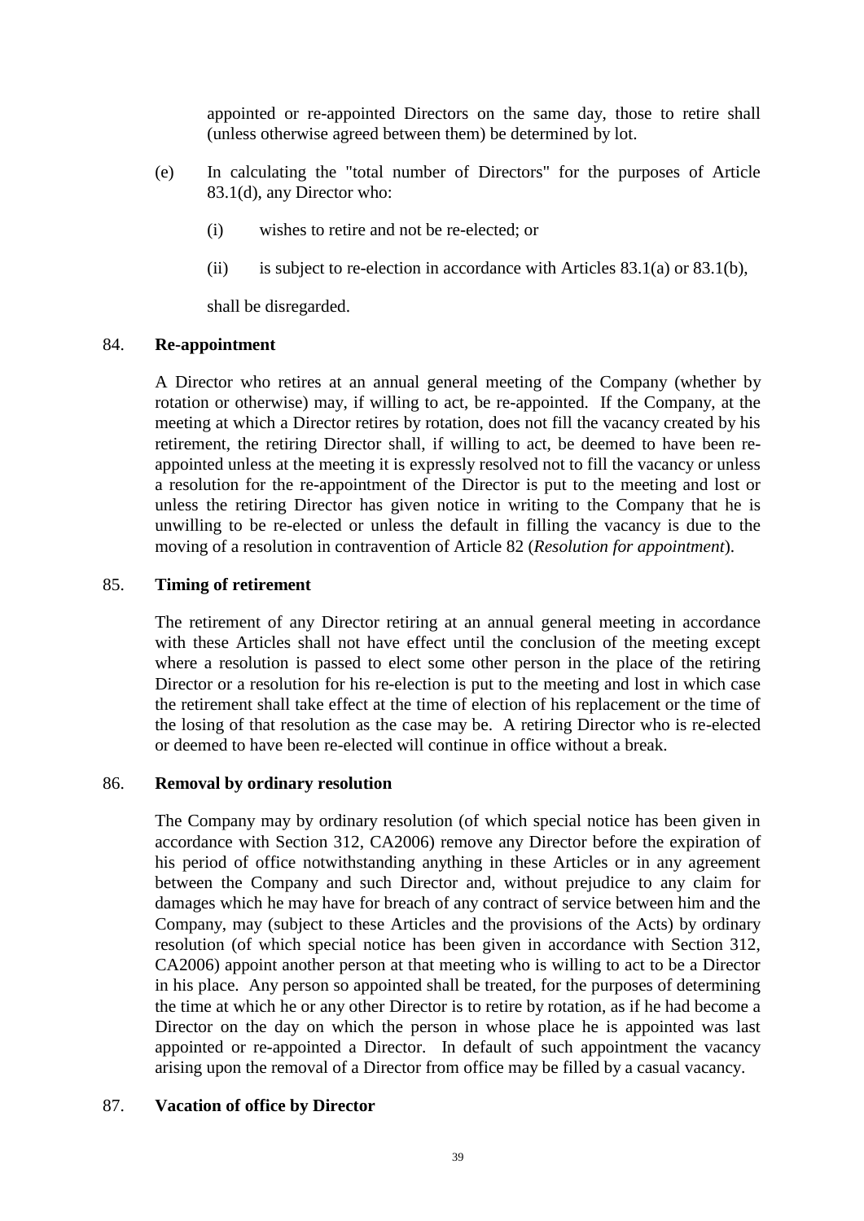appointed or re-appointed Directors on the same day, those to retire shall (unless otherwise agreed between them) be determined by lot.

(e) In calculating the "total number of Directors" for the purposes of Article 83.1(d), any Director who:

(i) wishes to retire and not be re-elected; or

(ii) is subject to re-election in accordance with Articles 83.1(a) or 83.1(b),

shall be disregarded.

84. **Re-appointment**

A Director who retires at an annual general meeting of the Company (whether by rotation or otherwise) may, if willing to act, be re-appointed. If the Company, at the meeting at which a Director retires by rotation, does not fill the vacancy created by his retirement, the retiring Director shall, if willing to act, be deemed to have been re-appointed unless at the meeting it is expressly resolved not to fill the vacancy or unless a resolution for the re-appointment of the Director is put to the meeting and lost or unless the retiring Director has given notice in writing to the Company that he is unwilling to be re-elected or unless the default in filling the vacancy is due to the moving of a resolution in contravention of Article 82 (*Resolution for appointment*).

85. **Timing of retirement**

The retirement of any Director retiring at an annual general meeting in accordance with these Articles shall not have effect until the conclusion of the meeting except where a resolution is passed to elect some other person in the place of the retiring Director or a resolution for his re-election is put to the meeting and lost in which case the retirement shall take effect at the time of election of his replacement or the time of the losing of that resolution as the case may be. A retiring Director who is re-elected or deemed to have been re-elected will continue in office without a break.

86. **Removal by ordinary resolution**

The Company may by ordinary resolution (of which special notice has been given in accordance with Section 312, CA2006) remove any Director before the expiration of his period of office notwithstanding anything in these Articles or in any agreement between the Company and such Director and, without prejudice to any claim for damages which he may have for breach of any contract of service between him and the Company, may (subject to these Articles and the provisions of the Acts) by ordinary resolution (of which special notice has been given in accordance with Section 312, CA2006) appoint another person at that meeting who is willing to act to be a Director in his place. Any person so appointed shall be treated, for the purposes of determining the time at which he or any other Director is to retire by rotation, as if he had become a Director on the day on which the person in whose place he is appointed was last appointed or re-appointed a Director. In default of such appointment the vacancy arising upon the removal of a Director from office may be filled by a casual vacancy.

87. **Vacation of office by Director**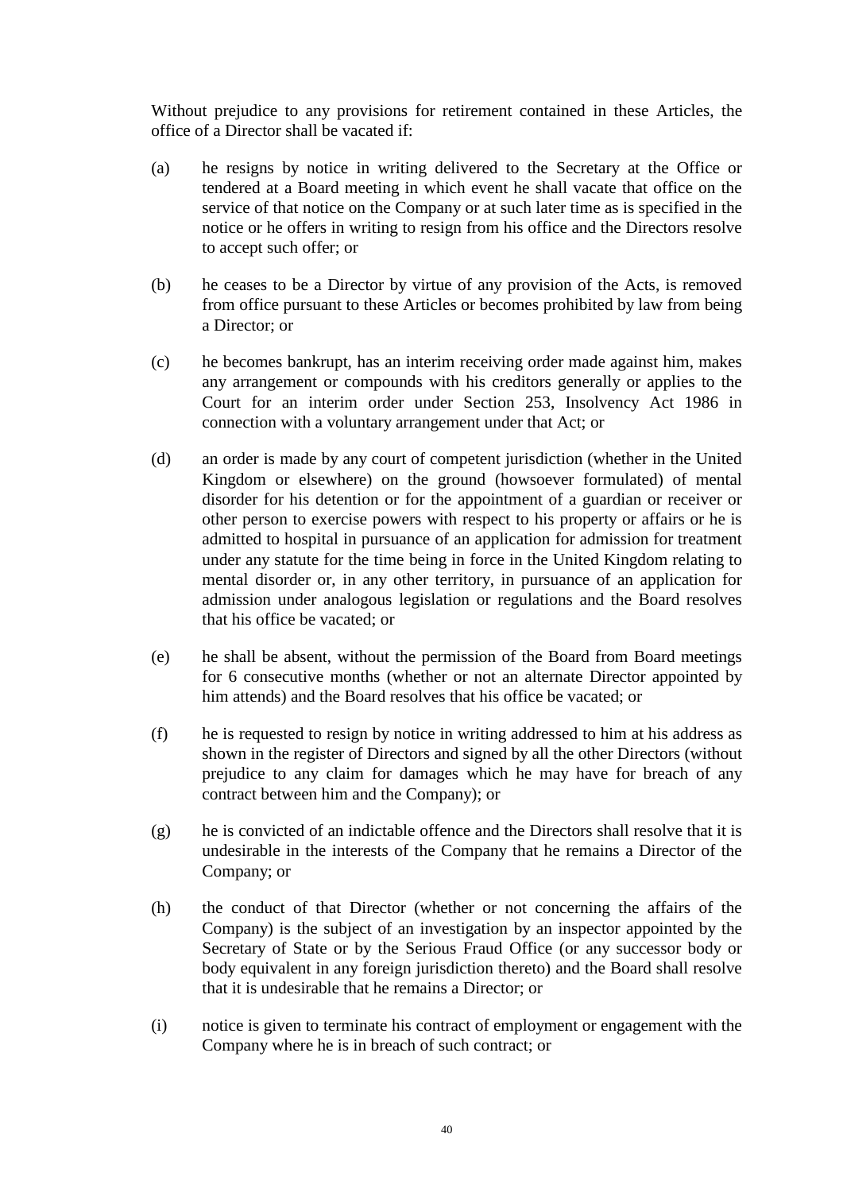Without prejudice to any provisions for retirement contained in these Articles, the office of a Director shall be vacated if:

(a) he resigns by notice in writing delivered to the Secretary at the Office or tendered at a Board meeting in which event he shall vacate that office on the service of that notice on the Company or at such later time as is specified in the notice or he offers in writing to resign from his office and the Directors resolve to accept such offer; or

(b) he ceases to be a Director by virtue of any provision of the Acts, is removed from office pursuant to these Articles or becomes prohibited by law from being a Director; or

(c) he becomes bankrupt, has an interim receiving order made against him, makes any arrangement or compounds with his creditors generally or applies to the Court for an interim order under Section 253, Insolvency Act 1986 in connection with a voluntary arrangement under that Act; or

(d) an order is made by any court of competent jurisdiction (whether in the United Kingdom or elsewhere) on the ground (howsoever formulated) of mental disorder for his detention or for the appointment of a guardian or receiver or other person to exercise powers with respect to his property or affairs or he is admitted to hospital in pursuance of an application for admission for treatment under any statute for the time being in force in the United Kingdom relating to mental disorder or, in any other territory, in pursuance of an application for admission under analogous legislation or regulations and the Board resolves that his office be vacated; or

(e) he shall be absent, without the permission of the Board from Board meetings for 6 consecutive months (whether or not an alternate Director appointed by him attends) and the Board resolves that his office be vacated; or

(f) he is requested to resign by notice in writing addressed to him at his address as shown in the register of Directors and signed by all the other Directors (without prejudice to any claim for damages which he may have for breach of any contract between him and the Company); or

(g) he is convicted of an indictable offence and the Directors shall resolve that it is undesirable in the interests of the Company that he remains a Director of the Company; or

(h) the conduct of that Director (whether or not concerning the affairs of the Company) is the subject of an investigation by an inspector appointed by the Secretary of State or by the Serious Fraud Office (or any successor body or body equivalent in any foreign jurisdiction thereto) and the Board shall resolve that it is undesirable that he remains a Director; or

(i) notice is given to terminate his contract of employment or engagement with the Company where he is in breach of such contract; or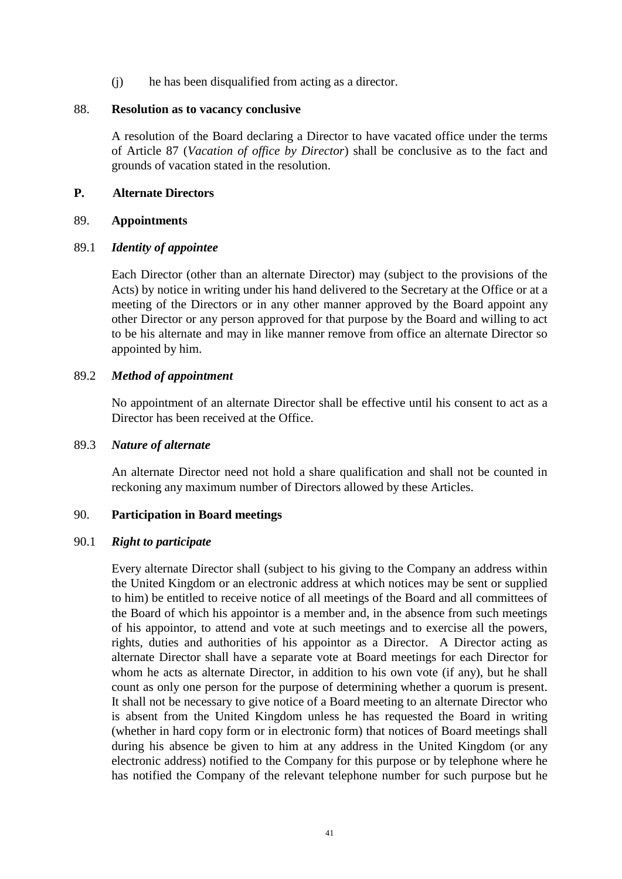(j) he has been disqualified from acting as a director.

### 88. Resolution as to vacancy conclusive

A resolution of the Board declaring a Director to have vacated office under the terms of Article 87 (*Vacation of office by Director*) shall be conclusive as to the fact and grounds of vacation stated in the resolution.

## P. Alternate Directors

### 89. Appointments

#### 89.1 *Identity of appointee*

Each Director (other than an alternate Director) may (subject to the provisions of the Acts) by notice in writing under his hand delivered to the Secretary at the Office or at a meeting of the Directors or in any other manner approved by the Board appoint any other Director or any person approved for that purpose by the Board and willing to act to be his alternate and may in like manner remove from office an alternate Director so appointed by him.

#### 89.2 *Method of appointment*

No appointment of an alternate Director shall be effective until his consent to act as a Director has been received at the Office.

#### 89.3 *Nature of alternate*

An alternate Director need not hold a share qualification and shall not be counted in reckoning any maximum number of Directors allowed by these Articles.

### 90. Participation in Board meetings

#### 90.1 *Right to participate*

Every alternate Director shall (subject to his giving to the Company an address within the United Kingdom or an electronic address at which notices may be sent or supplied to him) be entitled to receive notice of all meetings of the Board and all committees of the Board of which his appointor is a member and, in the absence from such meetings of his appointor, to attend and vote at such meetings and to exercise all the powers, rights, duties and authorities of his appointor as a Director. A Director acting as alternate Director shall have a separate vote at Board meetings for each Director for whom he acts as alternate Director, in addition to his own vote (if any), but he shall count as only one person for the purpose of determining whether a quorum is present. It shall not be necessary to give notice of a Board meeting to an alternate Director who is absent from the United Kingdom unless he has requested the Board in writing (whether in hard copy form or in electronic form) that notices of Board meetings shall during his absence be given to him at any address in the United Kingdom (or any electronic address) notified to the Company for this purpose or by telephone where he has notified the Company of the relevant telephone number for such purpose but he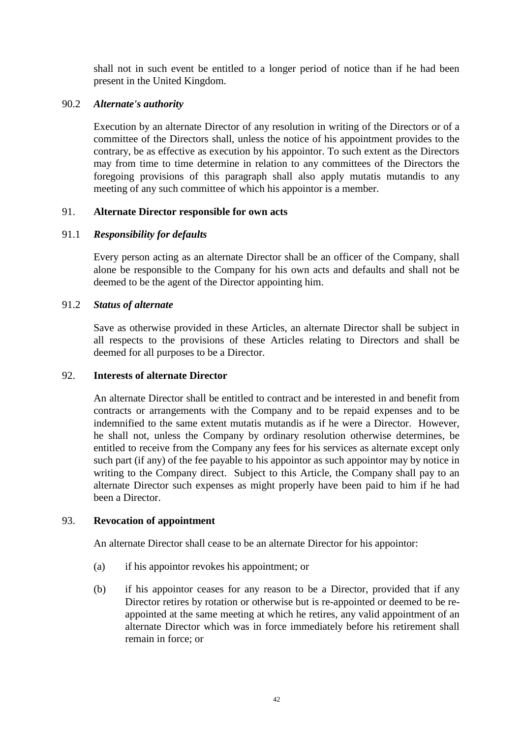shall not in such event be entitled to a longer period of notice than if he had been present in the United Kingdom.

90.2 ***Alternate's authority***

Execution by an alternate Director of any resolution in writing of the Directors or of a committee of the Directors shall, unless the notice of his appointment provides to the contrary, be as effective as execution by his appointor. To such extent as the Directors may from time to time determine in relation to any committees of the Directors the foregoing provisions of this paragraph shall also apply mutatis mutandis to any meeting of any such committee of which his appointor is a member.

## 91. Alternate Director responsible for own acts

91.1 ***Responsibility for defaults***

Every person acting as an alternate Director shall be an officer of the Company, shall alone be responsible to the Company for his own acts and defaults and shall not be deemed to be the agent of the Director appointing him.

91.2 ***Status of alternate***

Save as otherwise provided in these Articles, an alternate Director shall be subject in all respects to the provisions of these Articles relating to Directors and shall be deemed for all purposes to be a Director.

## 92. Interests of alternate Director

An alternate Director shall be entitled to contract and be interested in and benefit from contracts or arrangements with the Company and to be repaid expenses and to be indemnified to the same extent mutatis mutandis as if he were a Director. However, he shall not, unless the Company by ordinary resolution otherwise determines, be entitled to receive from the Company any fees for his services as alternate except only such part (if any) of the fee payable to his appointor as such appointor may by notice in writing to the Company direct. Subject to this Article, the Company shall pay to an alternate Director such expenses as might properly have been paid to him if he had been a Director.

## 93. Revocation of appointment

An alternate Director shall cease to be an alternate Director for his appointor:

(a) if his appointor revokes his appointment; or

(b) if his appointor ceases for any reason to be a Director, provided that if any Director retires by rotation or otherwise but is re-appointed or deemed to be re-appointed at the same meeting at which he retires, any valid appointment of an alternate Director which was in force immediately before his retirement shall remain in force; or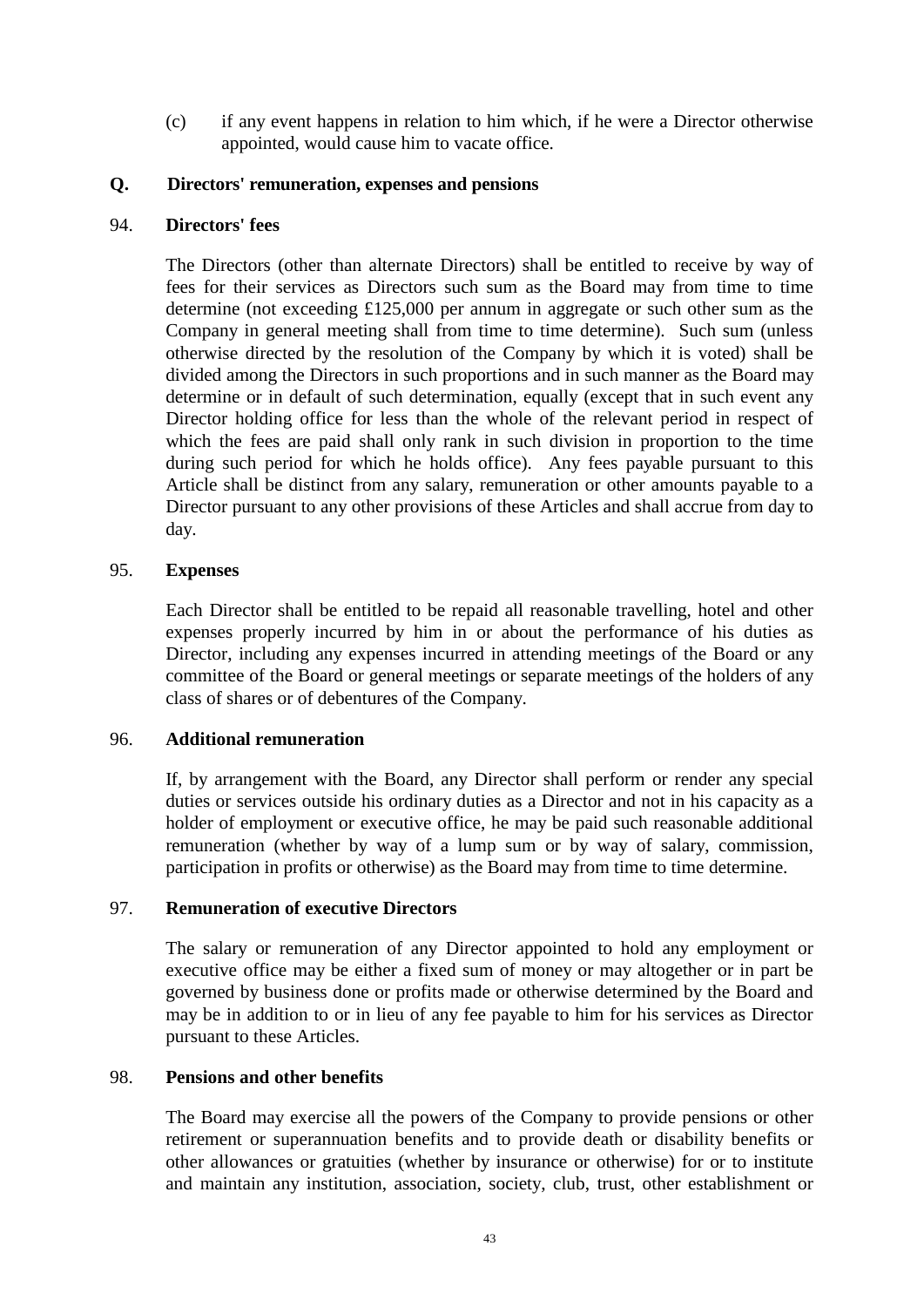(c) if any event happens in relation to him which, if he were a Director otherwise appointed, would cause him to vacate office.

## Q. Directors' remuneration, expenses and pensions

### 94. Directors' fees

The Directors (other than alternate Directors) shall be entitled to receive by way of fees for their services as Directors such sum as the Board may from time to time determine (not exceeding £125,000 per annum in aggregate or such other sum as the Company in general meeting shall from time to time determine). Such sum (unless otherwise directed by the resolution of the Company by which it is voted) shall be divided among the Directors in such proportions and in such manner as the Board may determine or in default of such determination, equally (except that in such event any Director holding office for less than the whole of the relevant period in respect of which the fees are paid shall only rank in such division in proportion to the time during such period for which he holds office). Any fees payable pursuant to this Article shall be distinct from any salary, remuneration or other amounts payable to a Director pursuant to any other provisions of these Articles and shall accrue from day to day.

### 95. Expenses

Each Director shall be entitled to be repaid all reasonable travelling, hotel and other expenses properly incurred by him in or about the performance of his duties as Director, including any expenses incurred in attending meetings of the Board or any committee of the Board or general meetings or separate meetings of the holders of any class of shares or of debentures of the Company.

### 96. Additional remuneration

If, by arrangement with the Board, any Director shall perform or render any special duties or services outside his ordinary duties as a Director and not in his capacity as a holder of employment or executive office, he may be paid such reasonable additional remuneration (whether by way of a lump sum or by way of salary, commission, participation in profits or otherwise) as the Board may from time to time determine.

### 97. Remuneration of executive Directors

The salary or remuneration of any Director appointed to hold any employment or executive office may be either a fixed sum of money or may altogether or in part be governed by business done or profits made or otherwise determined by the Board and may be in addition to or in lieu of any fee payable to him for his services as Director pursuant to these Articles.

### 98. Pensions and other benefits

The Board may exercise all the powers of the Company to provide pensions or other retirement or superannuation benefits and to provide death or disability benefits or other allowances or gratuities (whether by insurance or otherwise) for or to institute and maintain any institution, association, society, club, trust, other establishment or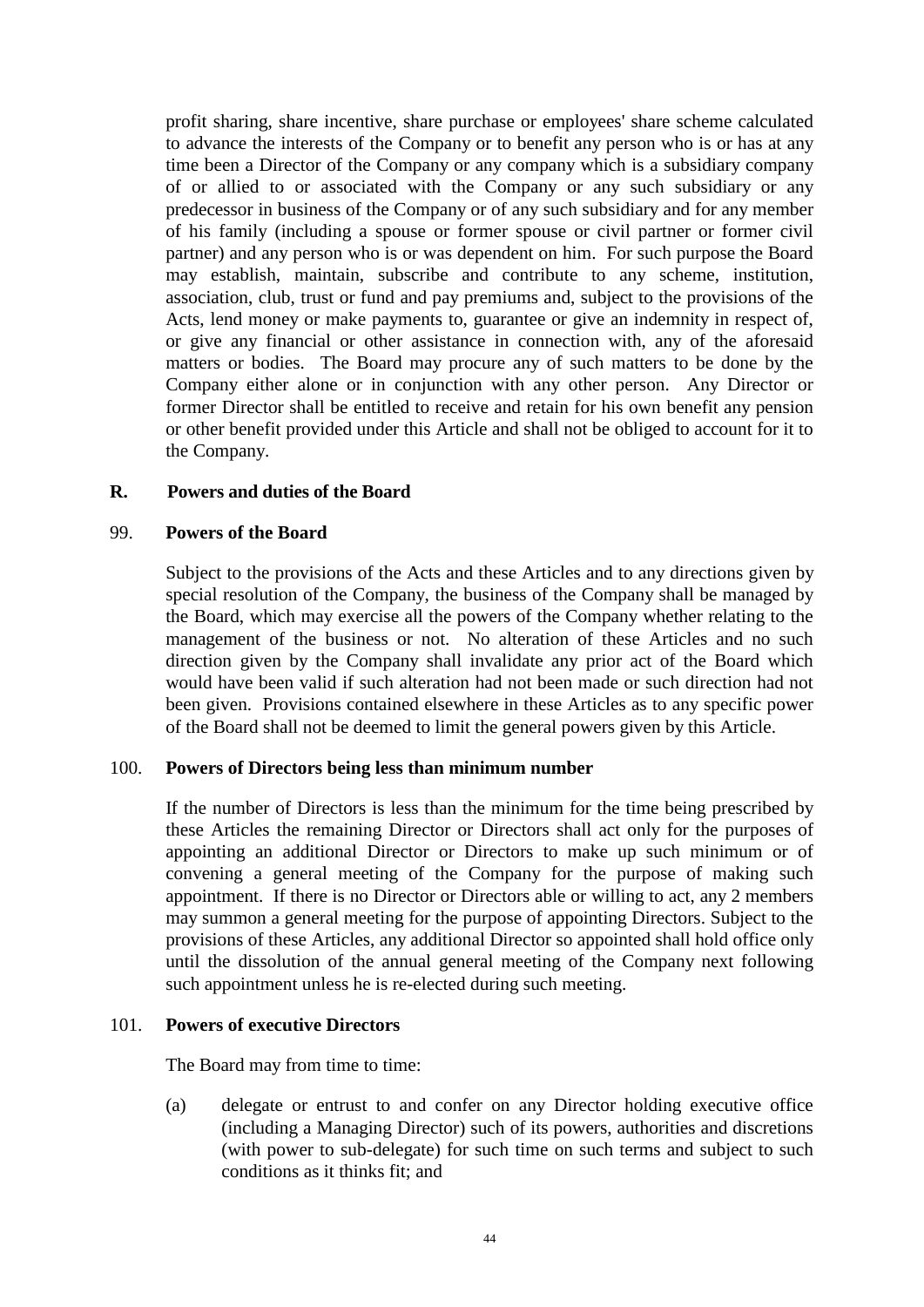profit sharing, share incentive, share purchase or employees' share scheme calculated to advance the interests of the Company or to benefit any person who is or has at any time been a Director of the Company or any company which is a subsidiary company of or allied to or associated with the Company or any such subsidiary or any predecessor in business of the Company or of any such subsidiary and for any member of his family (including a spouse or former spouse or civil partner or former civil partner) and any person who is or was dependent on him. For such purpose the Board may establish, maintain, subscribe and contribute to any scheme, institution, association, club, trust or fund and pay premiums and, subject to the provisions of the Acts, lend money or make payments to, guarantee or give an indemnity in respect of, or give any financial or other assistance in connection with, any of the aforesaid matters or bodies. The Board may procure any of such matters to be done by the Company either alone or in conjunction with any other person. Any Director or former Director shall be entitled to receive and retain for his own benefit any pension or other benefit provided under this Article and shall not be obliged to account for it to the Company.

## R. Powers and duties of the Board

### 99. Powers of the Board

Subject to the provisions of the Acts and these Articles and to any directions given by special resolution of the Company, the business of the Company shall be managed by the Board, which may exercise all the powers of the Company whether relating to the management of the business or not. No alteration of these Articles and no such direction given by the Company shall invalidate any prior act of the Board which would have been valid if such alteration had not been made or such direction had not been given. Provisions contained elsewhere in these Articles as to any specific power of the Board shall not be deemed to limit the general powers given by this Article.

### 100. Powers of Directors being less than minimum number

If the number of Directors is less than the minimum for the time being prescribed by these Articles the remaining Director or Directors shall act only for the purposes of appointing an additional Director or Directors to make up such minimum or of convening a general meeting of the Company for the purpose of making such appointment. If there is no Director or Directors able or willing to act, any 2 members may summon a general meeting for the purpose of appointing Directors. Subject to the provisions of these Articles, any additional Director so appointed shall hold office only until the dissolution of the annual general meeting of the Company next following such appointment unless he is re-elected during such meeting.

### 101. Powers of executive Directors

The Board may from time to time:

(a) delegate or entrust to and confer on any Director holding executive office (including a Managing Director) such of its powers, authorities and discretions (with power to sub-delegate) for such time on such terms and subject to such conditions as it thinks fit; and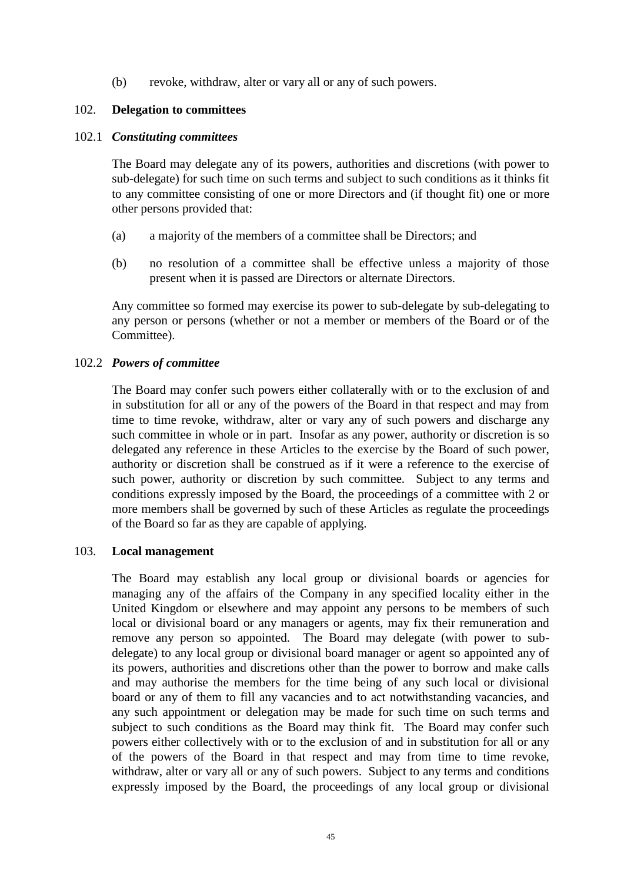(b) revoke, withdraw, alter or vary all or any of such powers.

## 102. Delegation to committees

### 102.1 *Constituting committees*

The Board may delegate any of its powers, authorities and discretions (with power to sub-delegate) for such time on such terms and subject to such conditions as it thinks fit to any committee consisting of one or more Directors and (if thought fit) one or more other persons provided that:

(a) a majority of the members of a committee shall be Directors; and

(b) no resolution of a committee shall be effective unless a majority of those present when it is passed are Directors or alternate Directors.

Any committee so formed may exercise its power to sub-delegate by sub-delegating to any person or persons (whether or not a member or members of the Board or of the Committee).

### 102.2 *Powers of committee*

The Board may confer such powers either collaterally with or to the exclusion of and in substitution for all or any of the powers of the Board in that respect and may from time to time revoke, withdraw, alter or vary any of such powers and discharge any such committee in whole or in part. Insofar as any power, authority or discretion is so delegated any reference in these Articles to the exercise by the Board of such power, authority or discretion shall be construed as if it were a reference to the exercise of such power, authority or discretion by such committee. Subject to any terms and conditions expressly imposed by the Board, the proceedings of a committee with 2 or more members shall be governed by such of these Articles as regulate the proceedings of the Board so far as they are capable of applying.

## 103. Local management

The Board may establish any local group or divisional boards or agencies for managing any of the affairs of the Company in any specified locality either in the United Kingdom or elsewhere and may appoint any persons to be members of such local or divisional board or any managers or agents, may fix their remuneration and remove any person so appointed. The Board may delegate (with power to sub-delegate) to any local group or divisional board manager or agent so appointed any of its powers, authorities and discretions other than the power to borrow and make calls and may authorise the members for the time being of any such local or divisional board or any of them to fill any vacancies and to act notwithstanding vacancies, and any such appointment or delegation may be made for such time on such terms and subject to such conditions as the Board may think fit. The Board may confer such powers either collectively with or to the exclusion of and in substitution for all or any of the powers of the Board in that respect and may from time to time revoke, withdraw, alter or vary all or any of such powers. Subject to any terms and conditions expressly imposed by the Board, the proceedings of any local group or divisional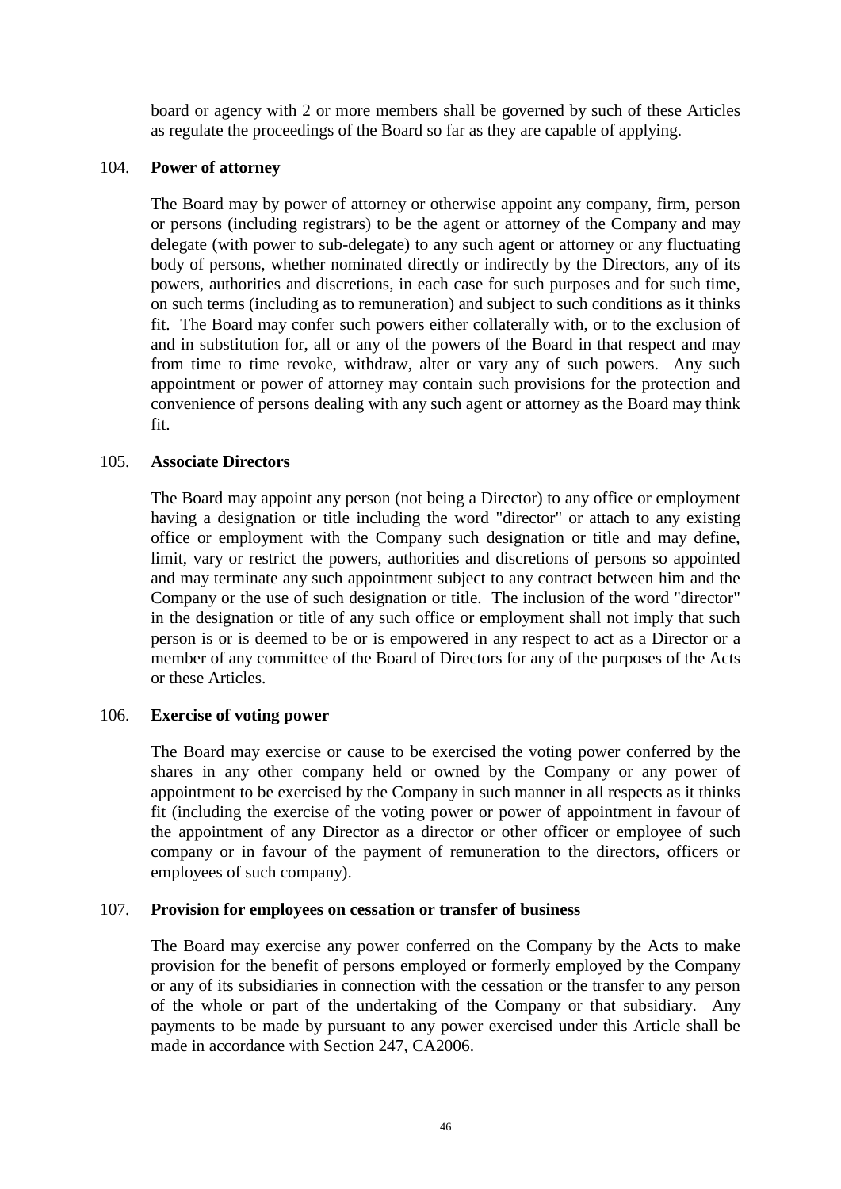board or agency with 2 or more members shall be governed by such of these Articles as regulate the proceedings of the Board so far as they are capable of applying.

104. **Power of attorney**

The Board may by power of attorney or otherwise appoint any company, firm, person or persons (including registrars) to be the agent or attorney of the Company and may delegate (with power to sub-delegate) to any such agent or attorney or any fluctuating body of persons, whether nominated directly or indirectly by the Directors, any of its powers, authorities and discretions, in each case for such purposes and for such time, on such terms (including as to remuneration) and subject to such conditions as it thinks fit. The Board may confer such powers either collaterally with, or to the exclusion of and in substitution for, all or any of the powers of the Board in that respect and may from time to time revoke, withdraw, alter or vary any of such powers. Any such appointment or power of attorney may contain such provisions for the protection and convenience of persons dealing with any such agent or attorney as the Board may think fit.

105. **Associate Directors**

The Board may appoint any person (not being a Director) to any office or employment having a designation or title including the word "director" or attach to any existing office or employment with the Company such designation or title and may define, limit, vary or restrict the powers, authorities and discretions of persons so appointed and may terminate any such appointment subject to any contract between him and the Company or the use of such designation or title. The inclusion of the word "director" in the designation or title of any such office or employment shall not imply that such person is or is deemed to be or is empowered in any respect to act as a Director or a member of any committee of the Board of Directors for any of the purposes of the Acts or these Articles.

106. **Exercise of voting power**

The Board may exercise or cause to be exercised the voting power conferred by the shares in any other company held or owned by the Company or any power of appointment to be exercised by the Company in such manner in all respects as it thinks fit (including the exercise of the voting power or power of appointment in favour of the appointment of any Director as a director or other officer or employee of such company or in favour of the payment of remuneration to the directors, officers or employees of such company).

107. **Provision for employees on cessation or transfer of business**

The Board may exercise any power conferred on the Company by the Acts to make provision for the benefit of persons employed or formerly employed by the Company or any of its subsidiaries in connection with the cessation or the transfer to any person of the whole or part of the undertaking of the Company or that subsidiary. Any payments to be made by pursuant to any power exercised under this Article shall be made in accordance with Section 247, CA2006.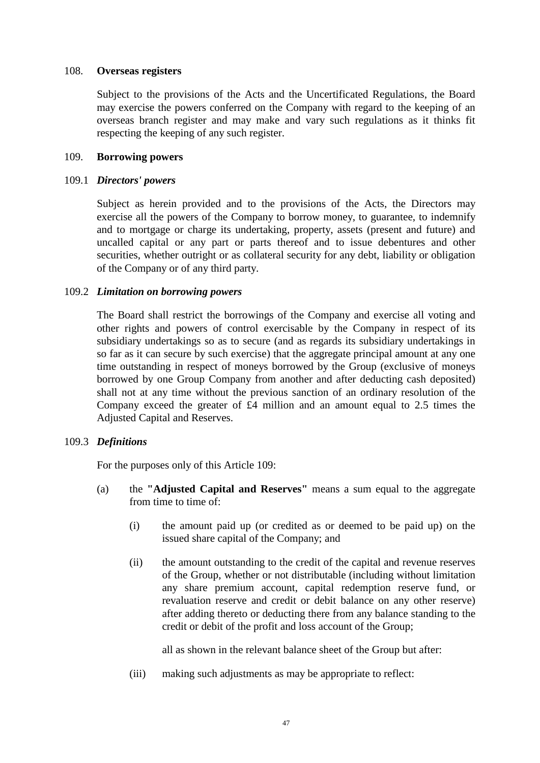108. **Overseas registers**

Subject to the provisions of the Acts and the Uncertificated Regulations, the Board may exercise the powers conferred on the Company with regard to the keeping of an overseas branch register and may make and vary such regulations as it thinks fit respecting the keeping of any such register.

109. **Borrowing powers**

109.1 ***Directors' powers***

Subject as herein provided and to the provisions of the Acts, the Directors may exercise all the powers of the Company to borrow money, to guarantee, to indemnify and to mortgage or charge its undertaking, property, assets (present and future) and uncalled capital or any part or parts thereof and to issue debentures and other securities, whether outright or as collateral security for any debt, liability or obligation of the Company or of any third party.

109.2 ***Limitation on borrowing powers***

The Board shall restrict the borrowings of the Company and exercise all voting and other rights and powers of control exercisable by the Company in respect of its subsidiary undertakings so as to secure (and as regards its subsidiary undertakings in so far as it can secure by such exercise) that the aggregate principal amount at any one time outstanding in respect of moneys borrowed by the Group (exclusive of moneys borrowed by one Group Company from another and after deducting cash deposited) shall not at any time without the previous sanction of an ordinary resolution of the Company exceed the greater of £4 million and an amount equal to 2.5 times the Adjusted Capital and Reserves.

109.3 ***Definitions***

For the purposes only of this Article 109:

(a) the **"Adjusted Capital and Reserves"** means a sum equal to the aggregate from time to time of:

(i) the amount paid up (or credited as or deemed to be paid up) on the issued share capital of the Company; and

(ii) the amount outstanding to the credit of the capital and revenue reserves of the Group, whether or not distributable (including without limitation any share premium account, capital redemption reserve fund, or revaluation reserve and credit or debit balance on any other reserve) after adding thereto or deducting there from any balance standing to the credit or debit of the profit and loss account of the Group;

all as shown in the relevant balance sheet of the Group but after:

(iii) making such adjustments as may be appropriate to reflect: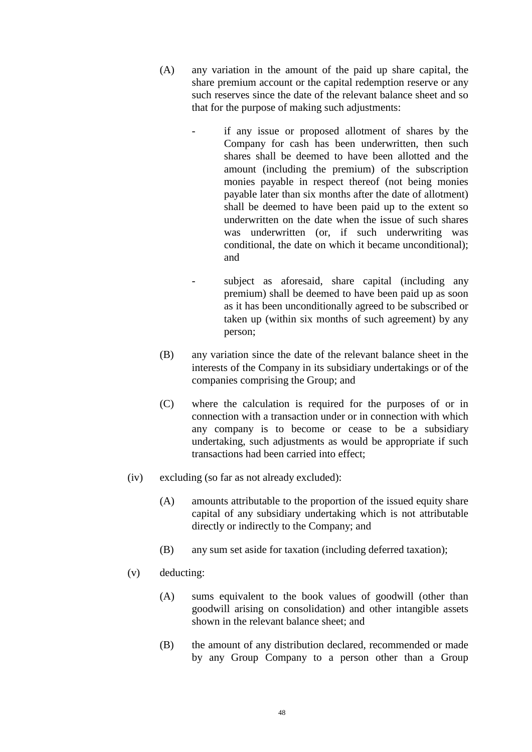(A) any variation in the amount of the paid up share capital, the share premium account or the capital redemption reserve or any such reserves since the date of the relevant balance sheet and so that for the purpose of making such adjustments:

- if any issue or proposed allotment of shares by the Company for cash has been underwritten, then such shares shall be deemed to have been allotted and the amount (including the premium) of the subscription monies payable in respect thereof (not being monies payable later than six months after the date of allotment) shall be deemed to have been paid up to the extent so underwritten on the date when the issue of such shares was underwritten (or, if such underwriting was conditional, the date on which it became unconditional); and

- subject as aforesaid, share capital (including any premium) shall be deemed to have been paid up as soon as it has been unconditionally agreed to be subscribed or taken up (within six months of such agreement) by any person;

(B) any variation since the date of the relevant balance sheet in the interests of the Company in its subsidiary undertakings or of the companies comprising the Group; and

(C) where the calculation is required for the purposes of or in connection with a transaction under or in connection with which any company is to become or cease to be a subsidiary undertaking, such adjustments as would be appropriate if such transactions had been carried into effect;

(iv) excluding (so far as not already excluded):

(A) amounts attributable to the proportion of the issued equity share capital of any subsidiary undertaking which is not attributable directly or indirectly to the Company; and

(B) any sum set aside for taxation (including deferred taxation);

(v) deducting:

(A) sums equivalent to the book values of goodwill (other than goodwill arising on consolidation) and other intangible assets shown in the relevant balance sheet; and

(B) the amount of any distribution declared, recommended or made by any Group Company to a person other than a Group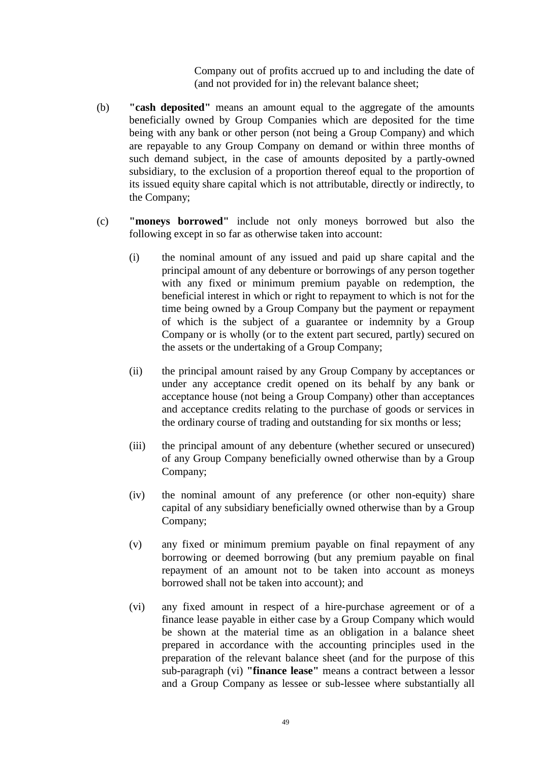Company out of profits accrued up to and including the date of (and not provided for in) the relevant balance sheet;

(b) **"cash deposited"** means an amount equal to the aggregate of the amounts beneficially owned by Group Companies which are deposited for the time being with any bank or other person (not being a Group Company) and which are repayable to any Group Company on demand or within three months of such demand subject, in the case of amounts deposited by a partly-owned subsidiary, to the exclusion of a proportion thereof equal to the proportion of its issued equity share capital which is not attributable, directly or indirectly, to the Company;

(c) **"moneys borrowed"** include not only moneys borrowed but also the following except in so far as otherwise taken into account:

(i) the nominal amount of any issued and paid up share capital and the principal amount of any debenture or borrowings of any person together with any fixed or minimum premium payable on redemption, the beneficial interest in which or right to repayment to which is not for the time being owned by a Group Company but the payment or repayment of which is the subject of a guarantee or indemnity by a Group Company or is wholly (or to the extent part secured, partly) secured on the assets or the undertaking of a Group Company;

(ii) the principal amount raised by any Group Company by acceptances or under any acceptance credit opened on its behalf by any bank or acceptance house (not being a Group Company) other than acceptances and acceptance credits relating to the purchase of goods or services in the ordinary course of trading and outstanding for six months or less;

(iii) the principal amount of any debenture (whether secured or unsecured) of any Group Company beneficially owned otherwise than by a Group Company;

(iv) the nominal amount of any preference (or other non-equity) share capital of any subsidiary beneficially owned otherwise than by a Group Company;

(v) any fixed or minimum premium payable on final repayment of any borrowing or deemed borrowing (but any premium payable on final repayment of an amount not to be taken into account as moneys borrowed shall not be taken into account); and

(vi) any fixed amount in respect of a hire-purchase agreement or of a finance lease payable in either case by a Group Company which would be shown at the material time as an obligation in a balance sheet prepared in accordance with the accounting principles used in the preparation of the relevant balance sheet (and for the purpose of this sub-paragraph (vi) **"finance lease"** means a contract between a lessor and a Group Company as lessee or sub-lessee where substantially all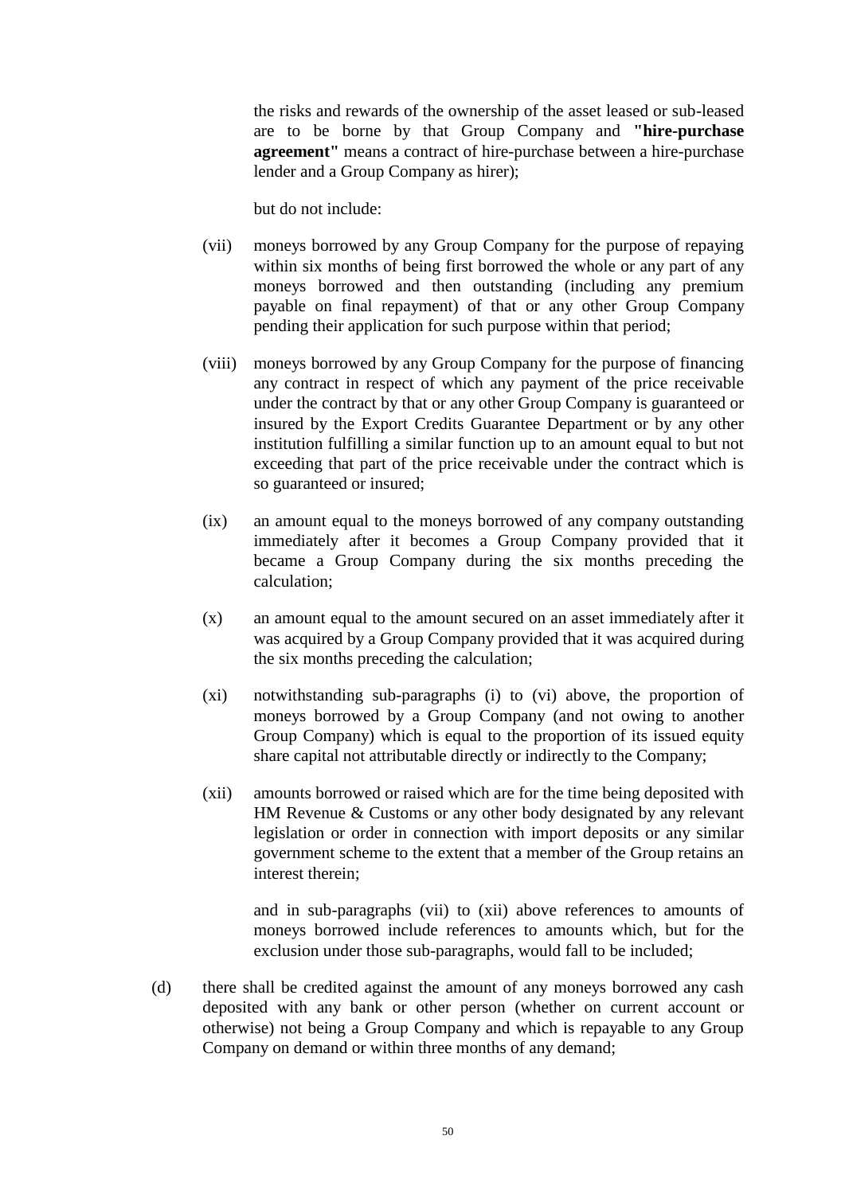the risks and rewards of the ownership of the asset leased or sub-leased are to be borne by that Group Company and **"hire-purchase agreement"** means a contract of hire-purchase between a hire-purchase lender and a Group Company as hirer);

but do not include:

(vii) moneys borrowed by any Group Company for the purpose of repaying within six months of being first borrowed the whole or any part of any moneys borrowed and then outstanding (including any premium payable on final repayment) of that or any other Group Company pending their application for such purpose within that period;

(viii) moneys borrowed by any Group Company for the purpose of financing any contract in respect of which any payment of the price receivable under the contract by that or any other Group Company is guaranteed or insured by the Export Credits Guarantee Department or by any other institution fulfilling a similar function up to an amount equal to but not exceeding that part of the price receivable under the contract which is so guaranteed or insured;

(ix) an amount equal to the moneys borrowed of any company outstanding immediately after it becomes a Group Company provided that it became a Group Company during the six months preceding the calculation;

(x) an amount equal to the amount secured on an asset immediately after it was acquired by a Group Company provided that it was acquired during the six months preceding the calculation;

(xi) notwithstanding sub-paragraphs (i) to (vi) above, the proportion of moneys borrowed by a Group Company (and not owing to another Group Company) which is equal to the proportion of its issued equity share capital not attributable directly or indirectly to the Company;

(xii) amounts borrowed or raised which are for the time being deposited with HM Revenue & Customs or any other body designated by any relevant legislation or order in connection with import deposits or any similar government scheme to the extent that a member of the Group retains an interest therein;

and in sub-paragraphs (vii) to (xii) above references to amounts of moneys borrowed include references to amounts which, but for the exclusion under those sub-paragraphs, would fall to be included;

(d) there shall be credited against the amount of any moneys borrowed any cash deposited with any bank or other person (whether on current account or otherwise) not being a Group Company and which is repayable to any Group Company on demand or within three months of any demand;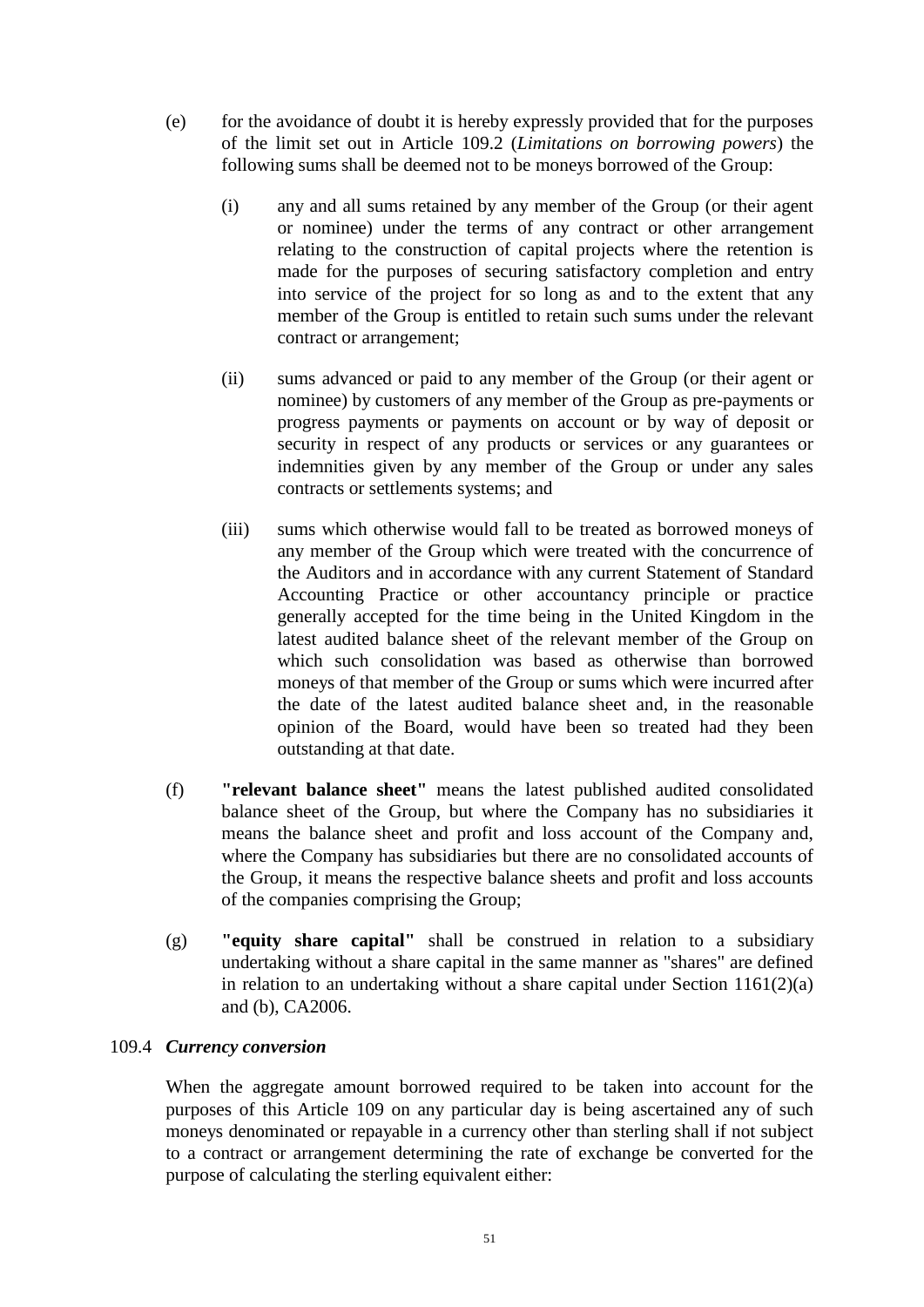(e) for the avoidance of doubt it is hereby expressly provided that for the purposes of the limit set out in Article 109.2 (*Limitations on borrowing powers*) the following sums shall be deemed not to be moneys borrowed of the Group:

(i) any and all sums retained by any member of the Group (or their agent or nominee) under the terms of any contract or other arrangement relating to the construction of capital projects where the retention is made for the purposes of securing satisfactory completion and entry into service of the project for so long as and to the extent that any member of the Group is entitled to retain such sums under the relevant contract or arrangement;

(ii) sums advanced or paid to any member of the Group (or their agent or nominee) by customers of any member of the Group as pre-payments or progress payments or payments on account or by way of deposit or security in respect of any products or services or any guarantees or indemnities given by any member of the Group or under any sales contracts or settlements systems; and

(iii) sums which otherwise would fall to be treated as borrowed moneys of any member of the Group which were treated with the concurrence of the Auditors and in accordance with any current Statement of Standard Accounting Practice or other accountancy principle or practice generally accepted for the time being in the United Kingdom in the latest audited balance sheet of the relevant member of the Group on which such consolidation was based as otherwise than borrowed moneys of that member of the Group or sums which were incurred after the date of the latest audited balance sheet and, in the reasonable opinion of the Board, would have been so treated had they been outstanding at that date.

(f) **"relevant balance sheet"** means the latest published audited consolidated balance sheet of the Group, but where the Company has no subsidiaries it means the balance sheet and profit and loss account of the Company and, where the Company has subsidiaries but there are no consolidated accounts of the Group, it means the respective balance sheets and profit and loss accounts of the companies comprising the Group;

(g) **"equity share capital"** shall be construed in relation to a subsidiary undertaking without a share capital in the same manner as "shares" are defined in relation to an undertaking without a share capital under Section 1161(2)(a) and (b), CA2006.

109.4 ***Currency conversion***

When the aggregate amount borrowed required to be taken into account for the purposes of this Article 109 on any particular day is being ascertained any of such moneys denominated or repayable in a currency other than sterling shall if not subject to a contract or arrangement determining the rate of exchange be converted for the purpose of calculating the sterling equivalent either: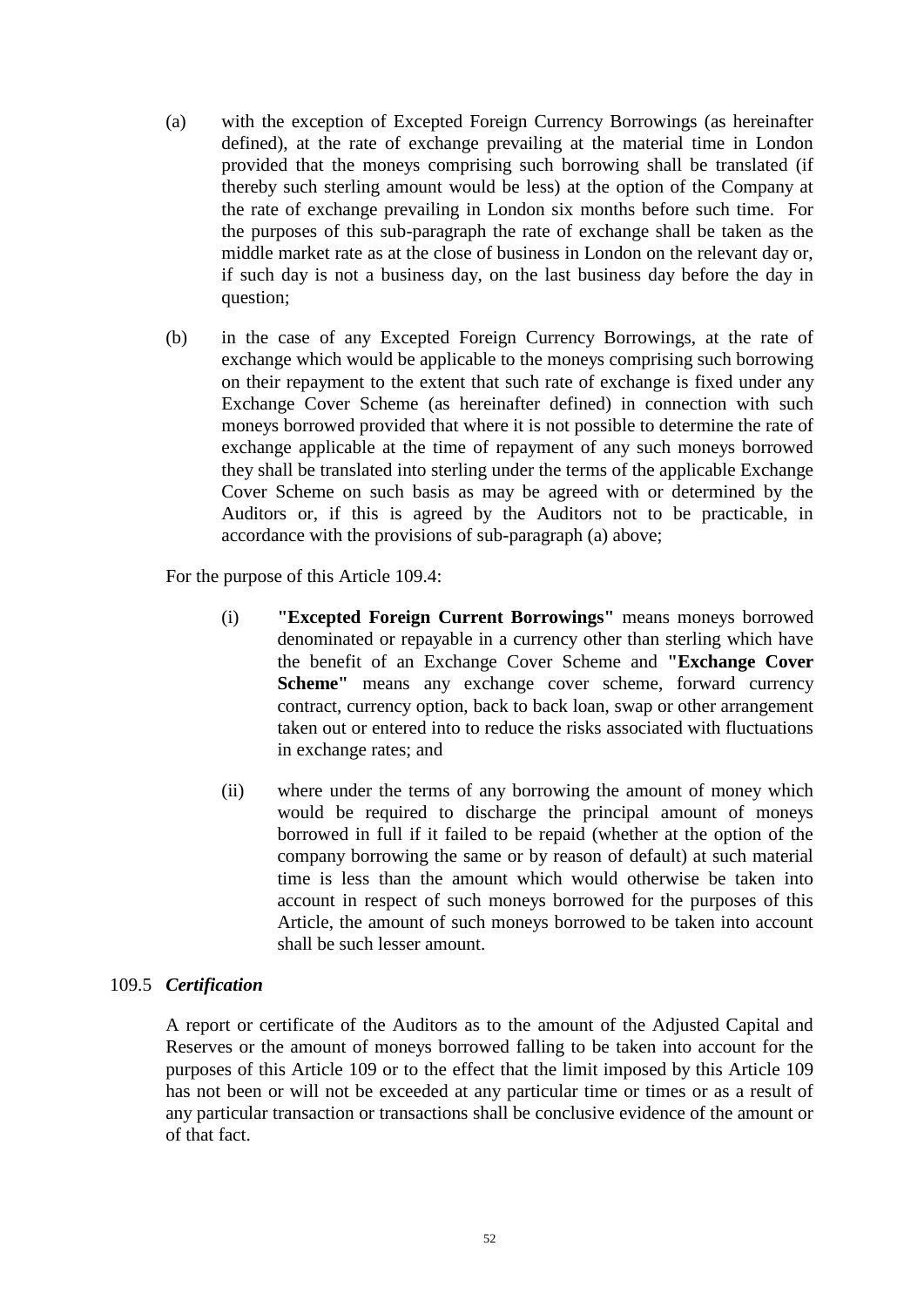(a) with the exception of Excepted Foreign Currency Borrowings (as hereinafter defined), at the rate of exchange prevailing at the material time in London provided that the moneys comprising such borrowing shall be translated (if thereby such sterling amount would be less) at the option of the Company at the rate of exchange prevailing in London six months before such time. For the purposes of this sub-paragraph the rate of exchange shall be taken as the middle market rate as at the close of business in London on the relevant day or, if such day is not a business day, on the last business day before the day in question;

(b) in the case of any Excepted Foreign Currency Borrowings, at the rate of exchange which would be applicable to the moneys comprising such borrowing on their repayment to the extent that such rate of exchange is fixed under any Exchange Cover Scheme (as hereinafter defined) in connection with such moneys borrowed provided that where it is not possible to determine the rate of exchange applicable at the time of repayment of any such moneys borrowed they shall be translated into sterling under the terms of the applicable Exchange Cover Scheme on such basis as may be agreed with or determined by the Auditors or, if this is agreed by the Auditors not to be practicable, in accordance with the provisions of sub-paragraph (a) above;

For the purpose of this Article 109.4:

(i) **"Excepted Foreign Current Borrowings"** means moneys borrowed denominated or repayable in a currency other than sterling which have the benefit of an Exchange Cover Scheme and **"Exchange Cover Scheme"** means any exchange cover scheme, forward currency contract, currency option, back to back loan, swap or other arrangement taken out or entered into to reduce the risks associated with fluctuations in exchange rates; and

(ii) where under the terms of any borrowing the amount of money which would be required to discharge the principal amount of moneys borrowed in full if it failed to be repaid (whether at the option of the company borrowing the same or by reason of default) at such material time is less than the amount which would otherwise be taken into account in respect of such moneys borrowed for the purposes of this Article, the amount of such moneys borrowed to be taken into account shall be such lesser amount.

109.5 ***Certification***

A report or certificate of the Auditors as to the amount of the Adjusted Capital and Reserves or the amount of moneys borrowed falling to be taken into account for the purposes of this Article 109 or to the effect that the limit imposed by this Article 109 has not been or will not be exceeded at any particular time or times or as a result of any particular transaction or transactions shall be conclusive evidence of the amount or of that fact.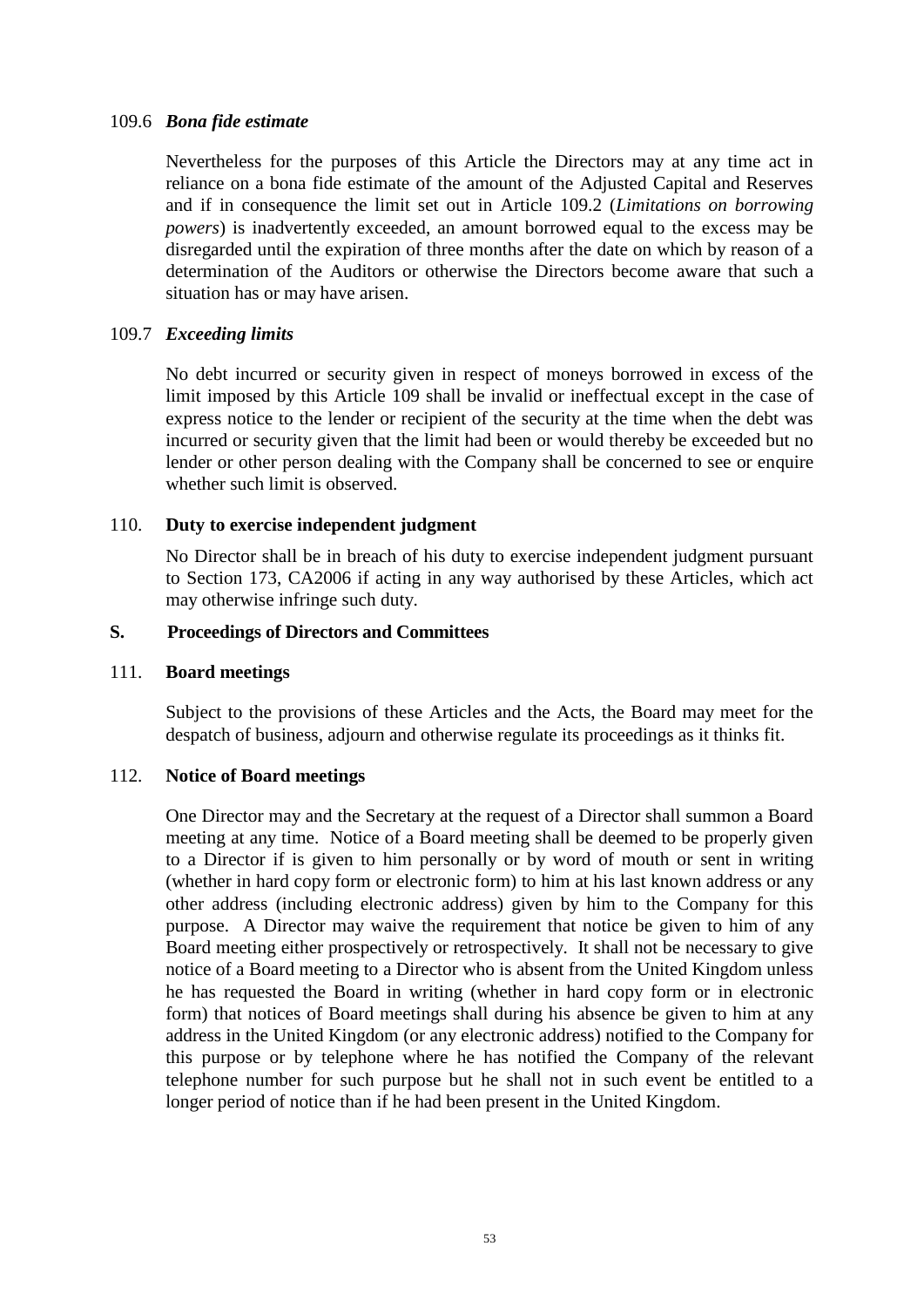### 109.6 *Bona fide estimate*

Nevertheless for the purposes of this Article the Directors may at any time act in reliance on a bona fide estimate of the amount of the Adjusted Capital and Reserves and if in consequence the limit set out in Article 109.2 (*Limitations on borrowing powers*) is inadvertently exceeded, an amount borrowed equal to the excess may be disregarded until the expiration of three months after the date on which by reason of a determination of the Auditors or otherwise the Directors become aware that such a situation has or may have arisen.

### 109.7 *Exceeding limits*

No debt incurred or security given in respect of moneys borrowed in excess of the limit imposed by this Article 109 shall be invalid or ineffectual except in the case of express notice to the lender or recipient of the security at the time when the debt was incurred or security given that the limit had been or would thereby be exceeded but no lender or other person dealing with the Company shall be concerned to see or enquire whether such limit is observed.

### 110. **Duty to exercise independent judgment**

No Director shall be in breach of his duty to exercise independent judgment pursuant to Section 173, CA2006 if acting in any way authorised by these Articles, which act may otherwise infringe such duty.

## S. Proceedings of Directors and Committees

### 111. **Board meetings**

Subject to the provisions of these Articles and the Acts, the Board may meet for the despatch of business, adjourn and otherwise regulate its proceedings as it thinks fit.

### 112. **Notice of Board meetings**

One Director may and the Secretary at the request of a Director shall summon a Board meeting at any time. Notice of a Board meeting shall be deemed to be properly given to a Director if is given to him personally or by word of mouth or sent in writing (whether in hard copy form or electronic form) to him at his last known address or any other address (including electronic address) given by him to the Company for this purpose. A Director may waive the requirement that notice be given to him of any Board meeting either prospectively or retrospectively. It shall not be necessary to give notice of a Board meeting to a Director who is absent from the United Kingdom unless he has requested the Board in writing (whether in hard copy form or in electronic form) that notices of Board meetings shall during his absence be given to him at any address in the United Kingdom (or any electronic address) notified to the Company for this purpose or by telephone where he has notified the Company of the relevant telephone number for such purpose but he shall not in such event be entitled to a longer period of notice than if he had been present in the United Kingdom.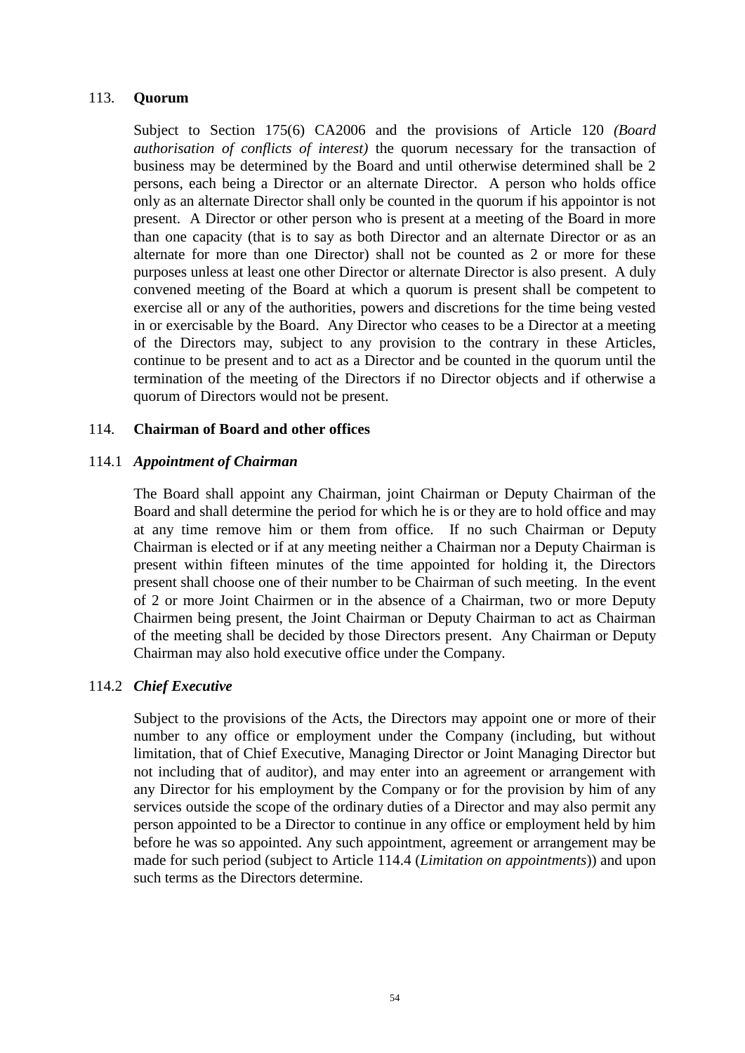## 113. Quorum

Subject to Section 175(6) CA2006 and the provisions of Article 120 *(Board authorisation of conflicts of interest)* the quorum necessary for the transaction of business may be determined by the Board and until otherwise determined shall be 2 persons, each being a Director or an alternate Director. A person who holds office only as an alternate Director shall only be counted in the quorum if his appointor is not present. A Director or other person who is present at a meeting of the Board in more than one capacity (that is to say as both Director and an alternate Director or as an alternate for more than one Director) shall not be counted as 2 or more for these purposes unless at least one other Director or alternate Director is also present. A duly convened meeting of the Board at which a quorum is present shall be competent to exercise all or any of the authorities, powers and discretions for the time being vested in or exercisable by the Board. Any Director who ceases to be a Director at a meeting of the Directors may, subject to any provision to the contrary in these Articles, continue to be present and to act as a Director and be counted in the quorum until the termination of the meeting of the Directors if no Director objects and if otherwise a quorum of Directors would not be present.

## 114. Chairman of Board and other offices

### 114.1 *Appointment of Chairman*

The Board shall appoint any Chairman, joint Chairman or Deputy Chairman of the Board and shall determine the period for which he is or they are to hold office and may at any time remove him or them from office. If no such Chairman or Deputy Chairman is elected or if at any meeting neither a Chairman nor a Deputy Chairman is present within fifteen minutes of the time appointed for holding it, the Directors present shall choose one of their number to be Chairman of such meeting. In the event of 2 or more Joint Chairmen or in the absence of a Chairman, two or more Deputy Chairmen being present, the Joint Chairman or Deputy Chairman to act as Chairman of the meeting shall be decided by those Directors present. Any Chairman or Deputy Chairman may also hold executive office under the Company.

### 114.2 *Chief Executive*

Subject to the provisions of the Acts, the Directors may appoint one or more of their number to any office or employment under the Company (including, but without limitation, that of Chief Executive, Managing Director or Joint Managing Director but not including that of auditor), and may enter into an agreement or arrangement with any Director for his employment by the Company or for the provision by him of any services outside the scope of the ordinary duties of a Director and may also permit any person appointed to be a Director to continue in any office or employment held by him before he was so appointed. Any such appointment, agreement or arrangement may be made for such period (subject to Article 114.4 (*Limitation on appointments*)) and upon such terms as the Directors determine.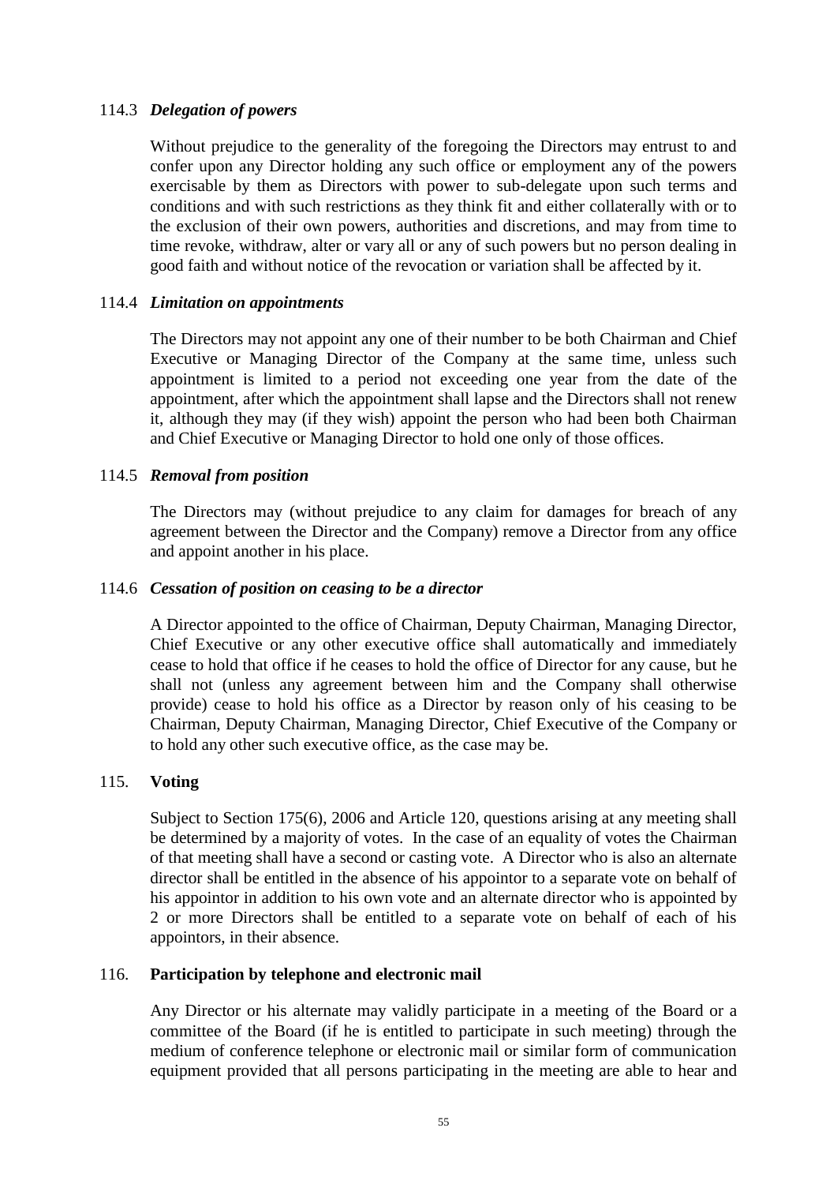114.3 ***Delegation of powers***

Without prejudice to the generality of the foregoing the Directors may entrust to and confer upon any Director holding any such office or employment any of the powers exercisable by them as Directors with power to sub-delegate upon such terms and conditions and with such restrictions as they think fit and either collaterally with or to the exclusion of their own powers, authorities and discretions, and may from time to time revoke, withdraw, alter or vary all or any of such powers but no person dealing in good faith and without notice of the revocation or variation shall be affected by it.

114.4 ***Limitation on appointments***

The Directors may not appoint any one of their number to be both Chairman and Chief Executive or Managing Director of the Company at the same time, unless such appointment is limited to a period not exceeding one year from the date of the appointment, after which the appointment shall lapse and the Directors shall not renew it, although they may (if they wish) appoint the person who had been both Chairman and Chief Executive or Managing Director to hold one only of those offices.

114.5 ***Removal from position***

The Directors may (without prejudice to any claim for damages for breach of any agreement between the Director and the Company) remove a Director from any office and appoint another in his place.

114.6 ***Cessation of position on ceasing to be a director***

A Director appointed to the office of Chairman, Deputy Chairman, Managing Director, Chief Executive or any other executive office shall automatically and immediately cease to hold that office if he ceases to hold the office of Director for any cause, but he shall not (unless any agreement between him and the Company shall otherwise provide) cease to hold his office as a Director by reason only of his ceasing to be Chairman, Deputy Chairman, Managing Director, Chief Executive of the Company or to hold any other such executive office, as the case may be.

115. **Voting**

Subject to Section 175(6), 2006 and Article 120, questions arising at any meeting shall be determined by a majority of votes. In the case of an equality of votes the Chairman of that meeting shall have a second or casting vote. A Director who is also an alternate director shall be entitled in the absence of his appointor to a separate vote on behalf of his appointor in addition to his own vote and an alternate director who is appointed by 2 or more Directors shall be entitled to a separate vote on behalf of each of his appointors, in their absence.

116. **Participation by telephone and electronic mail**

Any Director or his alternate may validly participate in a meeting of the Board or a committee of the Board (if he is entitled to participate in such meeting) through the medium of conference telephone or electronic mail or similar form of communication equipment provided that all persons participating in the meeting are able to hear and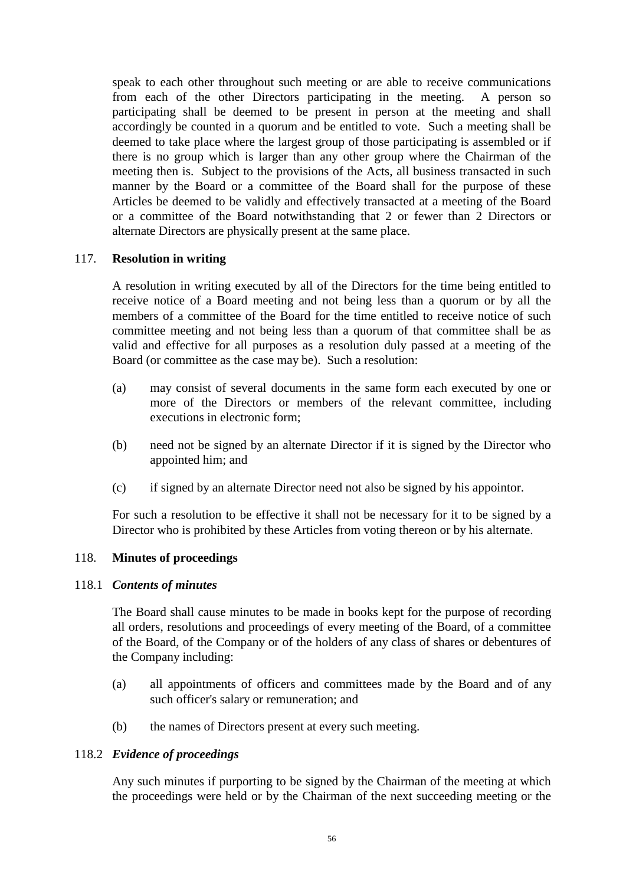speak to each other throughout such meeting or are able to receive communications from each of the other Directors participating in the meeting. A person so participating shall be deemed to be present in person at the meeting and shall accordingly be counted in a quorum and be entitled to vote. Such a meeting shall be deemed to take place where the largest group of those participating is assembled or if there is no group which is larger than any other group where the Chairman of the meeting then is. Subject to the provisions of the Acts, all business transacted in such manner by the Board or a committee of the Board shall for the purpose of these Articles be deemed to be validly and effectively transacted at a meeting of the Board or a committee of the Board notwithstanding that 2 or fewer than 2 Directors or alternate Directors are physically present at the same place.

117. **Resolution in writing**

A resolution in writing executed by all of the Directors for the time being entitled to receive notice of a Board meeting and not being less than a quorum or by all the members of a committee of the Board for the time entitled to receive notice of such committee meeting and not being less than a quorum of that committee shall be as valid and effective for all purposes as a resolution duly passed at a meeting of the Board (or committee as the case may be). Such a resolution:

(a) may consist of several documents in the same form each executed by one or more of the Directors or members of the relevant committee, including executions in electronic form;

(b) need not be signed by an alternate Director if it is signed by the Director who appointed him; and

(c) if signed by an alternate Director need not also be signed by his appointor.

For such a resolution to be effective it shall not be necessary for it to be signed by a Director who is prohibited by these Articles from voting thereon or by his alternate.

118. **Minutes of proceedings**

118.1 ***Contents of minutes***

The Board shall cause minutes to be made in books kept for the purpose of recording all orders, resolutions and proceedings of every meeting of the Board, of a committee of the Board, of the Company or of the holders of any class of shares or debentures of the Company including:

(a) all appointments of officers and committees made by the Board and of any such officer's salary or remuneration; and

(b) the names of Directors present at every such meeting.

118.2 ***Evidence of proceedings***

Any such minutes if purporting to be signed by the Chairman of the meeting at which the proceedings were held or by the Chairman of the next succeeding meeting or the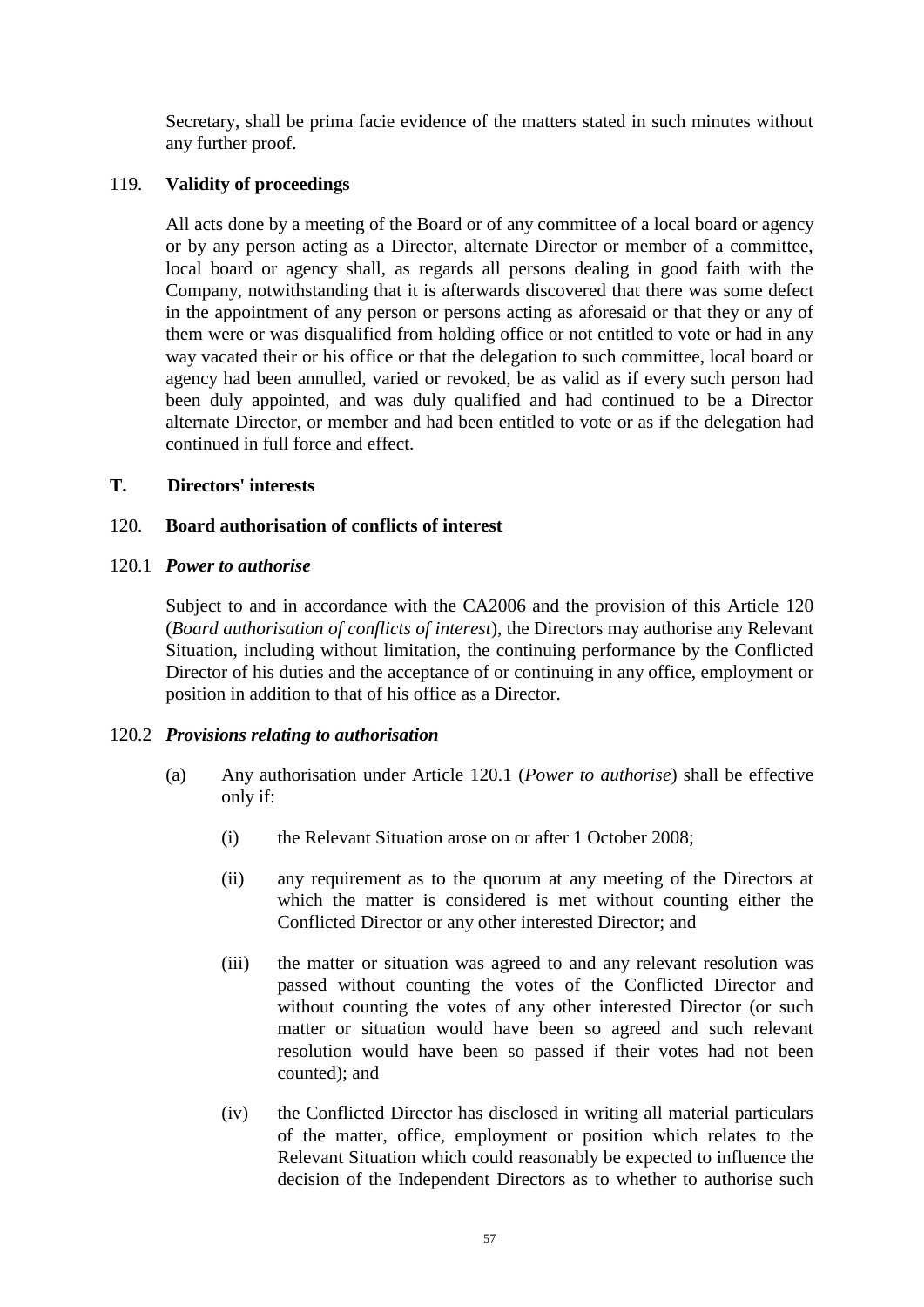Secretary, shall be prima facie evidence of the matters stated in such minutes without any further proof.

119. **Validity of proceedings**

All acts done by a meeting of the Board or of any committee of a local board or agency or by any person acting as a Director, alternate Director or member of a committee, local board or agency shall, as regards all persons dealing in good faith with the Company, notwithstanding that it is afterwards discovered that there was some defect in the appointment of any person or persons acting as aforesaid or that they or any of them were or was disqualified from holding office or not entitled to vote or had in any way vacated their or his office or that the delegation to such committee, local board or agency had been annulled, varied or revoked, be as valid as if every such person had been duly appointed, and was duly qualified and had continued to be a Director alternate Director, or member and had been entitled to vote or as if the delegation had continued in full force and effect.

**T. Directors' interests**

120. **Board authorisation of conflicts of interest**

120.1 ***Power to authorise***

Subject to and in accordance with the CA2006 and the provision of this Article 120 (*Board authorisation of conflicts of interest*), the Directors may authorise any Relevant Situation, including without limitation, the continuing performance by the Conflicted Director of his duties and the acceptance of or continuing in any office, employment or position in addition to that of his office as a Director.

120.2 ***Provisions relating to authorisation***

(a) Any authorisation under Article 120.1 (*Power to authorise*) shall be effective only if:

(i) the Relevant Situation arose on or after 1 October 2008;

(ii) any requirement as to the quorum at any meeting of the Directors at which the matter is considered is met without counting either the Conflicted Director or any other interested Director; and

(iii) the matter or situation was agreed to and any relevant resolution was passed without counting the votes of the Conflicted Director and without counting the votes of any other interested Director (or such matter or situation would have been so agreed and such relevant resolution would have been so passed if their votes had not been counted); and

(iv) the Conflicted Director has disclosed in writing all material particulars of the matter, office, employment or position which relates to the Relevant Situation which could reasonably be expected to influence the decision of the Independent Directors as to whether to authorise such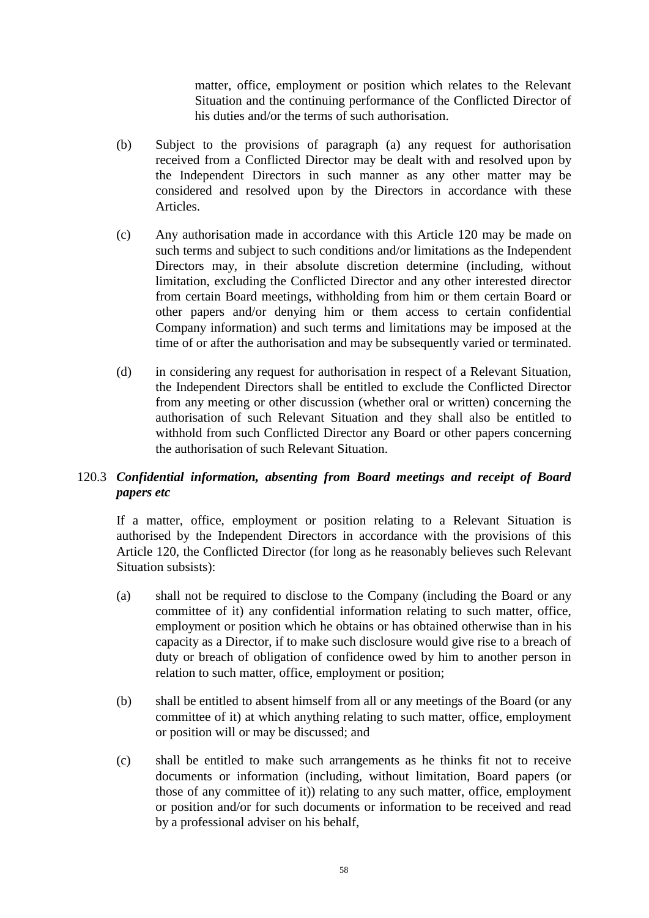matter, office, employment or position which relates to the Relevant Situation and the continuing performance of the Conflicted Director of his duties and/or the terms of such authorisation.

(b) Subject to the provisions of paragraph (a) any request for authorisation received from a Conflicted Director may be dealt with and resolved upon by the Independent Directors in such manner as any other matter may be considered and resolved upon by the Directors in accordance with these Articles.

(c) Any authorisation made in accordance with this Article 120 may be made on such terms and subject to such conditions and/or limitations as the Independent Directors may, in their absolute discretion determine (including, without limitation, excluding the Conflicted Director and any other interested director from certain Board meetings, withholding from him or them certain Board or other papers and/or denying him or them access to certain confidential Company information) and such terms and limitations may be imposed at the time of or after the authorisation and may be subsequently varied or terminated.

(d) in considering any request for authorisation in respect of a Relevant Situation, the Independent Directors shall be entitled to exclude the Conflicted Director from any meeting or other discussion (whether oral or written) concerning the authorisation of such Relevant Situation and they shall also be entitled to withhold from such Conflicted Director any Board or other papers concerning the authorisation of such Relevant Situation.

### 120.3 ***Confidential information, absenting from Board meetings and receipt of Board papers etc***

If a matter, office, employment or position relating to a Relevant Situation is authorised by the Independent Directors in accordance with the provisions of this Article 120, the Conflicted Director (for long as he reasonably believes such Relevant Situation subsists):

(a) shall not be required to disclose to the Company (including the Board or any committee of it) any confidential information relating to such matter, office, employment or position which he obtains or has obtained otherwise than in his capacity as a Director, if to make such disclosure would give rise to a breach of duty or breach of obligation of confidence owed by him to another person in relation to such matter, office, employment or position;

(b) shall be entitled to absent himself from all or any meetings of the Board (or any committee of it) at which anything relating to such matter, office, employment or position will or may be discussed; and

(c) shall be entitled to make such arrangements as he thinks fit not to receive documents or information (including, without limitation, Board papers (or those of any committee of it)) relating to any such matter, office, employment or position and/or for such documents or information to be received and read by a professional adviser on his behalf,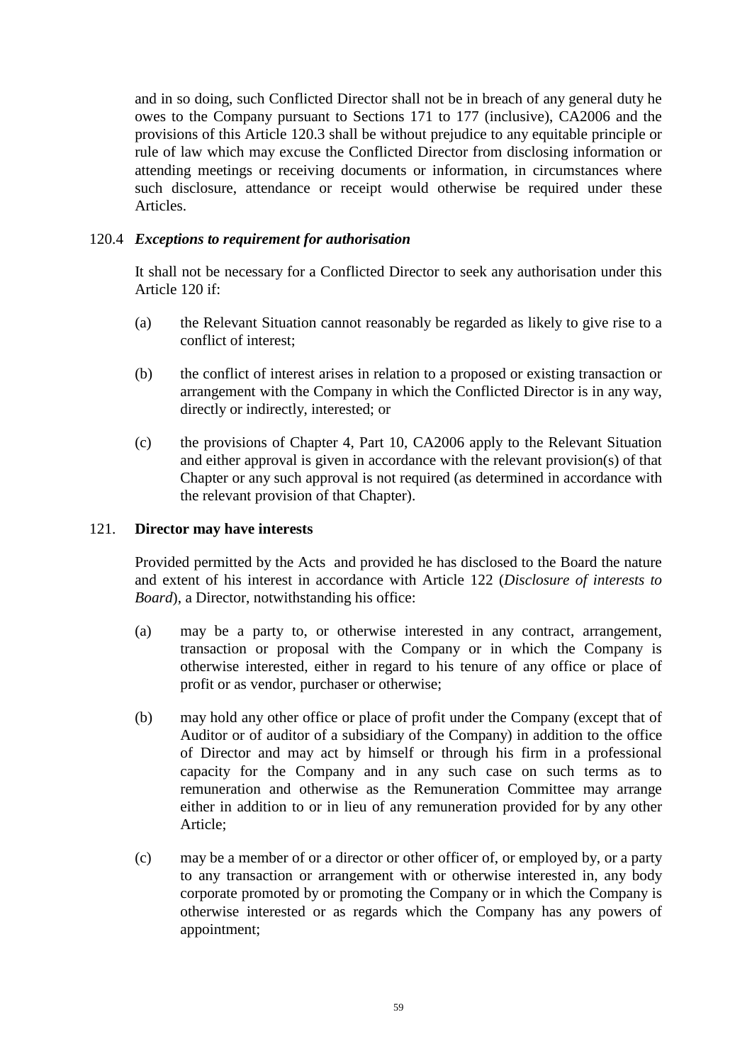and in so doing, such Conflicted Director shall not be in breach of any general duty he owes to the Company pursuant to Sections 171 to 177 (inclusive), CA2006 and the provisions of this Article 120.3 shall be without prejudice to any equitable principle or rule of law which may excuse the Conflicted Director from disclosing information or attending meetings or receiving documents or information, in circumstances where such disclosure, attendance or receipt would otherwise be required under these Articles.

120.4 ***Exceptions to requirement for authorisation***

It shall not be necessary for a Conflicted Director to seek any authorisation under this Article 120 if:

(a) the Relevant Situation cannot reasonably be regarded as likely to give rise to a conflict of interest;

(b) the conflict of interest arises in relation to a proposed or existing transaction or arrangement with the Company in which the Conflicted Director is in any way, directly or indirectly, interested; or

(c) the provisions of Chapter 4, Part 10, CA2006 apply to the Relevant Situation and either approval is given in accordance with the relevant provision(s) of that Chapter or any such approval is not required (as determined in accordance with the relevant provision of that Chapter).

121. **Director may have interests**

Provided permitted by the Acts and provided he has disclosed to the Board the nature and extent of his interest in accordance with Article 122 (*Disclosure of interests to Board*), a Director, notwithstanding his office:

(a) may be a party to, or otherwise interested in any contract, arrangement, transaction or proposal with the Company or in which the Company is otherwise interested, either in regard to his tenure of any office or place of profit or as vendor, purchaser or otherwise;

(b) may hold any other office or place of profit under the Company (except that of Auditor or of auditor of a subsidiary of the Company) in addition to the office of Director and may act by himself or through his firm in a professional capacity for the Company and in any such case on such terms as to remuneration and otherwise as the Remuneration Committee may arrange either in addition to or in lieu of any remuneration provided for by any other Article;

(c) may be a member of or a director or other officer of, or employed by, or a party to any transaction or arrangement with or otherwise interested in, any body corporate promoted by or promoting the Company or in which the Company is otherwise interested or as regards which the Company has any powers of appointment;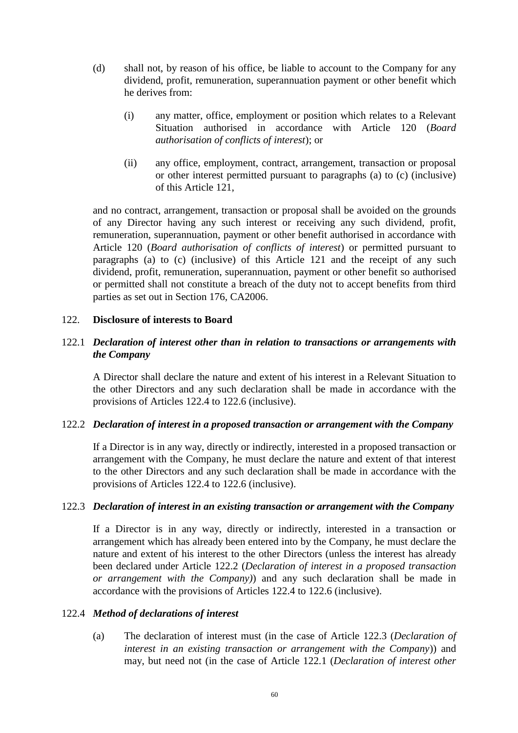(d) shall not, by reason of his office, be liable to account to the Company for any dividend, profit, remuneration, superannuation payment or other benefit which he derives from:

(i) any matter, office, employment or position which relates to a Relevant Situation authorised in accordance with Article 120 (*Board authorisation of conflicts of interest*); or

(ii) any office, employment, contract, arrangement, transaction or proposal or other interest permitted pursuant to paragraphs (a) to (c) (inclusive) of this Article 121,

and no contract, arrangement, transaction or proposal shall be avoided on the grounds of any Director having any such interest or receiving any such dividend, profit, remuneration, superannuation, payment or other benefit authorised in accordance with Article 120 (*Board authorisation of conflicts of interest*) or permitted pursuant to paragraphs (a) to (c) (inclusive) of this Article 121 and the receipt of any such dividend, profit, remuneration, superannuation, payment or other benefit so authorised or permitted shall not constitute a breach of the duty not to accept benefits from third parties as set out in Section 176, CA2006.

## 122. Disclosure of interests to Board

### 122.1 *Declaration of interest other than in relation to transactions or arrangements with the Company*

A Director shall declare the nature and extent of his interest in a Relevant Situation to the other Directors and any such declaration shall be made in accordance with the provisions of Articles 122.4 to 122.6 (inclusive).

### 122.2 *Declaration of interest in a proposed transaction or arrangement with the Company*

If a Director is in any way, directly or indirectly, interested in a proposed transaction or arrangement with the Company, he must declare the nature and extent of that interest to the other Directors and any such declaration shall be made in accordance with the provisions of Articles 122.4 to 122.6 (inclusive).

### 122.3 *Declaration of interest in an existing transaction or arrangement with the Company*

If a Director is in any way, directly or indirectly, interested in a transaction or arrangement which has already been entered into by the Company, he must declare the nature and extent of his interest to the other Directors (unless the interest has already been declared under Article 122.2 (*Declaration of interest in a proposed transaction or arrangement with the Company*)) and any such declaration shall be made in accordance with the provisions of Articles 122.4 to 122.6 (inclusive).

### 122.4 *Method of declarations of interest*

(a) The declaration of interest must (in the case of Article 122.3 (*Declaration of interest in an existing transaction or arrangement with the Company*)) and may, but need not (in the case of Article 122.1 (*Declaration of interest other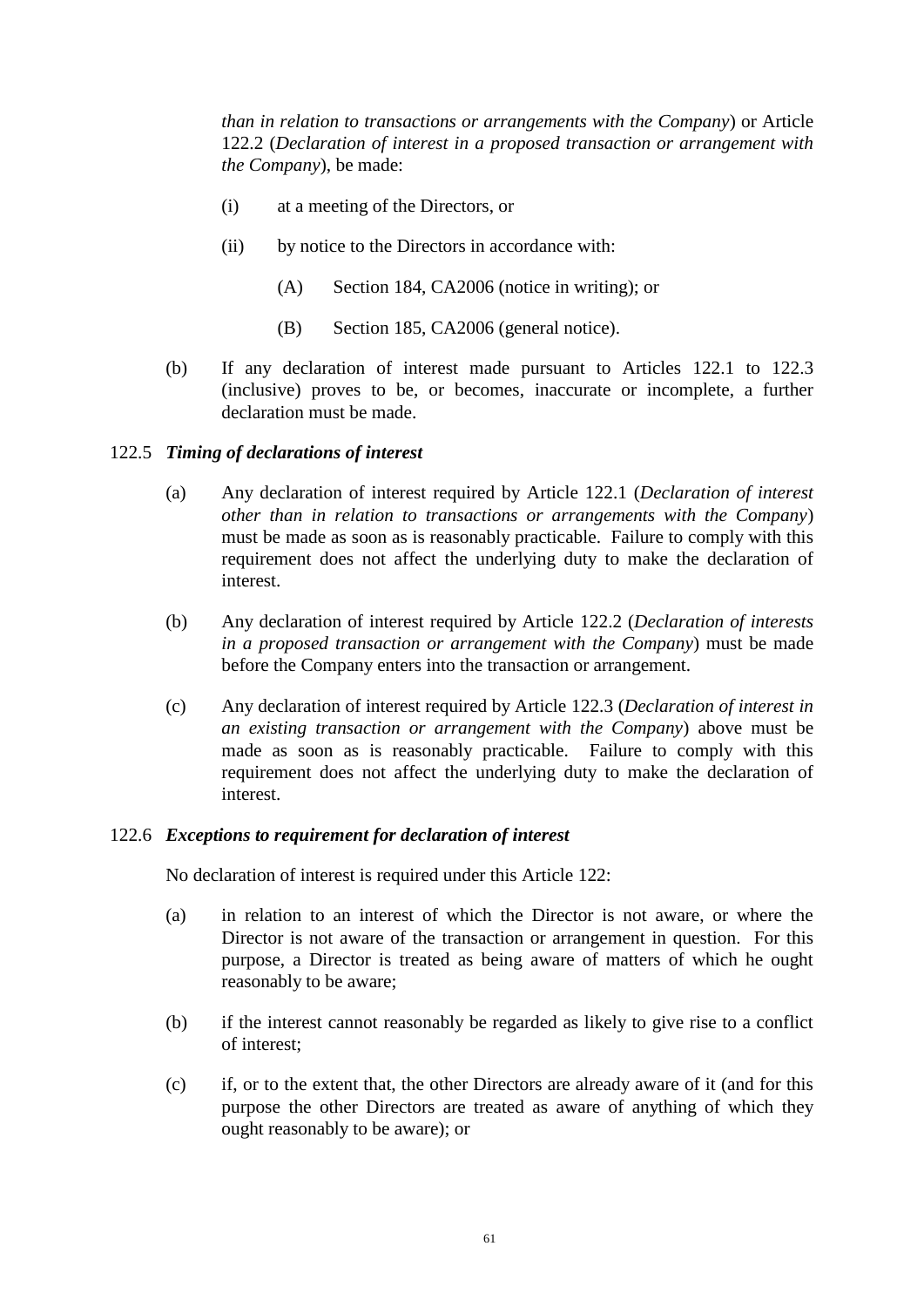*than in relation to transactions or arrangements with the Company*) or Article 122.2 (*Declaration of interest in a proposed transaction or arrangement with the Company*), be made:

(i) at a meeting of the Directors, or

(ii) by notice to the Directors in accordance with:

(A) Section 184, CA2006 (notice in writing); or

(B) Section 185, CA2006 (general notice).

(b) If any declaration of interest made pursuant to Articles 122.1 to 122.3 (inclusive) proves to be, or becomes, inaccurate or incomplete, a further declaration must be made.

122.5 ***Timing of declarations of interest***

(a) Any declaration of interest required by Article 122.1 (*Declaration of interest other than in relation to transactions or arrangements with the Company*) must be made as soon as is reasonably practicable. Failure to comply with this requirement does not affect the underlying duty to make the declaration of interest.

(b) Any declaration of interest required by Article 122.2 (*Declaration of interests in a proposed transaction or arrangement with the Company*) must be made before the Company enters into the transaction or arrangement.

(c) Any declaration of interest required by Article 122.3 (*Declaration of interest in an existing transaction or arrangement with the Company*) above must be made as soon as is reasonably practicable. Failure to comply with this requirement does not affect the underlying duty to make the declaration of interest.

122.6 ***Exceptions to requirement for declaration of interest***

No declaration of interest is required under this Article 122:

(a) in relation to an interest of which the Director is not aware, or where the Director is not aware of the transaction or arrangement in question. For this purpose, a Director is treated as being aware of matters of which he ought reasonably to be aware;

(b) if the interest cannot reasonably be regarded as likely to give rise to a conflict of interest;

(c) if, or to the extent that, the other Directors are already aware of it (and for this purpose the other Directors are treated as aware of anything of which they ought reasonably to be aware); or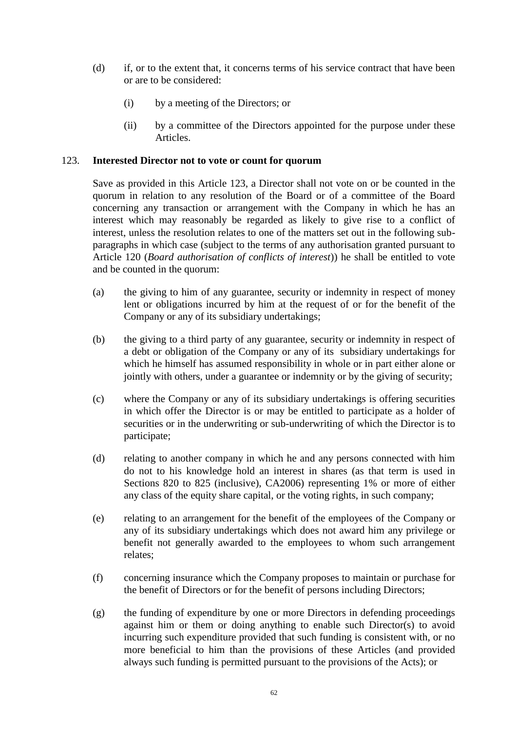(d) if, or to the extent that, it concerns terms of his service contract that have been or are to be considered:

  (i) by a meeting of the Directors; or

  (ii) by a committee of the Directors appointed for the purpose under these Articles.

## 123. Interested Director not to vote or count for quorum

Save as provided in this Article 123, a Director shall not vote on or be counted in the quorum in relation to any resolution of the Board or of a committee of the Board concerning any transaction or arrangement with the Company in which he has an interest which may reasonably be regarded as likely to give rise to a conflict of interest, unless the resolution relates to one of the matters set out in the following sub-paragraphs in which case (subject to the terms of any authorisation granted pursuant to Article 120 (*Board authorisation of conflicts of interest*)) he shall be entitled to vote and be counted in the quorum:

(a) the giving to him of any guarantee, security or indemnity in respect of money lent or obligations incurred by him at the request of or for the benefit of the Company or any of its subsidiary undertakings;

(b) the giving to a third party of any guarantee, security or indemnity in respect of a debt or obligation of the Company or any of its subsidiary undertakings for which he himself has assumed responsibility in whole or in part either alone or jointly with others, under a guarantee or indemnity or by the giving of security;

(c) where the Company or any of its subsidiary undertakings is offering securities in which offer the Director is or may be entitled to participate as a holder of securities or in the underwriting or sub-underwriting of which the Director is to participate;

(d) relating to another company in which he and any persons connected with him do not to his knowledge hold an interest in shares (as that term is used in Sections 820 to 825 (inclusive), CA2006) representing 1% or more of either any class of the equity share capital, or the voting rights, in such company;

(e) relating to an arrangement for the benefit of the employees of the Company or any of its subsidiary undertakings which does not award him any privilege or benefit not generally awarded to the employees to whom such arrangement relates;

(f) concerning insurance which the Company proposes to maintain or purchase for the benefit of Directors or for the benefit of persons including Directors;

(g) the funding of expenditure by one or more Directors in defending proceedings against him or them or doing anything to enable such Director(s) to avoid incurring such expenditure provided that such funding is consistent with, or no more beneficial to him than the provisions of these Articles (and provided always such funding is permitted pursuant to the provisions of the Acts); or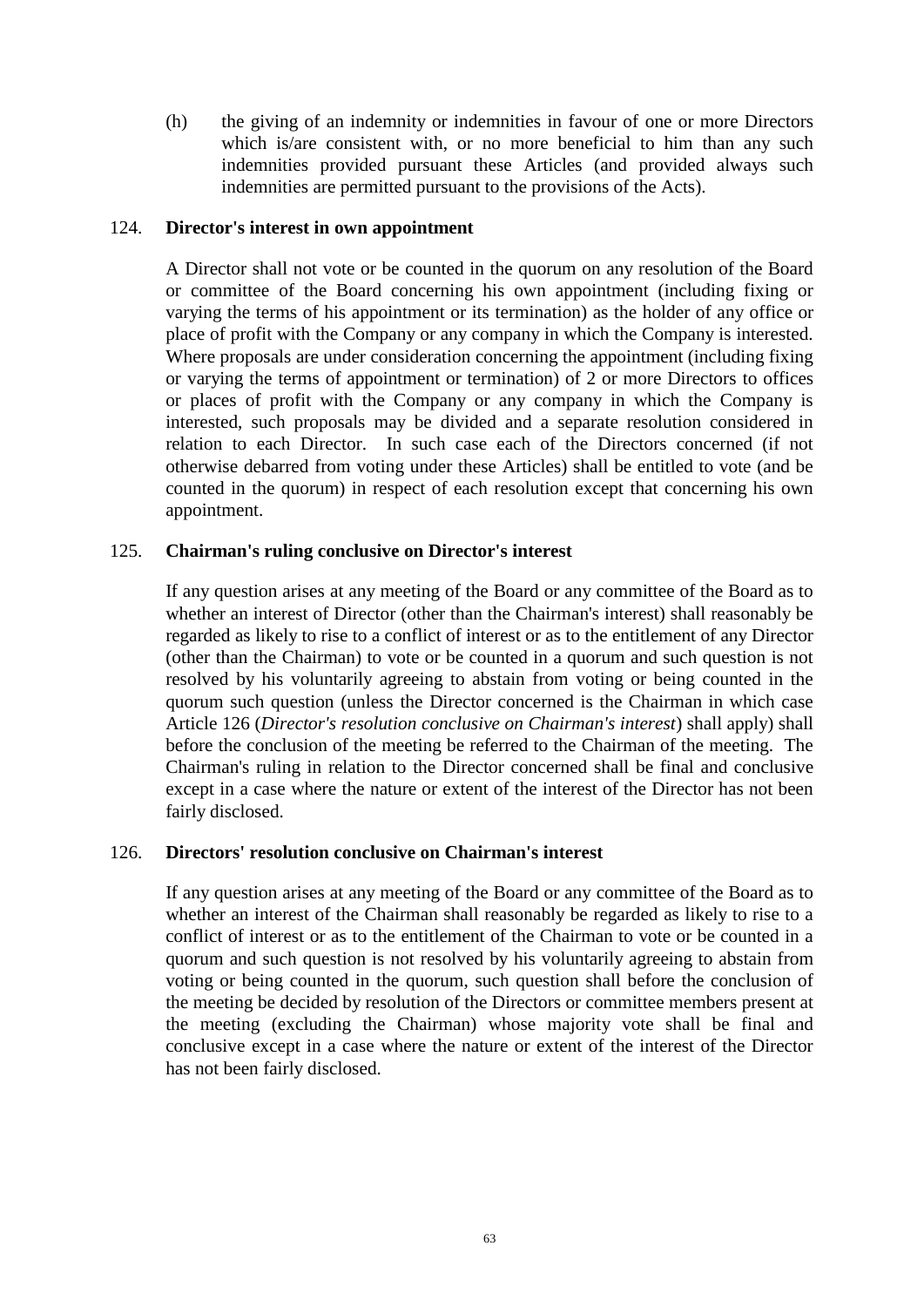(h) the giving of an indemnity or indemnities in favour of one or more Directors which is/are consistent with, or no more beneficial to him than any such indemnities provided pursuant these Articles (and provided always such indemnities are permitted pursuant to the provisions of the Acts).

124. **Director's interest in own appointment**

A Director shall not vote or be counted in the quorum on any resolution of the Board or committee of the Board concerning his own appointment (including fixing or varying the terms of his appointment or its termination) as the holder of any office or place of profit with the Company or any company in which the Company is interested. Where proposals are under consideration concerning the appointment (including fixing or varying the terms of appointment or termination) of 2 or more Directors to offices or places of profit with the Company or any company in which the Company is interested, such proposals may be divided and a separate resolution considered in relation to each Director. In such case each of the Directors concerned (if not otherwise debarred from voting under these Articles) shall be entitled to vote (and be counted in the quorum) in respect of each resolution except that concerning his own appointment.

125. **Chairman's ruling conclusive on Director's interest**

If any question arises at any meeting of the Board or any committee of the Board as to whether an interest of Director (other than the Chairman's interest) shall reasonably be regarded as likely to rise to a conflict of interest or as to the entitlement of any Director (other than the Chairman) to vote or be counted in a quorum and such question is not resolved by his voluntarily agreeing to abstain from voting or being counted in the quorum such question (unless the Director concerned is the Chairman in which case Article 126 (*Director's resolution conclusive on Chairman's interest*) shall apply) shall before the conclusion of the meeting be referred to the Chairman of the meeting. The Chairman's ruling in relation to the Director concerned shall be final and conclusive except in a case where the nature or extent of the interest of the Director has not been fairly disclosed.

126. **Directors' resolution conclusive on Chairman's interest**

If any question arises at any meeting of the Board or any committee of the Board as to whether an interest of the Chairman shall reasonably be regarded as likely to rise to a conflict of interest or as to the entitlement of the Chairman to vote or be counted in a quorum and such question is not resolved by his voluntarily agreeing to abstain from voting or being counted in the quorum, such question shall before the conclusion of the meeting be decided by resolution of the Directors or committee members present at the meeting (excluding the Chairman) whose majority vote shall be final and conclusive except in a case where the nature or extent of the interest of the Director has not been fairly disclosed.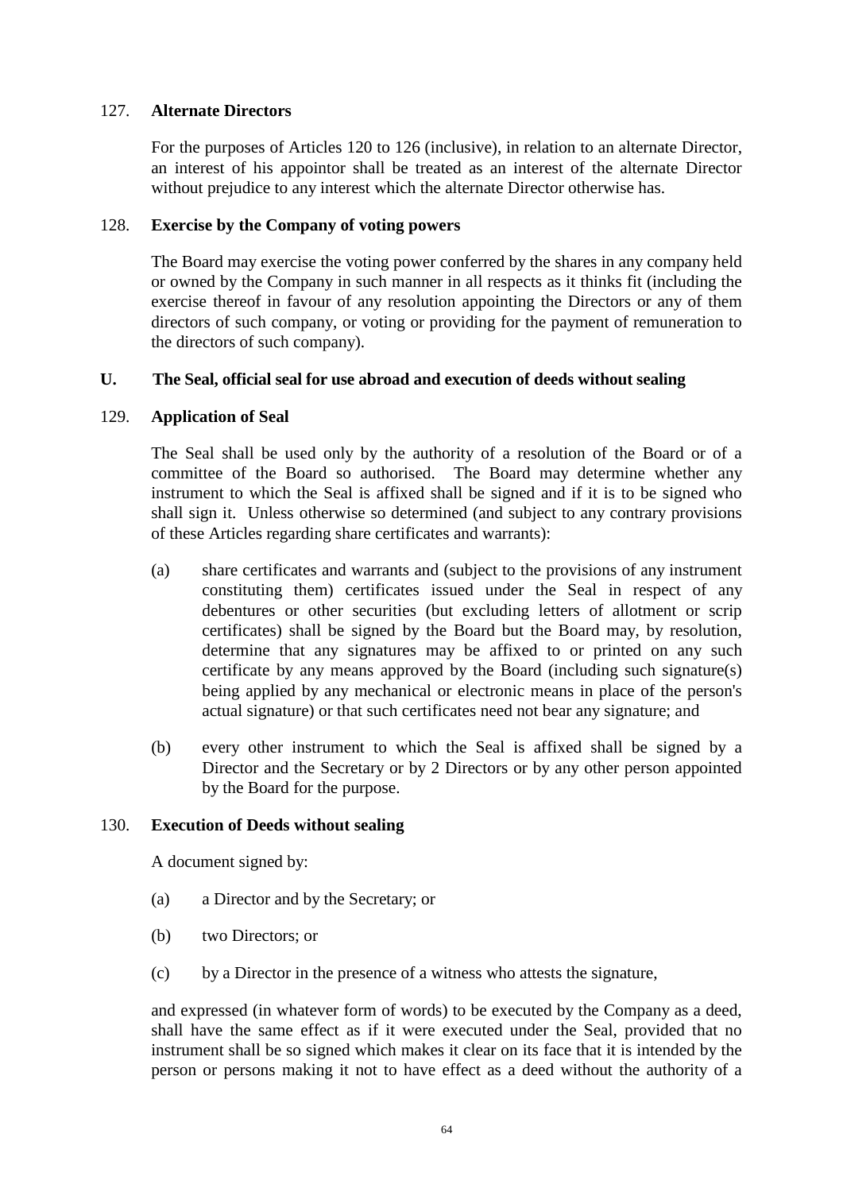### 127. Alternate Directors

For the purposes of Articles 120 to 126 (inclusive), in relation to an alternate Director, an interest of his appointor shall be treated as an interest of the alternate Director without prejudice to any interest which the alternate Director otherwise has.

### 128. Exercise by the Company of voting powers

The Board may exercise the voting power conferred by the shares in any company held or owned by the Company in such manner in all respects as it thinks fit (including the exercise thereof in favour of any resolution appointing the Directors or any of them directors of such company, or voting or providing for the payment of remuneration to the directors of such company).

## U. The Seal, official seal for use abroad and execution of deeds without sealing

### 129. Application of Seal

The Seal shall be used only by the authority of a resolution of the Board or of a committee of the Board so authorised. The Board may determine whether any instrument to which the Seal is affixed shall be signed and if it is to be signed who shall sign it. Unless otherwise so determined (and subject to any contrary provisions of these Articles regarding share certificates and warrants):

(a) share certificates and warrants and (subject to the provisions of any instrument constituting them) certificates issued under the Seal in respect of any debentures or other securities (but excluding letters of allotment or scrip certificates) shall be signed by the Board but the Board may, by resolution, determine that any signatures may be affixed to or printed on any such certificate by any means approved by the Board (including such signature(s) being applied by any mechanical or electronic means in place of the person's actual signature) or that such certificates need not bear any signature; and

(b) every other instrument to which the Seal is affixed shall be signed by a Director and the Secretary or by 2 Directors or by any other person appointed by the Board for the purpose.

### 130. Execution of Deeds without sealing

A document signed by:

(a) a Director and by the Secretary; or

(b) two Directors; or

(c) by a Director in the presence of a witness who attests the signature,

and expressed (in whatever form of words) to be executed by the Company as a deed, shall have the same effect as if it were executed under the Seal, provided that no instrument shall be so signed which makes it clear on its face that it is intended by the person or persons making it not to have effect as a deed without the authority of a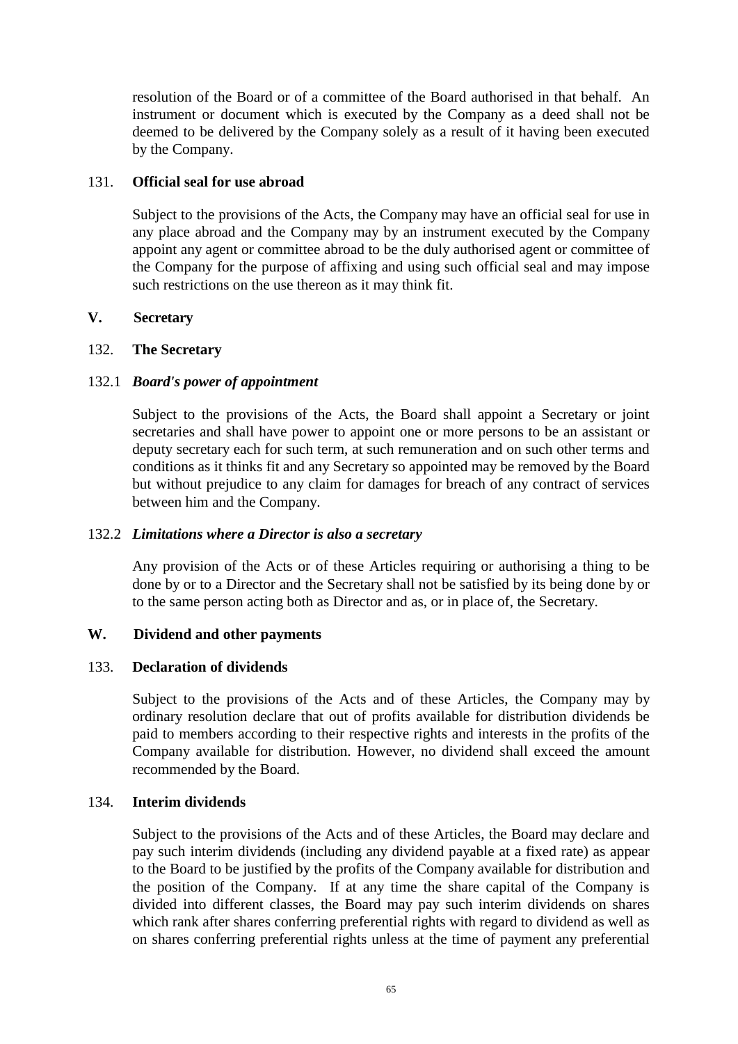resolution of the Board or of a committee of the Board authorised in that behalf. An instrument or document which is executed by the Company as a deed shall not be deemed to be delivered by the Company solely as a result of it having been executed by the Company.

131. **Official seal for use abroad**

Subject to the provisions of the Acts, the Company may have an official seal for use in any place abroad and the Company may by an instrument executed by the Company appoint any agent or committee abroad to be the duly authorised agent or committee of the Company for the purpose of affixing and using such official seal and may impose such restrictions on the use thereon as it may think fit.

## V. Secretary

132. **The Secretary**

132.1 ***Board's power of appointment***

Subject to the provisions of the Acts, the Board shall appoint a Secretary or joint secretaries and shall have power to appoint one or more persons to be an assistant or deputy secretary each for such term, at such remuneration and on such other terms and conditions as it thinks fit and any Secretary so appointed may be removed by the Board but without prejudice to any claim for damages for breach of any contract of services between him and the Company.

132.2 ***Limitations where a Director is also a secretary***

Any provision of the Acts or of these Articles requiring or authorising a thing to be done by or to a Director and the Secretary shall not be satisfied by its being done by or to the same person acting both as Director and as, or in place of, the Secretary.

## W. Dividend and other payments

133. **Declaration of dividends**

Subject to the provisions of the Acts and of these Articles, the Company may by ordinary resolution declare that out of profits available for distribution dividends be paid to members according to their respective rights and interests in the profits of the Company available for distribution. However, no dividend shall exceed the amount recommended by the Board.

134. **Interim dividends**

Subject to the provisions of the Acts and of these Articles, the Board may declare and pay such interim dividends (including any dividend payable at a fixed rate) as appear to the Board to be justified by the profits of the Company available for distribution and the position of the Company. If at any time the share capital of the Company is divided into different classes, the Board may pay such interim dividends on shares which rank after shares conferring preferential rights with regard to dividend as well as on shares conferring preferential rights unless at the time of payment any preferential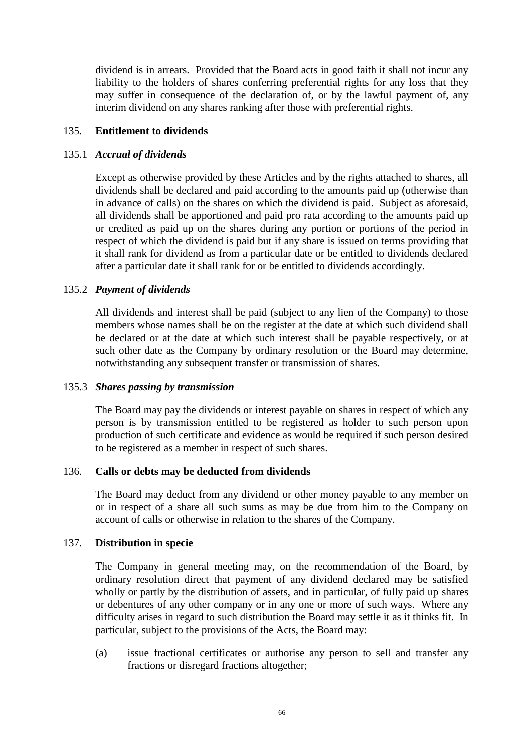dividend is in arrears. Provided that the Board acts in good faith it shall not incur any liability to the holders of shares conferring preferential rights for any loss that they may suffer in consequence of the declaration of, or by the lawful payment of, any interim dividend on any shares ranking after those with preferential rights.

## 135. Entitlement to dividends

### 135.1 *Accrual of dividends*

Except as otherwise provided by these Articles and by the rights attached to shares, all dividends shall be declared and paid according to the amounts paid up (otherwise than in advance of calls) on the shares on which the dividend is paid. Subject as aforesaid, all dividends shall be apportioned and paid pro rata according to the amounts paid up or credited as paid up on the shares during any portion or portions of the period in respect of which the dividend is paid but if any share is issued on terms providing that it shall rank for dividend as from a particular date or be entitled to dividends declared after a particular date it shall rank for or be entitled to dividends accordingly.

### 135.2 *Payment of dividends*

All dividends and interest shall be paid (subject to any lien of the Company) to those members whose names shall be on the register at the date at which such dividend shall be declared or at the date at which such interest shall be payable respectively, or at such other date as the Company by ordinary resolution or the Board may determine, notwithstanding any subsequent transfer or transmission of shares.

### 135.3 *Shares passing by transmission*

The Board may pay the dividends or interest payable on shares in respect of which any person is by transmission entitled to be registered as holder to such person upon production of such certificate and evidence as would be required if such person desired to be registered as a member in respect of such shares.

## 136. Calls or debts may be deducted from dividends

The Board may deduct from any dividend or other money payable to any member on or in respect of a share all such sums as may be due from him to the Company on account of calls or otherwise in relation to the shares of the Company.

## 137. Distribution in specie

The Company in general meeting may, on the recommendation of the Board, by ordinary resolution direct that payment of any dividend declared may be satisfied wholly or partly by the distribution of assets, and in particular, of fully paid up shares or debentures of any other company or in any one or more of such ways. Where any difficulty arises in regard to such distribution the Board may settle it as it thinks fit. In particular, subject to the provisions of the Acts, the Board may:

(a) issue fractional certificates or authorise any person to sell and transfer any fractions or disregard fractions altogether;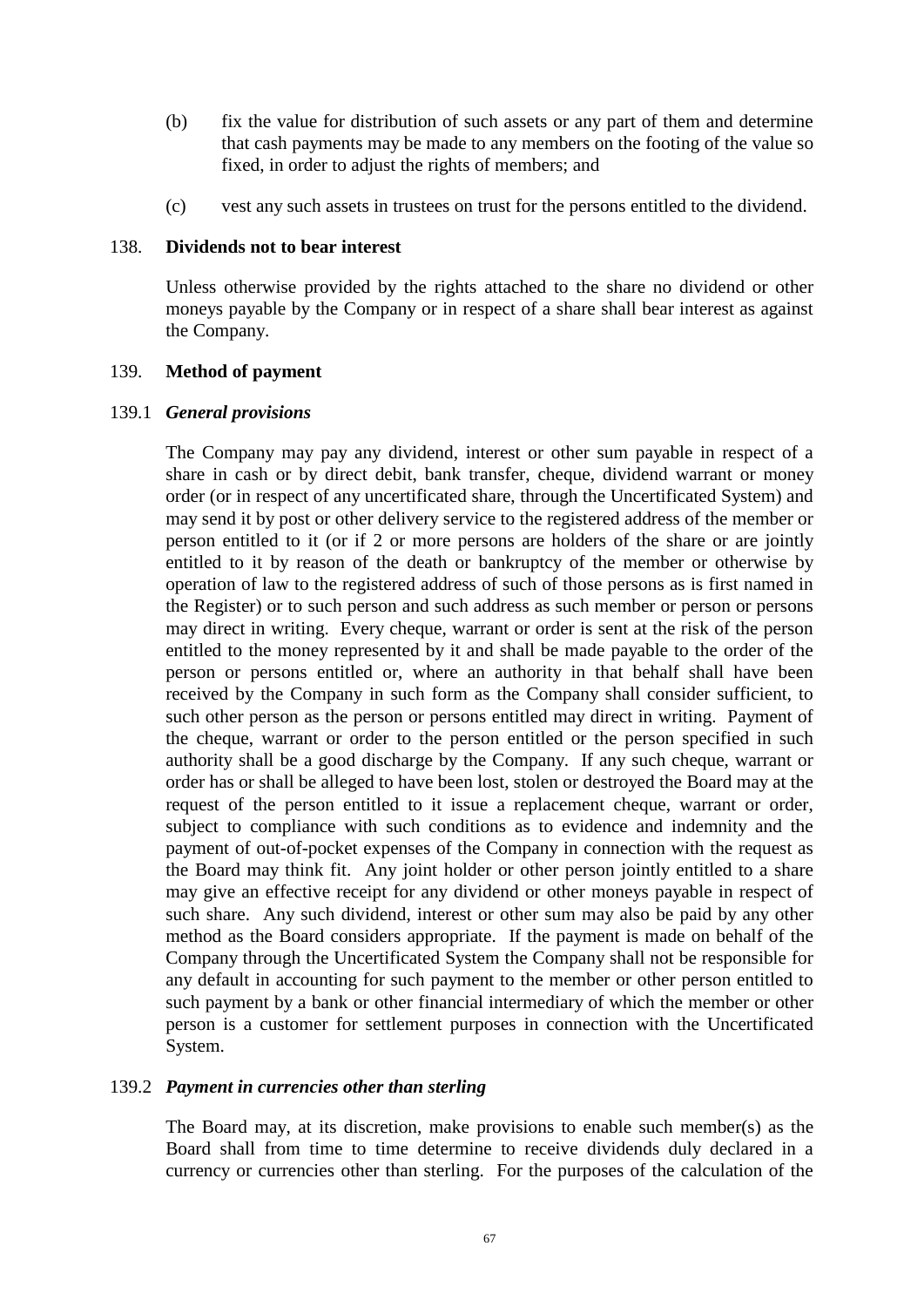(b) fix the value for distribution of such assets or any part of them and determine that cash payments may be made to any members on the footing of the value so fixed, in order to adjust the rights of members; and

(c) vest any such assets in trustees on trust for the persons entitled to the dividend.

138. **Dividends not to bear interest**

Unless otherwise provided by the rights attached to the share no dividend or other moneys payable by the Company or in respect of a share shall bear interest as against the Company.

139. **Method of payment**

139.1 ***General provisions***

The Company may pay any dividend, interest or other sum payable in respect of a share in cash or by direct debit, bank transfer, cheque, dividend warrant or money order (or in respect of any uncertificated share, through the Uncertificated System) and may send it by post or other delivery service to the registered address of the member or person entitled to it (or if 2 or more persons are holders of the share or are jointly entitled to it by reason of the death or bankruptcy of the member or otherwise by operation of law to the registered address of such of those persons as is first named in the Register) or to such person and such address as such member or person or persons may direct in writing. Every cheque, warrant or order is sent at the risk of the person entitled to the money represented by it and shall be made payable to the order of the person or persons entitled or, where an authority in that behalf shall have been received by the Company in such form as the Company shall consider sufficient, to such other person as the person or persons entitled may direct in writing. Payment of the cheque, warrant or order to the person entitled or the person specified in such authority shall be a good discharge by the Company. If any such cheque, warrant or order has or shall be alleged to have been lost, stolen or destroyed the Board may at the request of the person entitled to it issue a replacement cheque, warrant or order, subject to compliance with such conditions as to evidence and indemnity and the payment of out-of-pocket expenses of the Company in connection with the request as the Board may think fit. Any joint holder or other person jointly entitled to a share may give an effective receipt for any dividend or other moneys payable in respect of such share. Any such dividend, interest or other sum may also be paid by any other method as the Board considers appropriate. If the payment is made on behalf of the Company through the Uncertificated System the Company shall not be responsible for any default in accounting for such payment to the member or other person entitled to such payment by a bank or other financial intermediary of which the member or other person is a customer for settlement purposes in connection with the Uncertificated System.

139.2 ***Payment in currencies other than sterling***

The Board may, at its discretion, make provisions to enable such member(s) as the Board shall from time to time determine to receive dividends duly declared in a currency or currencies other than sterling. For the purposes of the calculation of the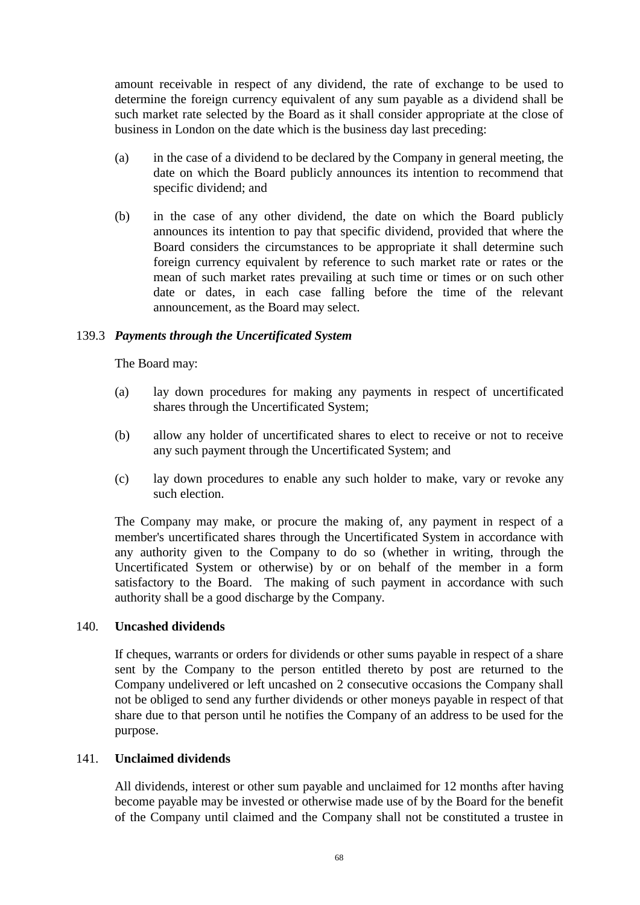amount receivable in respect of any dividend, the rate of exchange to be used to determine the foreign currency equivalent of any sum payable as a dividend shall be such market rate selected by the Board as it shall consider appropriate at the close of business in London on the date which is the business day last preceding:

(a) in the case of a dividend to be declared by the Company in general meeting, the date on which the Board publicly announces its intention to recommend that specific dividend; and

(b) in the case of any other dividend, the date on which the Board publicly announces its intention to pay that specific dividend, provided that where the Board considers the circumstances to be appropriate it shall determine such foreign currency equivalent by reference to such market rate or rates or the mean of such market rates prevailing at such time or times or on such other date or dates, in each case falling before the time of the relevant announcement, as the Board may select.

139.3 ***Payments through the Uncertificated System***

The Board may:

(a) lay down procedures for making any payments in respect of uncertificated shares through the Uncertificated System;

(b) allow any holder of uncertificated shares to elect to receive or not to receive any such payment through the Uncertificated System; and

(c) lay down procedures to enable any such holder to make, vary or revoke any such election.

The Company may make, or procure the making of, any payment in respect of a member's uncertificated shares through the Uncertificated System in accordance with any authority given to the Company to do so (whether in writing, through the Uncertificated System or otherwise) by or on behalf of the member in a form satisfactory to the Board. The making of such payment in accordance with such authority shall be a good discharge by the Company.

## 140. Uncashed dividends

If cheques, warrants or orders for dividends or other sums payable in respect of a share sent by the Company to the person entitled thereto by post are returned to the Company undelivered or left uncashed on 2 consecutive occasions the Company shall not be obliged to send any further dividends or other moneys payable in respect of that share due to that person until he notifies the Company of an address to be used for the purpose.

## 141. Unclaimed dividends

All dividends, interest or other sum payable and unclaimed for 12 months after having become payable may be invested or otherwise made use of by the Board for the benefit of the Company until claimed and the Company shall not be constituted a trustee in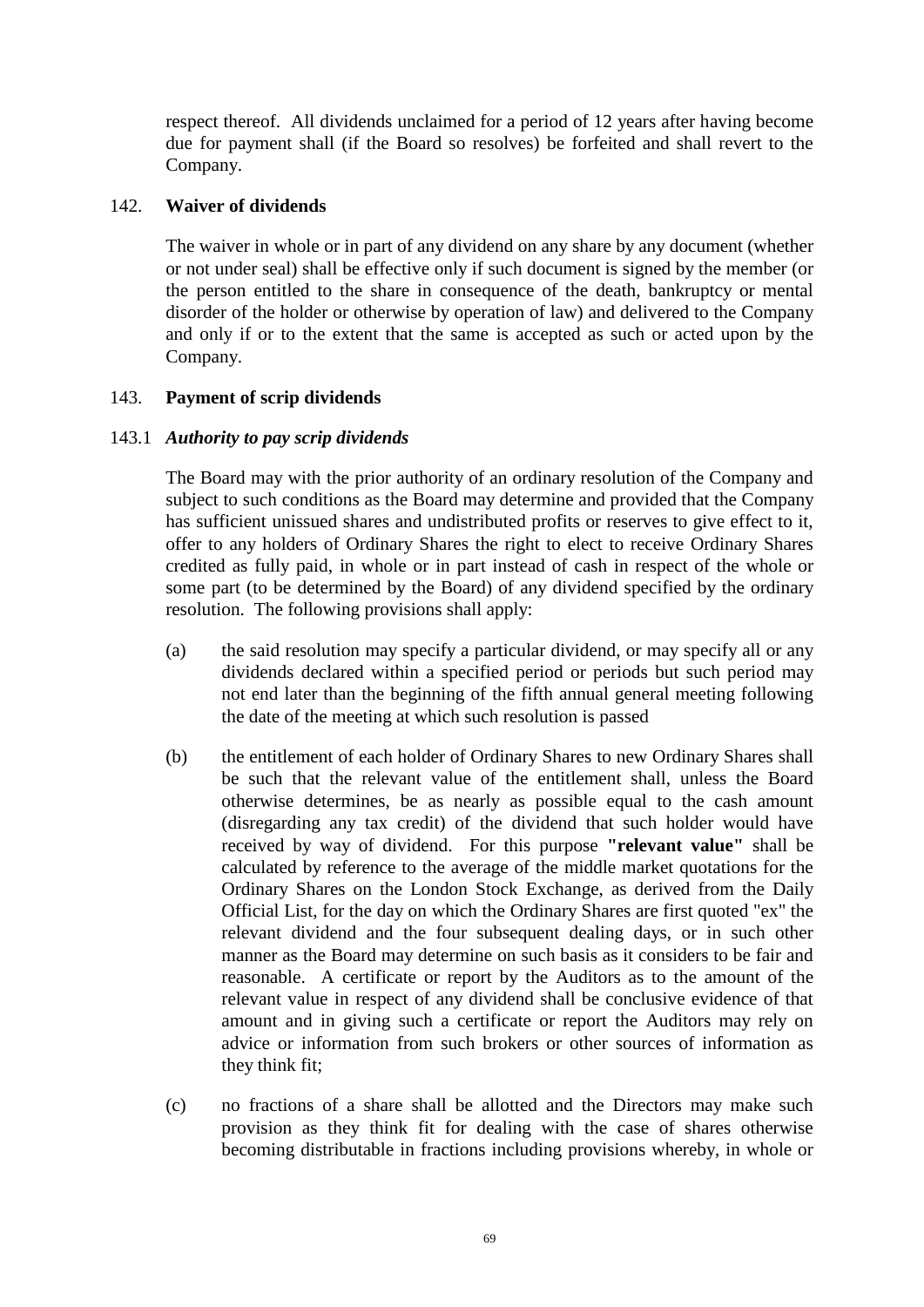respect thereof. All dividends unclaimed for a period of 12 years after having become due for payment shall (if the Board so resolves) be forfeited and shall revert to the Company.

142. **Waiver of dividends**

The waiver in whole or in part of any dividend on any share by any document (whether or not under seal) shall be effective only if such document is signed by the member (or the person entitled to the share in consequence of the death, bankruptcy or mental disorder of the holder or otherwise by operation of law) and delivered to the Company and only if or to the extent that the same is accepted as such or acted upon by the Company.

143. **Payment of scrip dividends**

143.1 ***Authority to pay scrip dividends***

The Board may with the prior authority of an ordinary resolution of the Company and subject to such conditions as the Board may determine and provided that the Company has sufficient unissued shares and undistributed profits or reserves to give effect to it, offer to any holders of Ordinary Shares the right to elect to receive Ordinary Shares credited as fully paid, in whole or in part instead of cash in respect of the whole or some part (to be determined by the Board) of any dividend specified by the ordinary resolution. The following provisions shall apply:

(a) the said resolution may specify a particular dividend, or may specify all or any dividends declared within a specified period or periods but such period may not end later than the beginning of the fifth annual general meeting following the date of the meeting at which such resolution is passed

(b) the entitlement of each holder of Ordinary Shares to new Ordinary Shares shall be such that the relevant value of the entitlement shall, unless the Board otherwise determines, be as nearly as possible equal to the cash amount (disregarding any tax credit) of the dividend that such holder would have received by way of dividend. For this purpose **"relevant value"** shall be calculated by reference to the average of the middle market quotations for the Ordinary Shares on the London Stock Exchange, as derived from the Daily Official List, for the day on which the Ordinary Shares are first quoted "ex" the relevant dividend and the four subsequent dealing days, or in such other manner as the Board may determine on such basis as it considers to be fair and reasonable. A certificate or report by the Auditors as to the amount of the relevant value in respect of any dividend shall be conclusive evidence of that amount and in giving such a certificate or report the Auditors may rely on advice or information from such brokers or other sources of information as they think fit;

(c) no fractions of a share shall be allotted and the Directors may make such provision as they think fit for dealing with the case of shares otherwise becoming distributable in fractions including provisions whereby, in whole or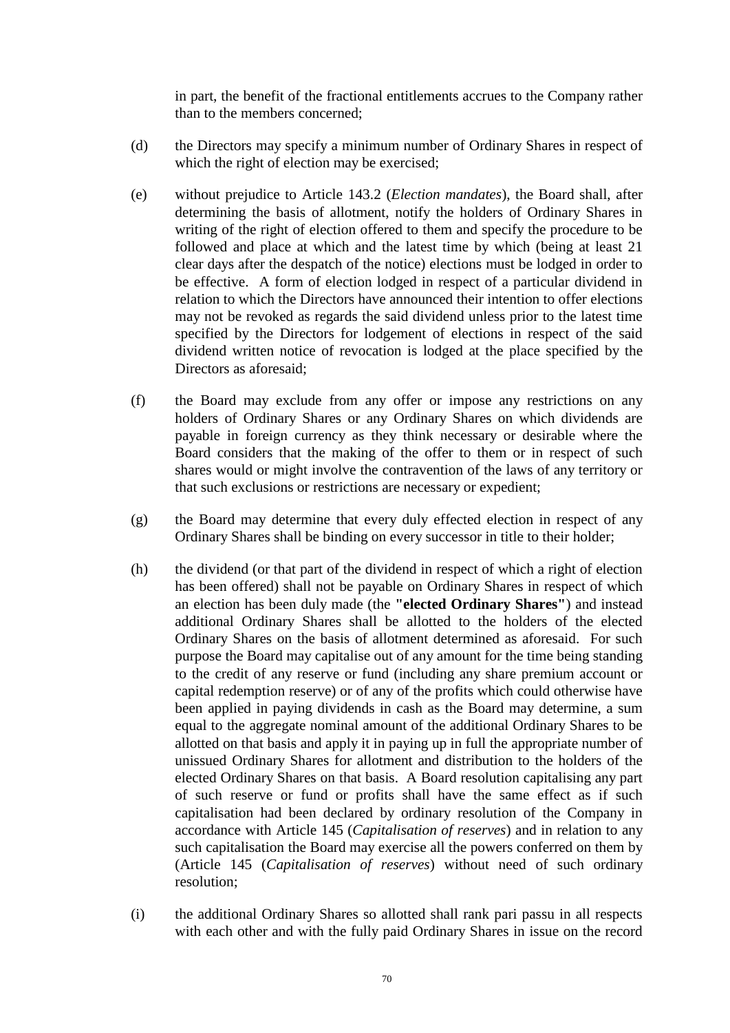in part, the benefit of the fractional entitlements accrues to the Company rather than to the members concerned;

(d) the Directors may specify a minimum number of Ordinary Shares in respect of which the right of election may be exercised;

(e) without prejudice to Article 143.2 (*Election mandates*), the Board shall, after determining the basis of allotment, notify the holders of Ordinary Shares in writing of the right of election offered to them and specify the procedure to be followed and place at which and the latest time by which (being at least 21 clear days after the despatch of the notice) elections must be lodged in order to be effective. A form of election lodged in respect of a particular dividend in relation to which the Directors have announced their intention to offer elections may not be revoked as regards the said dividend unless prior to the latest time specified by the Directors for lodgement of elections in respect of the said dividend written notice of revocation is lodged at the place specified by the Directors as aforesaid;

(f) the Board may exclude from any offer or impose any restrictions on any holders of Ordinary Shares or any Ordinary Shares on which dividends are payable in foreign currency as they think necessary or desirable where the Board considers that the making of the offer to them or in respect of such shares would or might involve the contravention of the laws of any territory or that such exclusions or restrictions are necessary or expedient;

(g) the Board may determine that every duly effected election in respect of any Ordinary Shares shall be binding on every successor in title to their holder;

(h) the dividend (or that part of the dividend in respect of which a right of election has been offered) shall not be payable on Ordinary Shares in respect of which an election has been duly made (the **"elected Ordinary Shares"**) and instead additional Ordinary Shares shall be allotted to the holders of the elected Ordinary Shares on the basis of allotment determined as aforesaid. For such purpose the Board may capitalise out of any amount for the time being standing to the credit of any reserve or fund (including any share premium account or capital redemption reserve) or of any of the profits which could otherwise have been applied in paying dividends in cash as the Board may determine, a sum equal to the aggregate nominal amount of the additional Ordinary Shares to be allotted on that basis and apply it in paying up in full the appropriate number of unissued Ordinary Shares for allotment and distribution to the holders of the elected Ordinary Shares on that basis. A Board resolution capitalising any part of such reserve or fund or profits shall have the same effect as if such capitalisation had been declared by ordinary resolution of the Company in accordance with Article 145 (*Capitalisation of reserves*) and in relation to any such capitalisation the Board may exercise all the powers conferred on them by (Article 145 (*Capitalisation of reserves*) without need of such ordinary resolution;

(i) the additional Ordinary Shares so allotted shall rank pari passu in all respects with each other and with the fully paid Ordinary Shares in issue on the record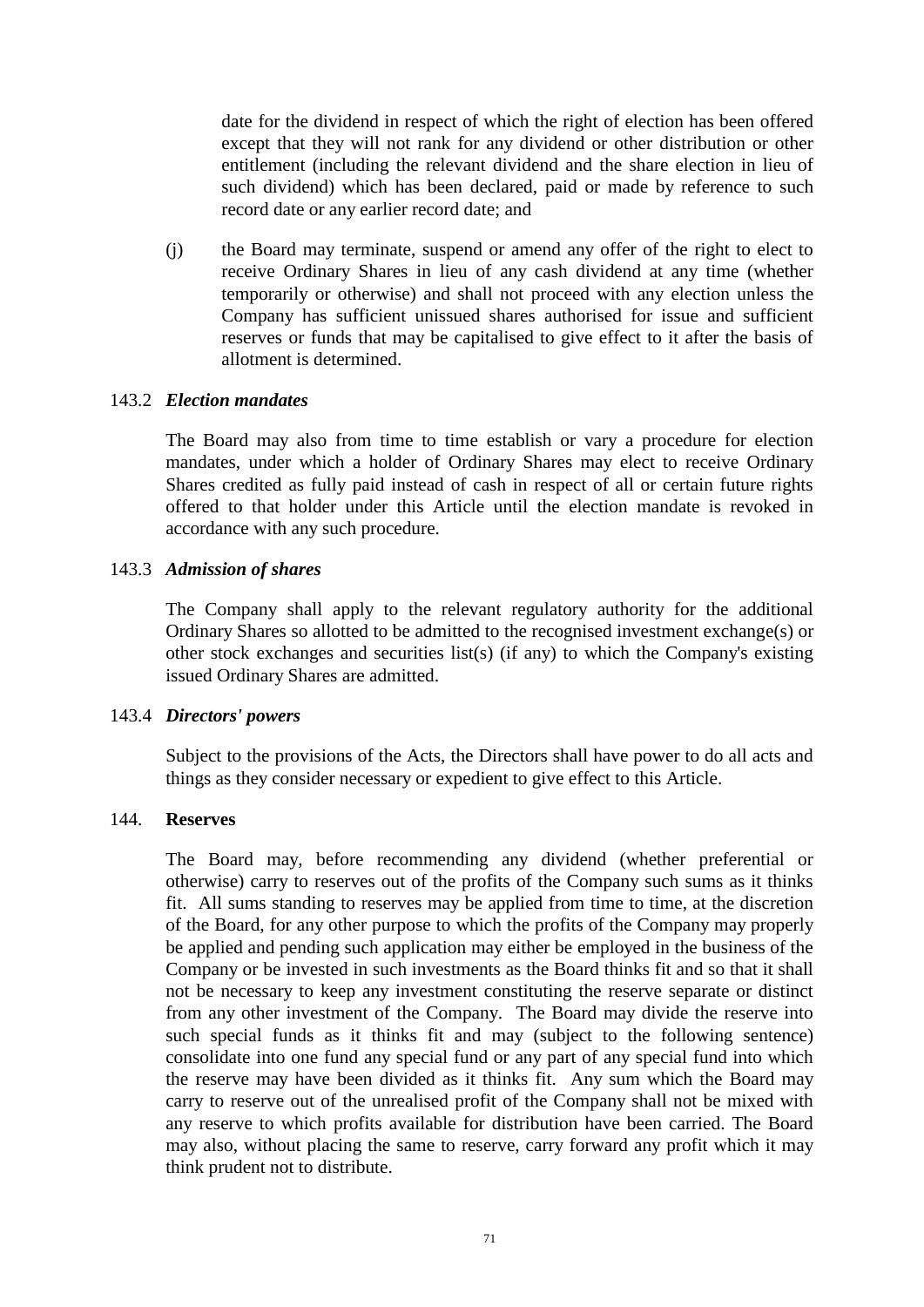date for the dividend in respect of which the right of election has been offered except that they will not rank for any dividend or other distribution or other entitlement (including the relevant dividend and the share election in lieu of such dividend) which has been declared, paid or made by reference to such record date or any earlier record date; and

(j) the Board may terminate, suspend or amend any offer of the right to elect to receive Ordinary Shares in lieu of any cash dividend at any time (whether temporarily or otherwise) and shall not proceed with any election unless the Company has sufficient unissued shares authorised for issue and sufficient reserves or funds that may be capitalised to give effect to it after the basis of allotment is determined.

143.2 ***Election mandates***

The Board may also from time to time establish or vary a procedure for election mandates, under which a holder of Ordinary Shares may elect to receive Ordinary Shares credited as fully paid instead of cash in respect of all or certain future rights offered to that holder under this Article until the election mandate is revoked in accordance with any such procedure.

143.3 ***Admission of shares***

The Company shall apply to the relevant regulatory authority for the additional Ordinary Shares so allotted to be admitted to the recognised investment exchange(s) or other stock exchanges and securities list(s) (if any) to which the Company's existing issued Ordinary Shares are admitted.

143.4 ***Directors' powers***

Subject to the provisions of the Acts, the Directors shall have power to do all acts and things as they consider necessary or expedient to give effect to this Article.

144. **Reserves**

The Board may, before recommending any dividend (whether preferential or otherwise) carry to reserves out of the profits of the Company such sums as it thinks fit. All sums standing to reserves may be applied from time to time, at the discretion of the Board, for any other purpose to which the profits of the Company may properly be applied and pending such application may either be employed in the business of the Company or be invested in such investments as the Board thinks fit and so that it shall not be necessary to keep any investment constituting the reserve separate or distinct from any other investment of the Company. The Board may divide the reserve into such special funds as it thinks fit and may (subject to the following sentence) consolidate into one fund any special fund or any part of any special fund into which the reserve may have been divided as it thinks fit. Any sum which the Board may carry to reserve out of the unrealised profit of the Company shall not be mixed with any reserve to which profits available for distribution have been carried. The Board may also, without placing the same to reserve, carry forward any profit which it may think prudent not to distribute.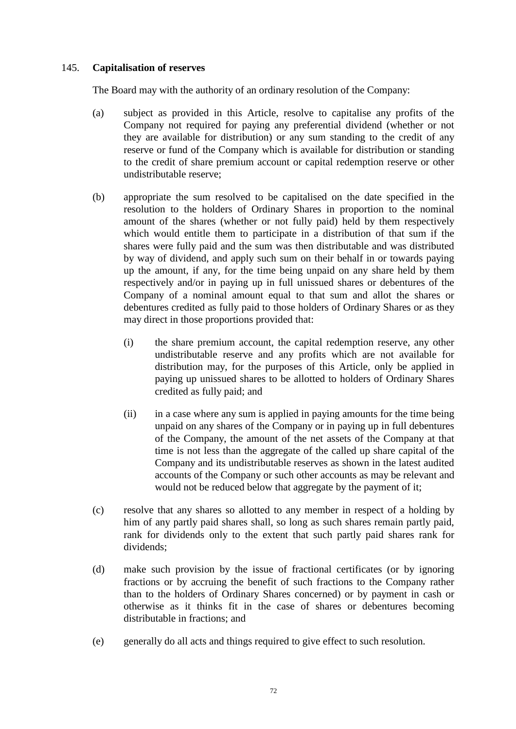## 145. **Capitalisation of reserves**

The Board may with the authority of an ordinary resolution of the Company:

(a) subject as provided in this Article, resolve to capitalise any profits of the Company not required for paying any preferential dividend (whether or not they are available for distribution) or any sum standing to the credit of any reserve or fund of the Company which is available for distribution or standing to the credit of share premium account or capital redemption reserve or other undistributable reserve;

(b) appropriate the sum resolved to be capitalised on the date specified in the resolution to the holders of Ordinary Shares in proportion to the nominal amount of the shares (whether or not fully paid) held by them respectively which would entitle them to participate in a distribution of that sum if the shares were fully paid and the sum was then distributable and was distributed by way of dividend, and apply such sum on their behalf in or towards paying up the amount, if any, for the time being unpaid on any share held by them respectively and/or in paying up in full unissued shares or debentures of the Company of a nominal amount equal to that sum and allot the shares or debentures credited as fully paid to those holders of Ordinary Shares or as they may direct in those proportions provided that:

   (i) the share premium account, the capital redemption reserve, any other undistributable reserve and any profits which are not available for distribution may, for the purposes of this Article, only be applied in paying up unissued shares to be allotted to holders of Ordinary Shares credited as fully paid; and

   (ii) in a case where any sum is applied in paying amounts for the time being unpaid on any shares of the Company or in paying up in full debentures of the Company, the amount of the net assets of the Company at that time is not less than the aggregate of the called up share capital of the Company and its undistributable reserves as shown in the latest audited accounts of the Company or such other accounts as may be relevant and would not be reduced below that aggregate by the payment of it;

(c) resolve that any shares so allotted to any member in respect of a holding by him of any partly paid shares shall, so long as such shares remain partly paid, rank for dividends only to the extent that such partly paid shares rank for dividends;

(d) make such provision by the issue of fractional certificates (or by ignoring fractions or by accruing the benefit of such fractions to the Company rather than to the holders of Ordinary Shares concerned) or by payment in cash or otherwise as it thinks fit in the case of shares or debentures becoming distributable in fractions; and

(e) generally do all acts and things required to give effect to such resolution.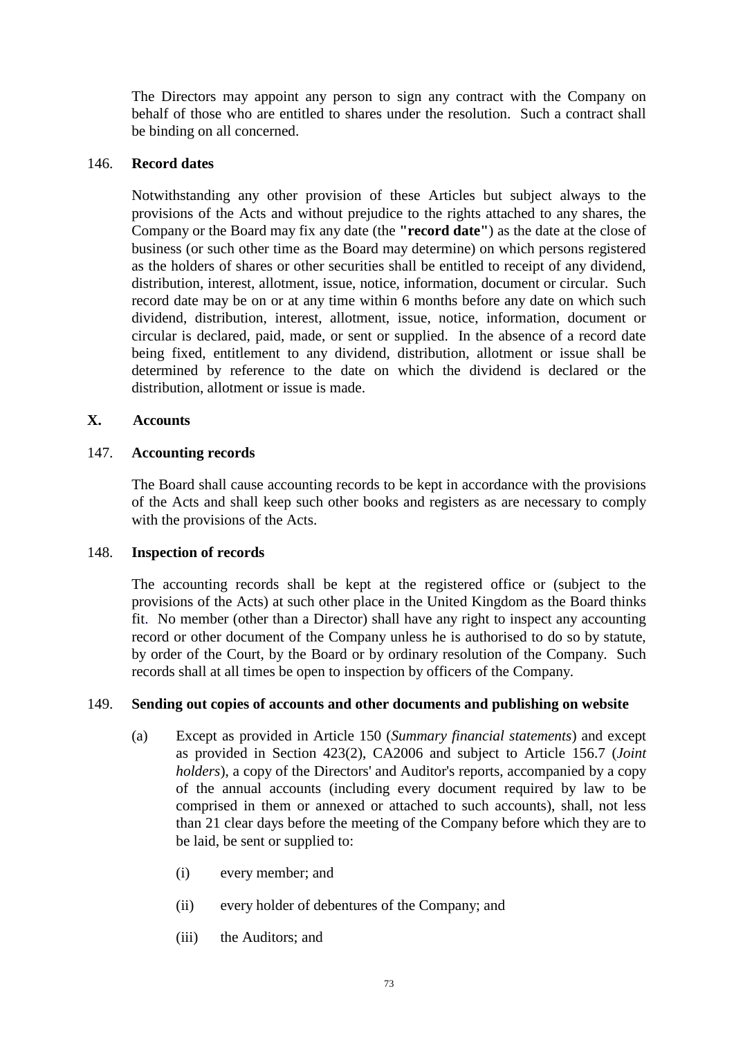The Directors may appoint any person to sign any contract with the Company on behalf of those who are entitled to shares under the resolution. Such a contract shall be binding on all concerned.

146. **Record dates**

Notwithstanding any other provision of these Articles but subject always to the provisions of the Acts and without prejudice to the rights attached to any shares, the Company or the Board may fix any date (the **"record date"**) as the date at the close of business (or such other time as the Board may determine) on which persons registered as the holders of shares or other securities shall be entitled to receipt of any dividend, distribution, interest, allotment, issue, notice, information, document or circular. Such record date may be on or at any time within 6 months before any date on which such dividend, distribution, interest, allotment, issue, notice, information, document or circular is declared, paid, made, or sent or supplied. In the absence of a record date being fixed, entitlement to any dividend, distribution, allotment or issue shall be determined by reference to the date on which the dividend is declared or the distribution, allotment or issue is made.

## X. Accounts

147. **Accounting records**

The Board shall cause accounting records to be kept in accordance with the provisions of the Acts and shall keep such other books and registers as are necessary to comply with the provisions of the Acts.

148. **Inspection of records**

The accounting records shall be kept at the registered office or (subject to the provisions of the Acts) at such other place in the United Kingdom as the Board thinks fit. No member (other than a Director) shall have any right to inspect any accounting record or other document of the Company unless he is authorised to do so by statute, by order of the Court, by the Board or by ordinary resolution of the Company. Such records shall at all times be open to inspection by officers of the Company.

149. **Sending out copies of accounts and other documents and publishing on website**

(a) Except as provided in Article 150 (*Summary financial statements*) and except as provided in Section 423(2), CA2006 and subject to Article 156.7 (*Joint holders*), a copy of the Directors' and Auditor's reports, accompanied by a copy of the annual accounts (including every document required by law to be comprised in them or annexed or attached to such accounts), shall, not less than 21 clear days before the meeting of the Company before which they are to be laid, be sent or supplied to:

   (i) every member; and

   (ii) every holder of debentures of the Company; and

   (iii) the Auditors; and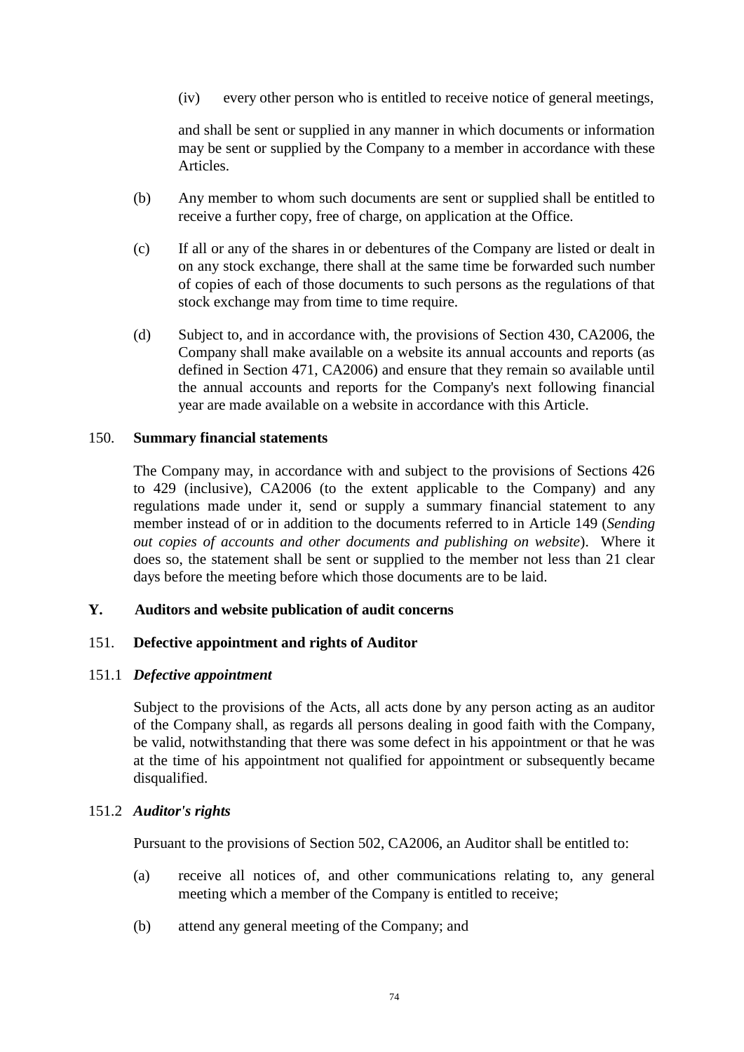(iv) every other person who is entitled to receive notice of general meetings,

and shall be sent or supplied in any manner in which documents or information may be sent or supplied by the Company to a member in accordance with these Articles.

(b) Any member to whom such documents are sent or supplied shall be entitled to receive a further copy, free of charge, on application at the Office.

(c) If all or any of the shares in or debentures of the Company are listed or dealt in on any stock exchange, there shall at the same time be forwarded such number of copies of each of those documents to such persons as the regulations of that stock exchange may from time to time require.

(d) Subject to, and in accordance with, the provisions of Section 430, CA2006, the Company shall make available on a website its annual accounts and reports (as defined in Section 471, CA2006) and ensure that they remain so available until the annual accounts and reports for the Company's next following financial year are made available on a website in accordance with this Article.

### 150. Summary financial statements

The Company may, in accordance with and subject to the provisions of Sections 426 to 429 (inclusive), CA2006 (to the extent applicable to the Company) and any regulations made under it, send or supply a summary financial statement to any member instead of or in addition to the documents referred to in Article 149 (*Sending out copies of accounts and other documents and publishing on website*). Where it does so, the statement shall be sent or supplied to the member not less than 21 clear days before the meeting before which those documents are to be laid.

## Y. Auditors and website publication of audit concerns

### 151. Defective appointment and rights of Auditor

#### 151.1 *Defective appointment*

Subject to the provisions of the Acts, all acts done by any person acting as an auditor of the Company shall, as regards all persons dealing in good faith with the Company, be valid, notwithstanding that there was some defect in his appointment or that he was at the time of his appointment not qualified for appointment or subsequently became disqualified.

#### 151.2 *Auditor's rights*

Pursuant to the provisions of Section 502, CA2006, an Auditor shall be entitled to:

(a) receive all notices of, and other communications relating to, any general meeting which a member of the Company is entitled to receive;

(b) attend any general meeting of the Company; and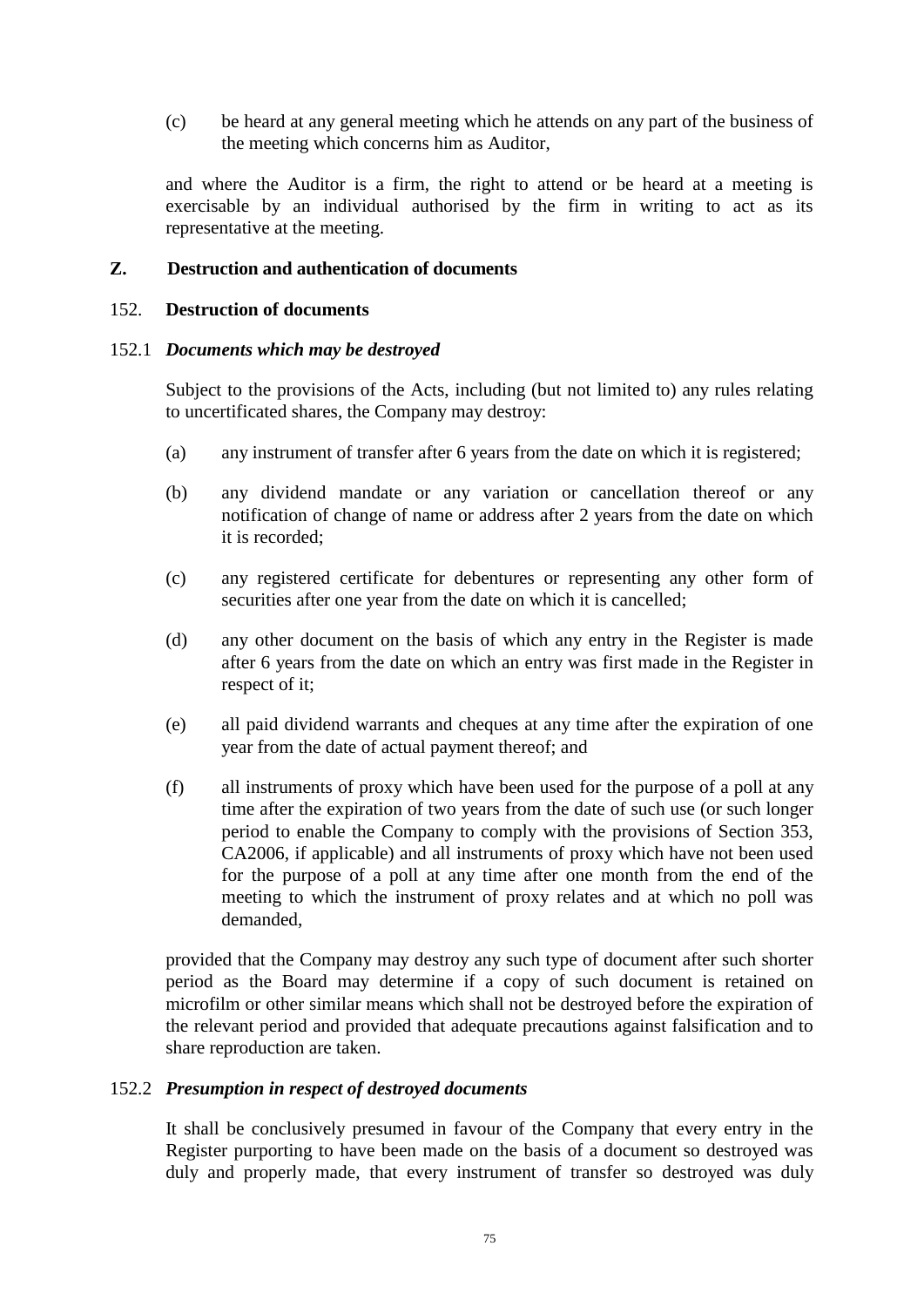(c) be heard at any general meeting which he attends on any part of the business of the meeting which concerns him as Auditor,

and where the Auditor is a firm, the right to attend or be heard at a meeting is exercisable by an individual authorised by the firm in writing to act as its representative at the meeting.

## Z. Destruction and authentication of documents

### 152. Destruction of documents

#### 152.1 *Documents which may be destroyed*

Subject to the provisions of the Acts, including (but not limited to) any rules relating to uncertificated shares, the Company may destroy:

(a) any instrument of transfer after 6 years from the date on which it is registered;

(b) any dividend mandate or any variation or cancellation thereof or any notification of change of name or address after 2 years from the date on which it is recorded;

(c) any registered certificate for debentures or representing any other form of securities after one year from the date on which it is cancelled;

(d) any other document on the basis of which any entry in the Register is made after 6 years from the date on which an entry was first made in the Register in respect of it;

(e) all paid dividend warrants and cheques at any time after the expiration of one year from the date of actual payment thereof; and

(f) all instruments of proxy which have been used for the purpose of a poll at any time after the expiration of two years from the date of such use (or such longer period to enable the Company to comply with the provisions of Section 353, CA2006, if applicable) and all instruments of proxy which have not been used for the purpose of a poll at any time after one month from the end of the meeting to which the instrument of proxy relates and at which no poll was demanded,

provided that the Company may destroy any such type of document after such shorter period as the Board may determine if a copy of such document is retained on microfilm or other similar means which shall not be destroyed before the expiration of the relevant period and provided that adequate precautions against falsification and to share reproduction are taken.

#### 152.2 *Presumption in respect of destroyed documents*

It shall be conclusively presumed in favour of the Company that every entry in the Register purporting to have been made on the basis of a document so destroyed was duly and properly made, that every instrument of transfer so destroyed was duly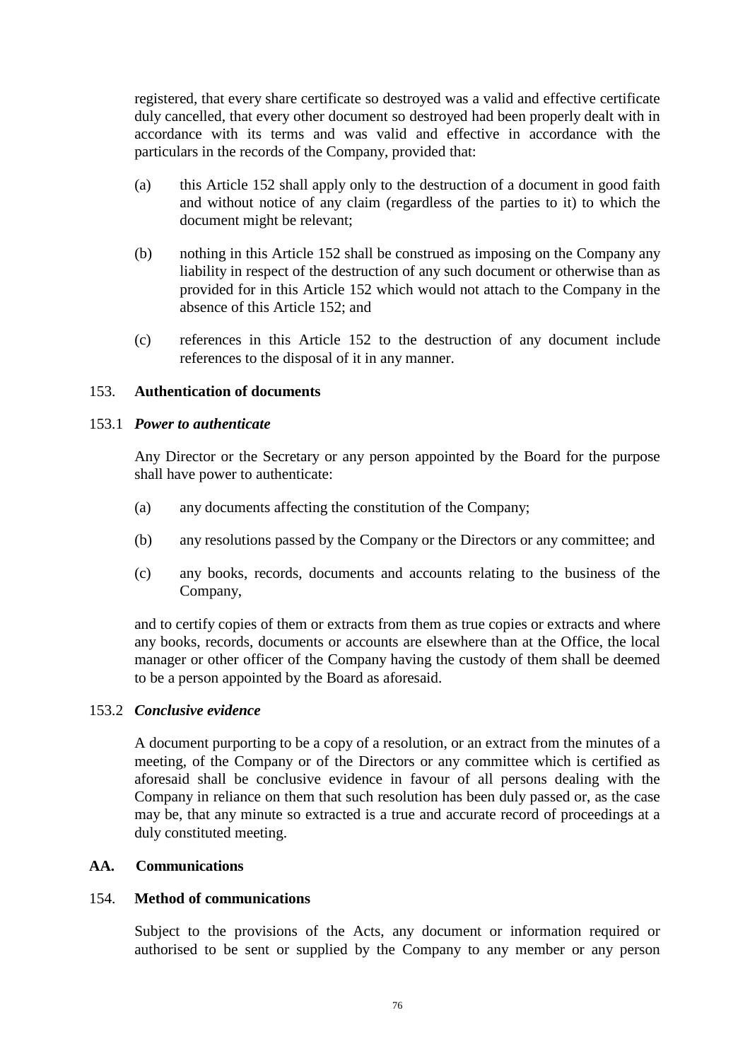registered, that every share certificate so destroyed was a valid and effective certificate duly cancelled, that every other document so destroyed had been properly dealt with in accordance with its terms and was valid and effective in accordance with the particulars in the records of the Company, provided that:

(a) this Article 152 shall apply only to the destruction of a document in good faith and without notice of any claim (regardless of the parties to it) to which the document might be relevant;

(b) nothing in this Article 152 shall be construed as imposing on the Company any liability in respect of the destruction of any such document or otherwise than as provided for in this Article 152 which would not attach to the Company in the absence of this Article 152; and

(c) references in this Article 152 to the destruction of any document include references to the disposal of it in any manner.

153. **Authentication of documents**

153.1 ***Power to authenticate***

Any Director or the Secretary or any person appointed by the Board for the purpose shall have power to authenticate:

(a) any documents affecting the constitution of the Company;

(b) any resolutions passed by the Company or the Directors or any committee; and

(c) any books, records, documents and accounts relating to the business of the Company,

and to certify copies of them or extracts from them as true copies or extracts and where any books, records, documents or accounts are elsewhere than at the Office, the local manager or other officer of the Company having the custody of them shall be deemed to be a person appointed by the Board as aforesaid.

153.2 ***Conclusive evidence***

A document purporting to be a copy of a resolution, or an extract from the minutes of a meeting, of the Company or of the Directors or any committee which is certified as aforesaid shall be conclusive evidence in favour of all persons dealing with the Company in reliance on them that such resolution has been duly passed or, as the case may be, that any minute so extracted is a true and accurate record of proceedings at a duly constituted meeting.

**AA. Communications**

154. **Method of communications**

Subject to the provisions of the Acts, any document or information required or authorised to be sent or supplied by the Company to any member or any person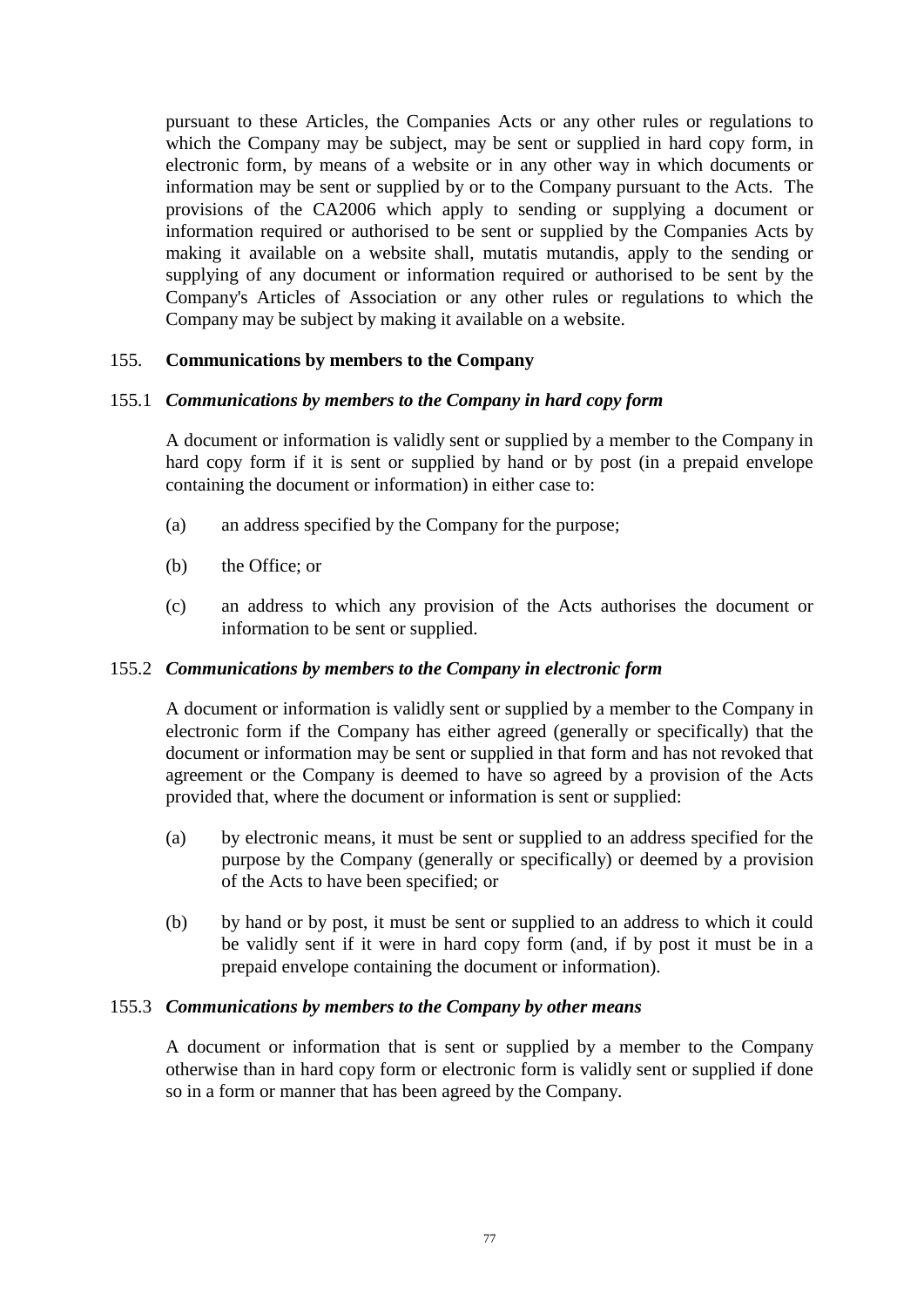pursuant to these Articles, the Companies Acts or any other rules or regulations to which the Company may be subject, may be sent or supplied in hard copy form, in electronic form, by means of a website or in any other way in which documents or information may be sent or supplied by or to the Company pursuant to the Acts. The provisions of the CA2006 which apply to sending or supplying a document or information required or authorised to be sent or supplied by the Companies Acts by making it available on a website shall, mutatis mutandis, apply to the sending or supplying of any document or information required or authorised to be sent by the Company's Articles of Association or any other rules or regulations to which the Company may be subject by making it available on a website.

## 155. Communications by members to the Company

### 155.1 *Communications by members to the Company in hard copy form*

A document or information is validly sent or supplied by a member to the Company in hard copy form if it is sent or supplied by hand or by post (in a prepaid envelope containing the document or information) in either case to:

(a) an address specified by the Company for the purpose;

(b) the Office; or

(c) an address to which any provision of the Acts authorises the document or information to be sent or supplied.

### 155.2 *Communications by members to the Company in electronic form*

A document or information is validly sent or supplied by a member to the Company in electronic form if the Company has either agreed (generally or specifically) that the document or information may be sent or supplied in that form and has not revoked that agreement or the Company is deemed to have so agreed by a provision of the Acts provided that, where the document or information is sent or supplied:

(a) by electronic means, it must be sent or supplied to an address specified for the purpose by the Company (generally or specifically) or deemed by a provision of the Acts to have been specified; or

(b) by hand or by post, it must be sent or supplied to an address to which it could be validly sent if it were in hard copy form (and, if by post it must be in a prepaid envelope containing the document or information).

### 155.3 *Communications by members to the Company by other means*

A document or information that is sent or supplied by a member to the Company otherwise than in hard copy form or electronic form is validly sent or supplied if done so in a form or manner that has been agreed by the Company.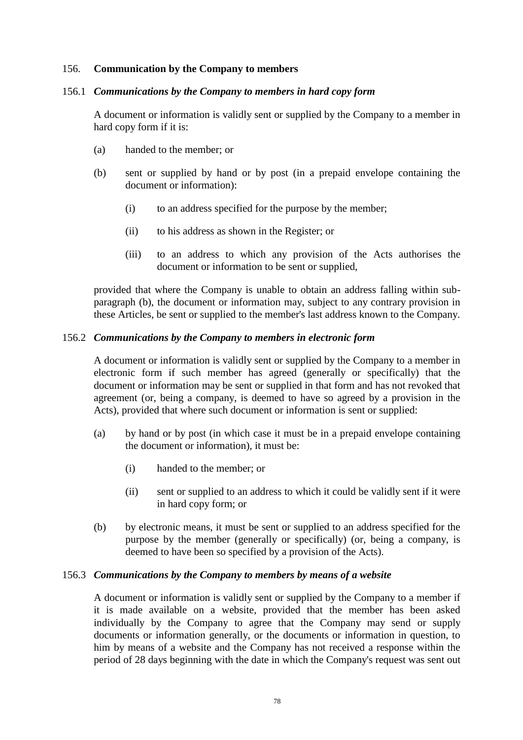## 156. Communication by the Company to members

### 156.1 *Communications by the Company to members in hard copy form*

A document or information is validly sent or supplied by the Company to a member in hard copy form if it is:

(a) handed to the member; or

(b) sent or supplied by hand or by post (in a prepaid envelope containing the document or information):

   (i) to an address specified for the purpose by the member;

   (ii) to his address as shown in the Register; or

   (iii) to an address to which any provision of the Acts authorises the document or information to be sent or supplied,

provided that where the Company is unable to obtain an address falling within sub-paragraph (b), the document or information may, subject to any contrary provision in these Articles, be sent or supplied to the member's last address known to the Company.

### 156.2 *Communications by the Company to members in electronic form*

A document or information is validly sent or supplied by the Company to a member in electronic form if such member has agreed (generally or specifically) that the document or information may be sent or supplied in that form and has not revoked that agreement (or, being a company, is deemed to have so agreed by a provision in the Acts), provided that where such document or information is sent or supplied:

(a) by hand or by post (in which case it must be in a prepaid envelope containing the document or information), it must be:

   (i) handed to the member; or

   (ii) sent or supplied to an address to which it could be validly sent if it were in hard copy form; or

(b) by electronic means, it must be sent or supplied to an address specified for the purpose by the member (generally or specifically) (or, being a company, is deemed to have been so specified by a provision of the Acts).

### 156.3 *Communications by the Company to members by means of a website*

A document or information is validly sent or supplied by the Company to a member if it is made available on a website, provided that the member has been asked individually by the Company to agree that the Company may send or supply documents or information generally, or the documents or information in question, to him by means of a website and the Company has not received a response within the period of 28 days beginning with the date in which the Company's request was sent out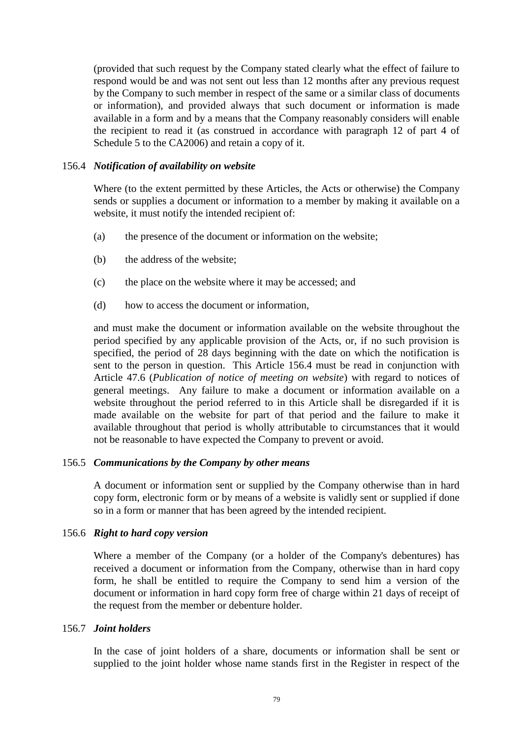(provided that such request by the Company stated clearly what the effect of failure to respond would be and was not sent out less than 12 months after any previous request by the Company to such member in respect of the same or a similar class of documents or information), and provided always that such document or information is made available in a form and by a means that the Company reasonably considers will enable the recipient to read it (as construed in accordance with paragraph 12 of part 4 of Schedule 5 to the CA2006) and retain a copy of it.

156.4 ***Notification of availability on website***

Where (to the extent permitted by these Articles, the Acts or otherwise) the Company sends or supplies a document or information to a member by making it available on a website, it must notify the intended recipient of:

(a) the presence of the document or information on the website;

(b) the address of the website;

(c) the place on the website where it may be accessed; and

(d) how to access the document or information,

and must make the document or information available on the website throughout the period specified by any applicable provision of the Acts, or, if no such provision is specified, the period of 28 days beginning with the date on which the notification is sent to the person in question. This Article 156.4 must be read in conjunction with Article 47.6 (*Publication of notice of meeting on website*) with regard to notices of general meetings. Any failure to make a document or information available on a website throughout the period referred to in this Article shall be disregarded if it is made available on the website for part of that period and the failure to make it available throughout that period is wholly attributable to circumstances that it would not be reasonable to have expected the Company to prevent or avoid.

156.5 ***Communications by the Company by other means***

A document or information sent or supplied by the Company otherwise than in hard copy form, electronic form or by means of a website is validly sent or supplied if done so in a form or manner that has been agreed by the intended recipient.

156.6 ***Right to hard copy version***

Where a member of the Company (or a holder of the Company's debentures) has received a document or information from the Company, otherwise than in hard copy form, he shall be entitled to require the Company to send him a version of the document or information in hard copy form free of charge within 21 days of receipt of the request from the member or debenture holder.

156.7 ***Joint holders***

In the case of joint holders of a share, documents or information shall be sent or supplied to the joint holder whose name stands first in the Register in respect of the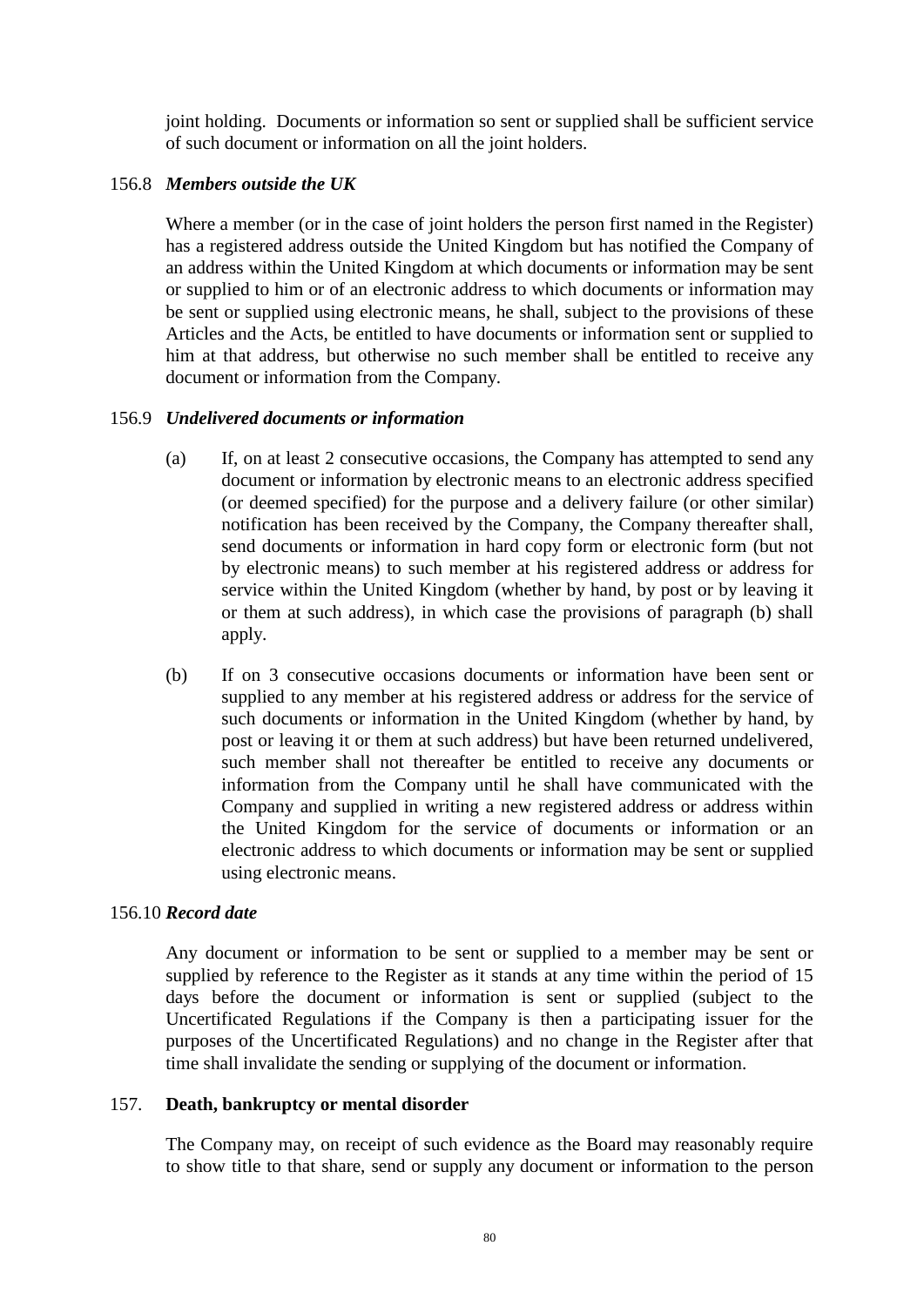joint holding. Documents or information so sent or supplied shall be sufficient service of such document or information on all the joint holders.

156.8 ***Members outside the UK***

Where a member (or in the case of joint holders the person first named in the Register) has a registered address outside the United Kingdom but has notified the Company of an address within the United Kingdom at which documents or information may be sent or supplied to him or of an electronic address to which documents or information may be sent or supplied using electronic means, he shall, subject to the provisions of these Articles and the Acts, be entitled to have documents or information sent or supplied to him at that address, but otherwise no such member shall be entitled to receive any document or information from the Company.

156.9 ***Undelivered documents or information***

(a) If, on at least 2 consecutive occasions, the Company has attempted to send any document or information by electronic means to an electronic address specified (or deemed specified) for the purpose and a delivery failure (or other similar) notification has been received by the Company, the Company thereafter shall, send documents or information in hard copy form or electronic form (but not by electronic means) to such member at his registered address or address for service within the United Kingdom (whether by hand, by post or by leaving it or them at such address), in which case the provisions of paragraph (b) shall apply.

(b) If on 3 consecutive occasions documents or information have been sent or supplied to any member at his registered address or address for the service of such documents or information in the United Kingdom (whether by hand, by post or leaving it or them at such address) but have been returned undelivered, such member shall not thereafter be entitled to receive any documents or information from the Company until he shall have communicated with the Company and supplied in writing a new registered address or address within the United Kingdom for the service of documents or information or an electronic address to which documents or information may be sent or supplied using electronic means.

156.10 ***Record date***

Any document or information to be sent or supplied to a member may be sent or supplied by reference to the Register as it stands at any time within the period of 15 days before the document or information is sent or supplied (subject to the Uncertificated Regulations if the Company is then a participating issuer for the purposes of the Uncertificated Regulations) and no change in the Register after that time shall invalidate the sending or supplying of the document or information.

157. **Death, bankruptcy or mental disorder**

The Company may, on receipt of such evidence as the Board may reasonably require to show title to that share, send or supply any document or information to the person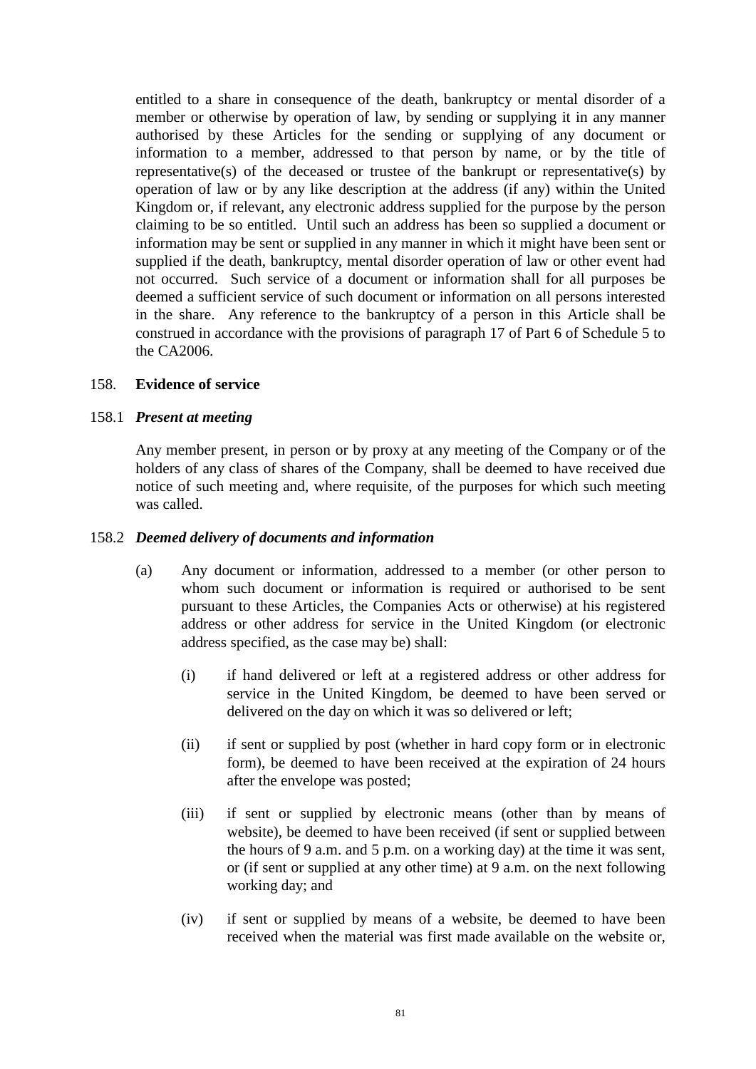entitled to a share in consequence of the death, bankruptcy or mental disorder of a member or otherwise by operation of law, by sending or supplying it in any manner authorised by these Articles for the sending or supplying of any document or information to a member, addressed to that person by name, or by the title of representative(s) of the deceased or trustee of the bankrupt or representative(s) by operation of law or by any like description at the address (if any) within the United Kingdom or, if relevant, any electronic address supplied for the purpose by the person claiming to be so entitled. Until such an address has been so supplied a document or information may be sent or supplied in any manner in which it might have been sent or supplied if the death, bankruptcy, mental disorder operation of law or other event had not occurred. Such service of a document or information shall for all purposes be deemed a sufficient service of such document or information on all persons interested in the share. Any reference to the bankruptcy of a person in this Article shall be construed in accordance with the provisions of paragraph 17 of Part 6 of Schedule 5 to the CA2006.

158. **Evidence of service**

158.1 ***Present at meeting***

Any member present, in person or by proxy at any meeting of the Company or of the holders of any class of shares of the Company, shall be deemed to have received due notice of such meeting and, where requisite, of the purposes for which such meeting was called.

158.2 ***Deemed delivery of documents and information***

(a) Any document or information, addressed to a member (or other person to whom such document or information is required or authorised to be sent pursuant to these Articles, the Companies Acts or otherwise) at his registered address or other address for service in the United Kingdom (or electronic address specified, as the case may be) shall:

(i) if hand delivered or left at a registered address or other address for service in the United Kingdom, be deemed to have been served or delivered on the day on which it was so delivered or left;

(ii) if sent or supplied by post (whether in hard copy form or in electronic form), be deemed to have been received at the expiration of 24 hours after the envelope was posted;

(iii) if sent or supplied by electronic means (other than by means of website), be deemed to have been received (if sent or supplied between the hours of 9 a.m. and 5 p.m. on a working day) at the time it was sent, or (if sent or supplied at any other time) at 9 a.m. on the next following working day; and

(iv) if sent or supplied by means of a website, be deemed to have been received when the material was first made available on the website or,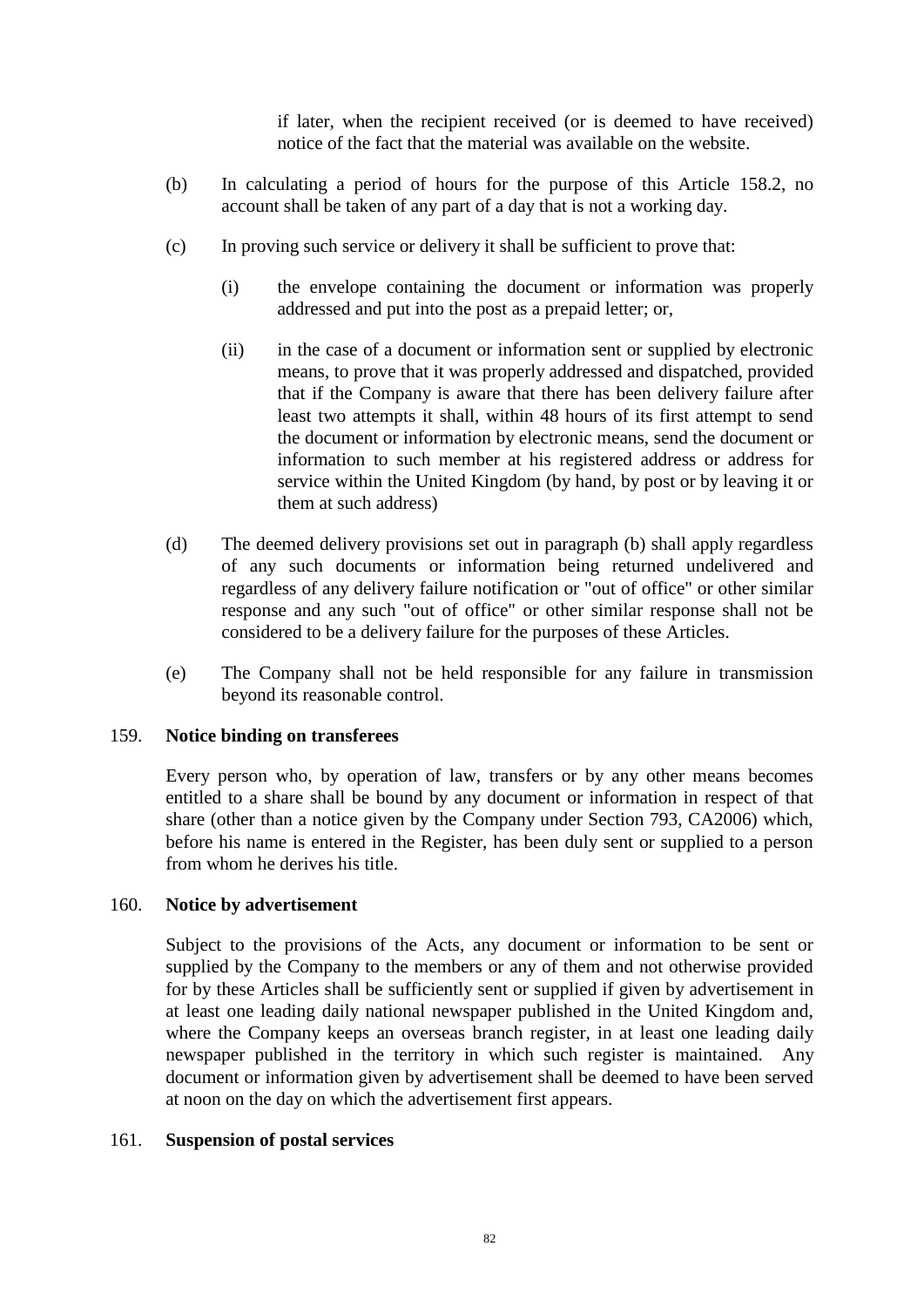if later, when the recipient received (or is deemed to have received) notice of the fact that the material was available on the website.

(b) In calculating a period of hours for the purpose of this Article 158.2, no account shall be taken of any part of a day that is not a working day.

(c) In proving such service or delivery it shall be sufficient to prove that:

(i) the envelope containing the document or information was properly addressed and put into the post as a prepaid letter; or,

(ii) in the case of a document or information sent or supplied by electronic means, to prove that it was properly addressed and dispatched, provided that if the Company is aware that there has been delivery failure after least two attempts it shall, within 48 hours of its first attempt to send the document or information by electronic means, send the document or information to such member at his registered address or address for service within the United Kingdom (by hand, by post or by leaving it or them at such address)

(d) The deemed delivery provisions set out in paragraph (b) shall apply regardless of any such documents or information being returned undelivered and regardless of any delivery failure notification or "out of office" or other similar response and any such "out of office" or other similar response shall not be considered to be a delivery failure for the purposes of these Articles.

(e) The Company shall not be held responsible for any failure in transmission beyond its reasonable control.

159. **Notice binding on transferees**

Every person who, by operation of law, transfers or by any other means becomes entitled to a share shall be bound by any document or information in respect of that share (other than a notice given by the Company under Section 793, CA2006) which, before his name is entered in the Register, has been duly sent or supplied to a person from whom he derives his title.

160. **Notice by advertisement**

Subject to the provisions of the Acts, any document or information to be sent or supplied by the Company to the members or any of them and not otherwise provided for by these Articles shall be sufficiently sent or supplied if given by advertisement in at least one leading daily national newspaper published in the United Kingdom and, where the Company keeps an overseas branch register, in at least one leading daily newspaper published in the territory in which such register is maintained. Any document or information given by advertisement shall be deemed to have been served at noon on the day on which the advertisement first appears.

161. **Suspension of postal services**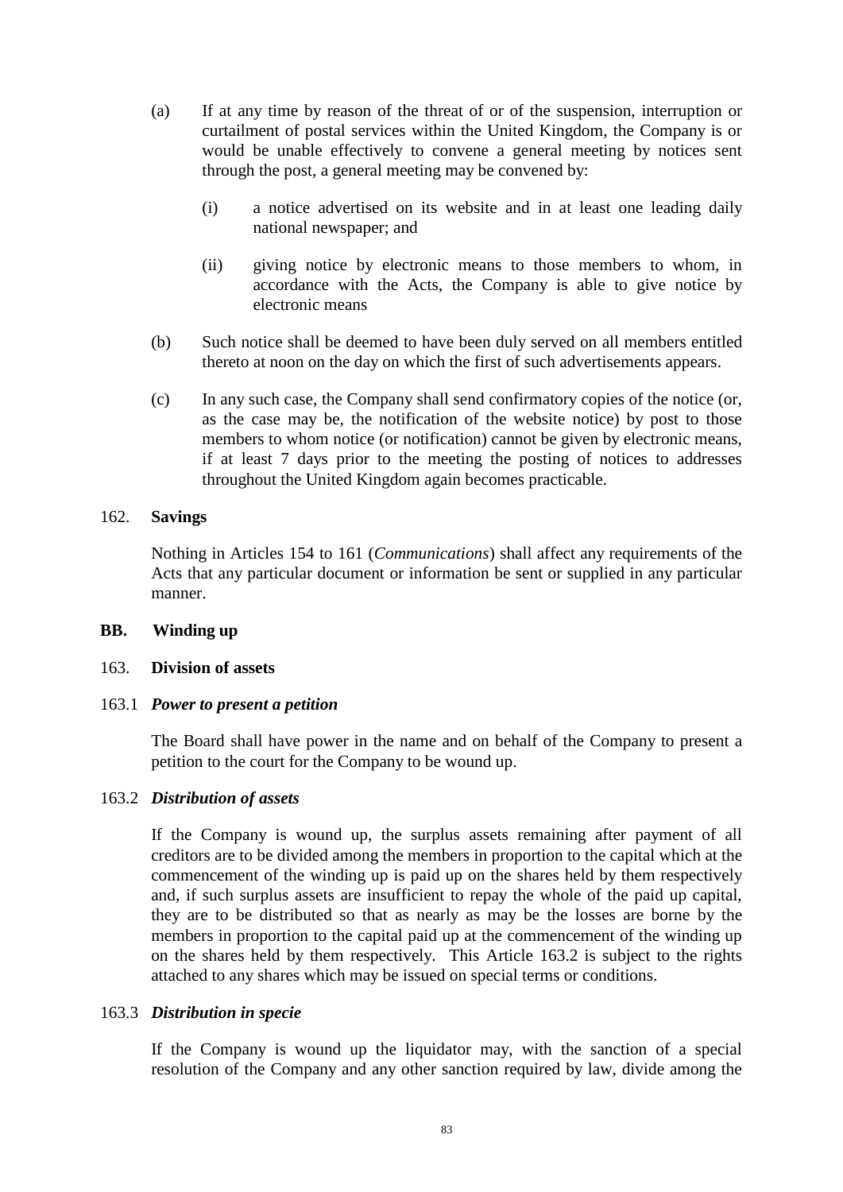(a) If at any time by reason of the threat of or of the suspension, interruption or curtailment of postal services within the United Kingdom, the Company is or would be unable effectively to convene a general meeting by notices sent through the post, a general meeting may be convened by:

   (i) a notice advertised on its website and in at least one leading daily national newspaper; and

   (ii) giving notice by electronic means to those members to whom, in accordance with the Acts, the Company is able to give notice by electronic means

(b) Such notice shall be deemed to have been duly served on all members entitled thereto at noon on the day on which the first of such advertisements appears.

(c) In any such case, the Company shall send confirmatory copies of the notice (or, as the case may be, the notification of the website notice) by post to those members to whom notice (or notification) cannot be given by electronic means, if at least 7 days prior to the meeting the posting of notices to addresses throughout the United Kingdom again becomes practicable.

162. **Savings**

Nothing in Articles 154 to 161 (*Communications*) shall affect any requirements of the Acts that any particular document or information be sent or supplied in any particular manner.

**BB. Winding up**

163. **Division of assets**

163.1 ***Power to present a petition***

The Board shall have power in the name and on behalf of the Company to present a petition to the court for the Company to be wound up.

163.2 ***Distribution of assets***

If the Company is wound up, the surplus assets remaining after payment of all creditors are to be divided among the members in proportion to the capital which at the commencement of the winding up is paid up on the shares held by them respectively and, if such surplus assets are insufficient to repay the whole of the paid up capital, they are to be distributed so that as nearly as may be the losses are borne by the members in proportion to the capital paid up at the commencement of the winding up on the shares held by them respectively. This Article 163.2 is subject to the rights attached to any shares which may be issued on special terms or conditions.

163.3 ***Distribution in specie***

If the Company is wound up the liquidator may, with the sanction of a special resolution of the Company and any other sanction required by law, divide among the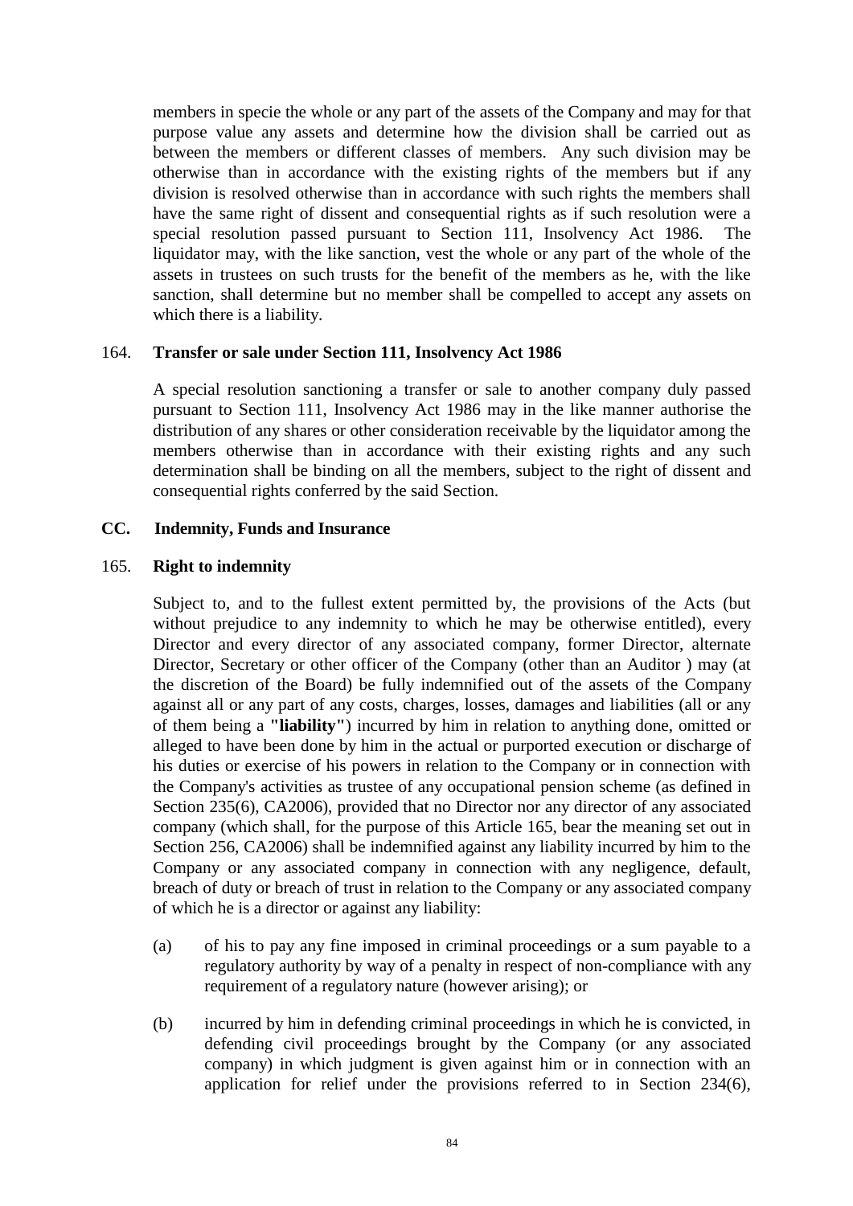members in specie the whole or any part of the assets of the Company and may for that purpose value any assets and determine how the division shall be carried out as between the members or different classes of members. Any such division may be otherwise than in accordance with the existing rights of the members but if any division is resolved otherwise than in accordance with such rights the members shall have the same right of dissent and consequential rights as if such resolution were a special resolution passed pursuant to Section 111, Insolvency Act 1986. The liquidator may, with the like sanction, vest the whole or any part of the whole of the assets in trustees on such trusts for the benefit of the members as he, with the like sanction, shall determine but no member shall be compelled to accept any assets on which there is a liability.

164. **Transfer or sale under Section 111, Insolvency Act 1986**

A special resolution sanctioning a transfer or sale to another company duly passed pursuant to Section 111, Insolvency Act 1986 may in the like manner authorise the distribution of any shares or other consideration receivable by the liquidator among the members otherwise than in accordance with their existing rights and any such determination shall be binding on all the members, subject to the right of dissent and consequential rights conferred by the said Section.

**CC. Indemnity, Funds and Insurance**

165. **Right to indemnity**

Subject to, and to the fullest extent permitted by, the provisions of the Acts (but without prejudice to any indemnity to which he may be otherwise entitled), every Director and every director of any associated company, former Director, alternate Director, Secretary or other officer of the Company (other than an Auditor ) may (at the discretion of the Board) be fully indemnified out of the assets of the Company against all or any part of any costs, charges, losses, damages and liabilities (all or any of them being a **"liability"**) incurred by him in relation to anything done, omitted or alleged to have been done by him in the actual or purported execution or discharge of his duties or exercise of his powers in relation to the Company or in connection with the Company's activities as trustee of any occupational pension scheme (as defined in Section 235(6), CA2006), provided that no Director nor any director of any associated company (which shall, for the purpose of this Article 165, bear the meaning set out in Section 256, CA2006) shall be indemnified against any liability incurred by him to the Company or any associated company in connection with any negligence, default, breach of duty or breach of trust in relation to the Company or any associated company of which he is a director or against any liability:

(a) of his to pay any fine imposed in criminal proceedings or a sum payable to a regulatory authority by way of a penalty in respect of non-compliance with any requirement of a regulatory nature (however arising); or

(b) incurred by him in defending criminal proceedings in which he is convicted, in defending civil proceedings brought by the Company (or any associated company) in which judgment is given against him or in connection with an application for relief under the provisions referred to in Section 234(6),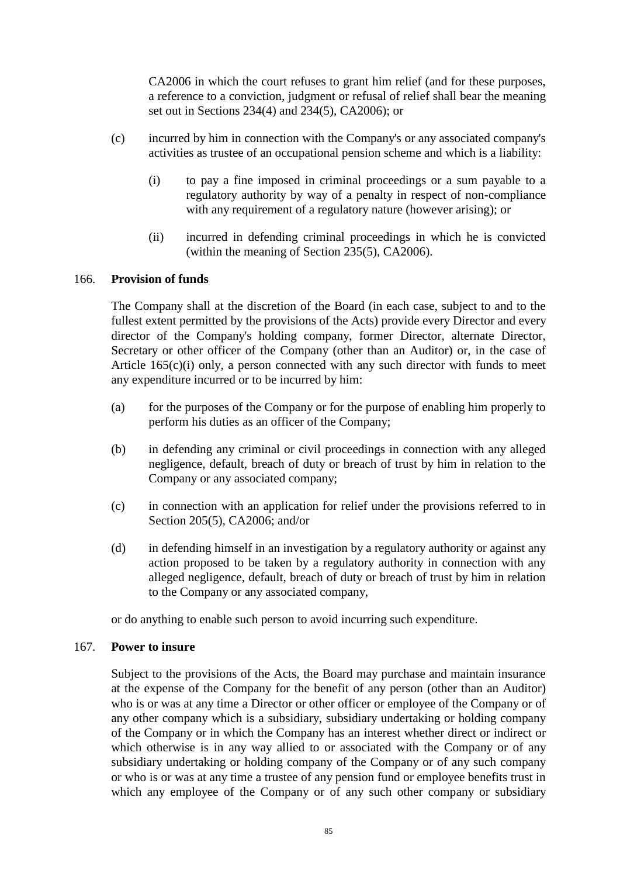CA2006 in which the court refuses to grant him relief (and for these purposes, a reference to a conviction, judgment or refusal of relief shall bear the meaning set out in Sections 234(4) and 234(5), CA2006); or

(c) incurred by him in connection with the Company's or any associated company's activities as trustee of an occupational pension scheme and which is a liability:

(i) to pay a fine imposed in criminal proceedings or a sum payable to a regulatory authority by way of a penalty in respect of non-compliance with any requirement of a regulatory nature (however arising); or

(ii) incurred in defending criminal proceedings in which he is convicted (within the meaning of Section 235(5), CA2006).

166. **Provision of funds**

The Company shall at the discretion of the Board (in each case, subject to and to the fullest extent permitted by the provisions of the Acts) provide every Director and every director of the Company's holding company, former Director, alternate Director, Secretary or other officer of the Company (other than an Auditor) or, in the case of Article 165(c)(i) only, a person connected with any such director with funds to meet any expenditure incurred or to be incurred by him:

(a) for the purposes of the Company or for the purpose of enabling him properly to perform his duties as an officer of the Company;

(b) in defending any criminal or civil proceedings in connection with any alleged negligence, default, breach of duty or breach of trust by him in relation to the Company or any associated company;

(c) in connection with an application for relief under the provisions referred to in Section 205(5), CA2006; and/or

(d) in defending himself in an investigation by a regulatory authority or against any action proposed to be taken by a regulatory authority in connection with any alleged negligence, default, breach of duty or breach of trust by him in relation to the Company or any associated company,

or do anything to enable such person to avoid incurring such expenditure.

167. **Power to insure**

Subject to the provisions of the Acts, the Board may purchase and maintain insurance at the expense of the Company for the benefit of any person (other than an Auditor) who is or was at any time a Director or other officer or employee of the Company or of any other company which is a subsidiary, subsidiary undertaking or holding company of the Company or in which the Company has an interest whether direct or indirect or which otherwise is in any way allied to or associated with the Company or of any subsidiary undertaking or holding company of the Company or of any such company or who is or was at any time a trustee of any pension fund or employee benefits trust in which any employee of the Company or of any such other company or subsidiary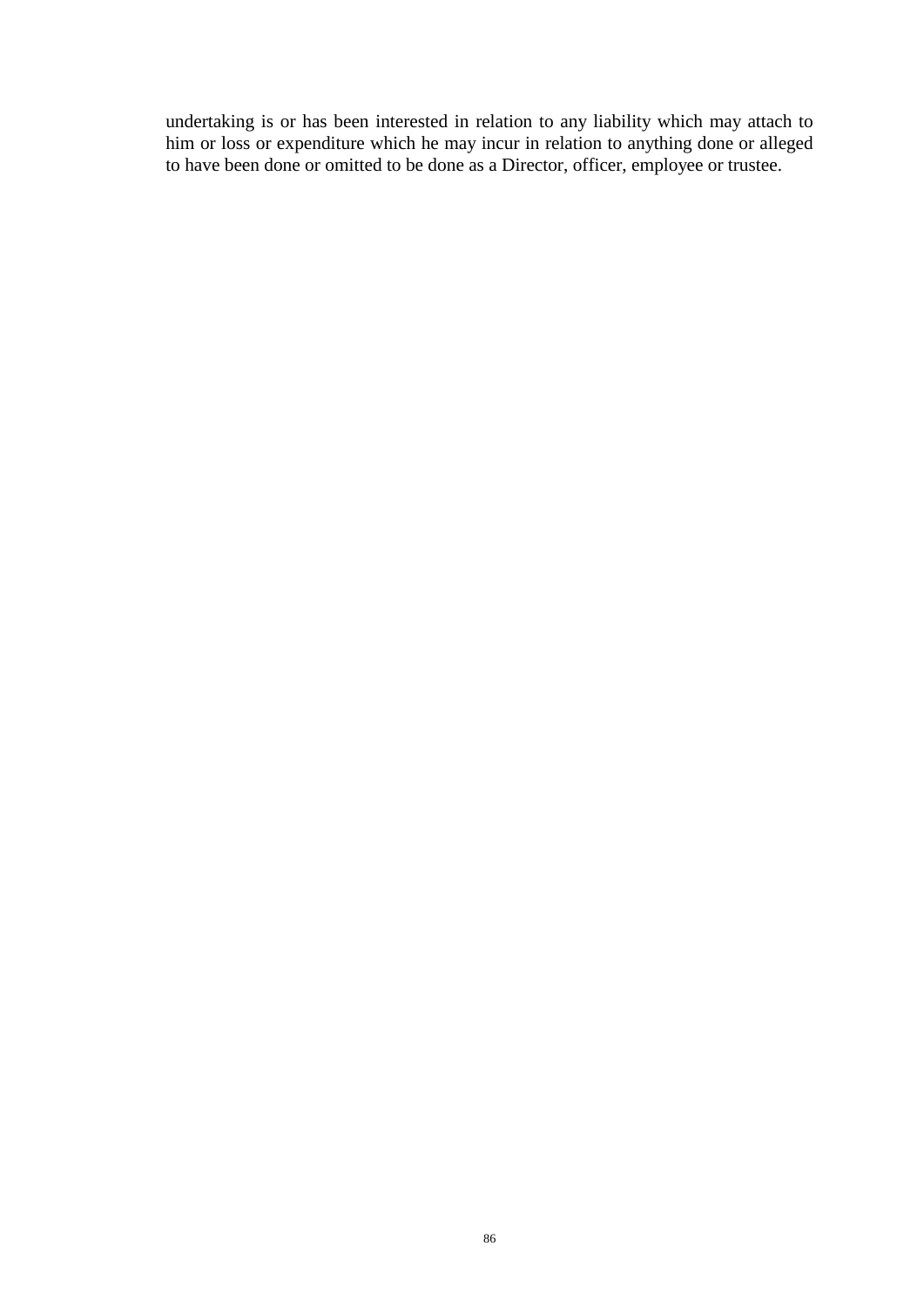undertaking is or has been interested in relation to any liability which may attach to him or loss or expenditure which he may incur in relation to anything done or alleged to have been done or omitted to be done as a Director, officer, employee or trustee.